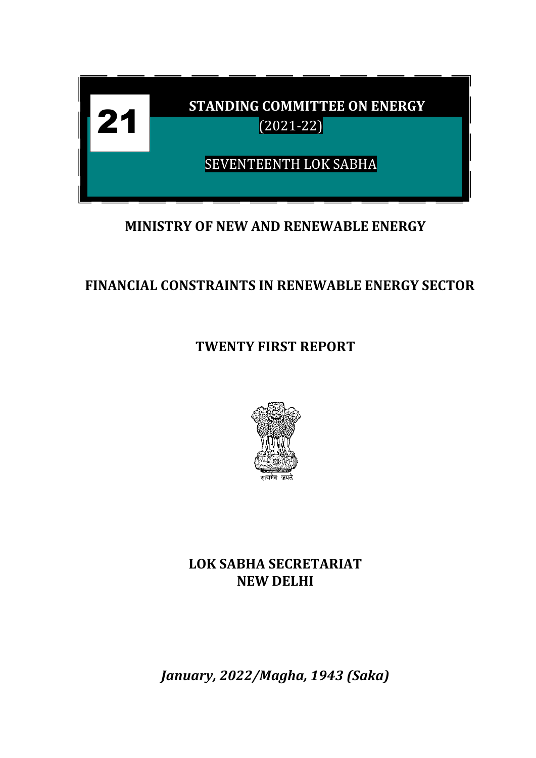21

# STANDING COMMITTEE ON ENERGY

(2021-22)

SEVENTEENTH LOK SABHA

## MINISTRY OF NEW AND RENEWABLE ENERGY

## FINANCIAL CONSTRAINTS IN RENEWABLE ENERGY SECTOR

## TWENTY FIRST REPORT

सत्यमेव जयते

**LOK SABHA SECRETARIAT**
**NEW DELHI**

***January, 2022/Magha, 1943 (Saka)***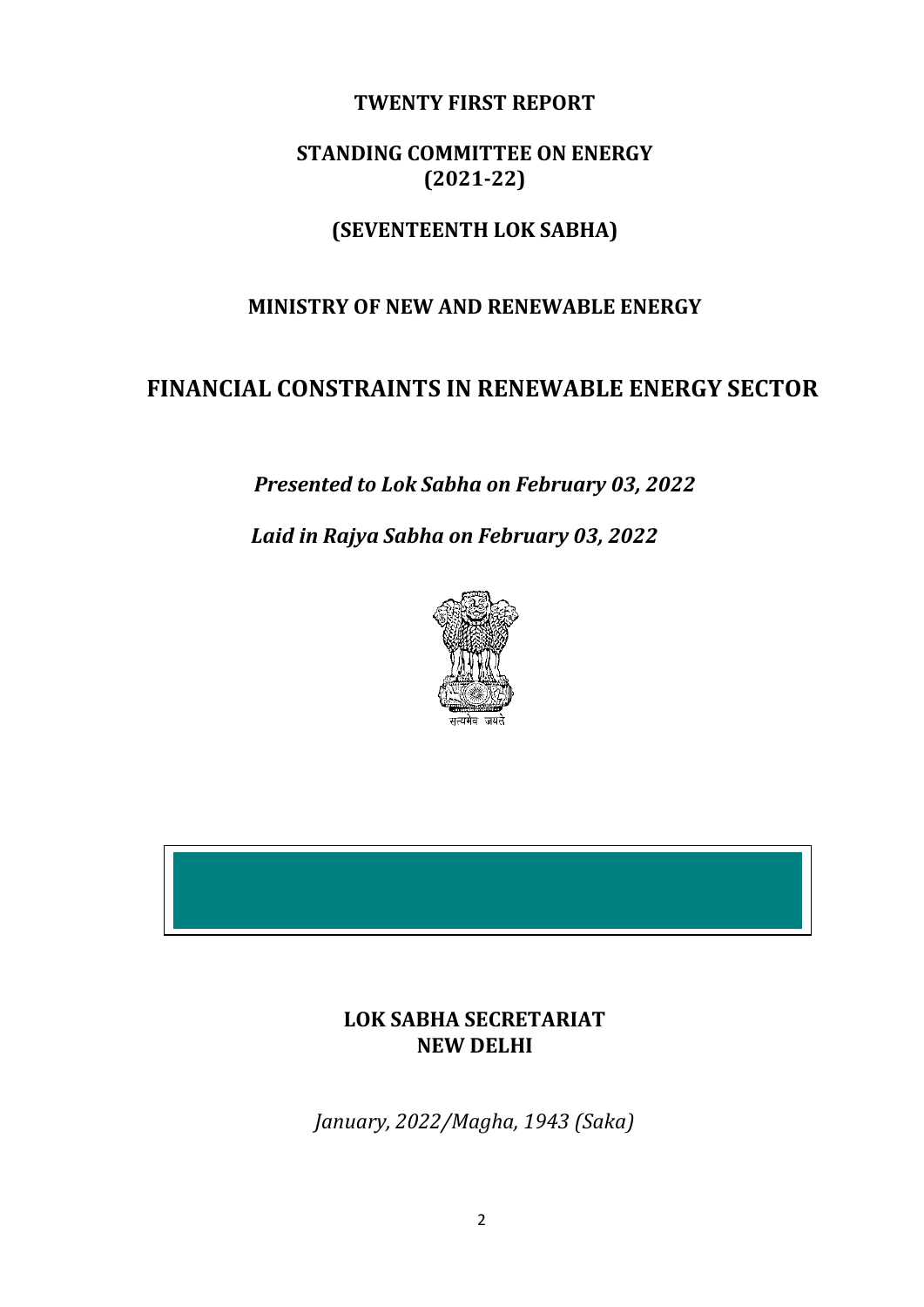**TWENTY FIRST REPORT**

**STANDING COMMITTEE ON ENERGY**
**(2021-22)**

**(SEVENTEENTH LOK SABHA)**

**MINISTRY OF NEW AND RENEWABLE ENERGY**

# FINANCIAL CONSTRAINTS IN RENEWABLE ENERGY SECTOR

***Presented to Lok Sabha on February 03, 2022***

***Laid in Rajya Sabha on February 03, 2022***

सत्यमेव जयते

**LOK SABHA SECRETARIAT**
**NEW DELHI**

*January, 2022/Magha, 1943 (Saka)*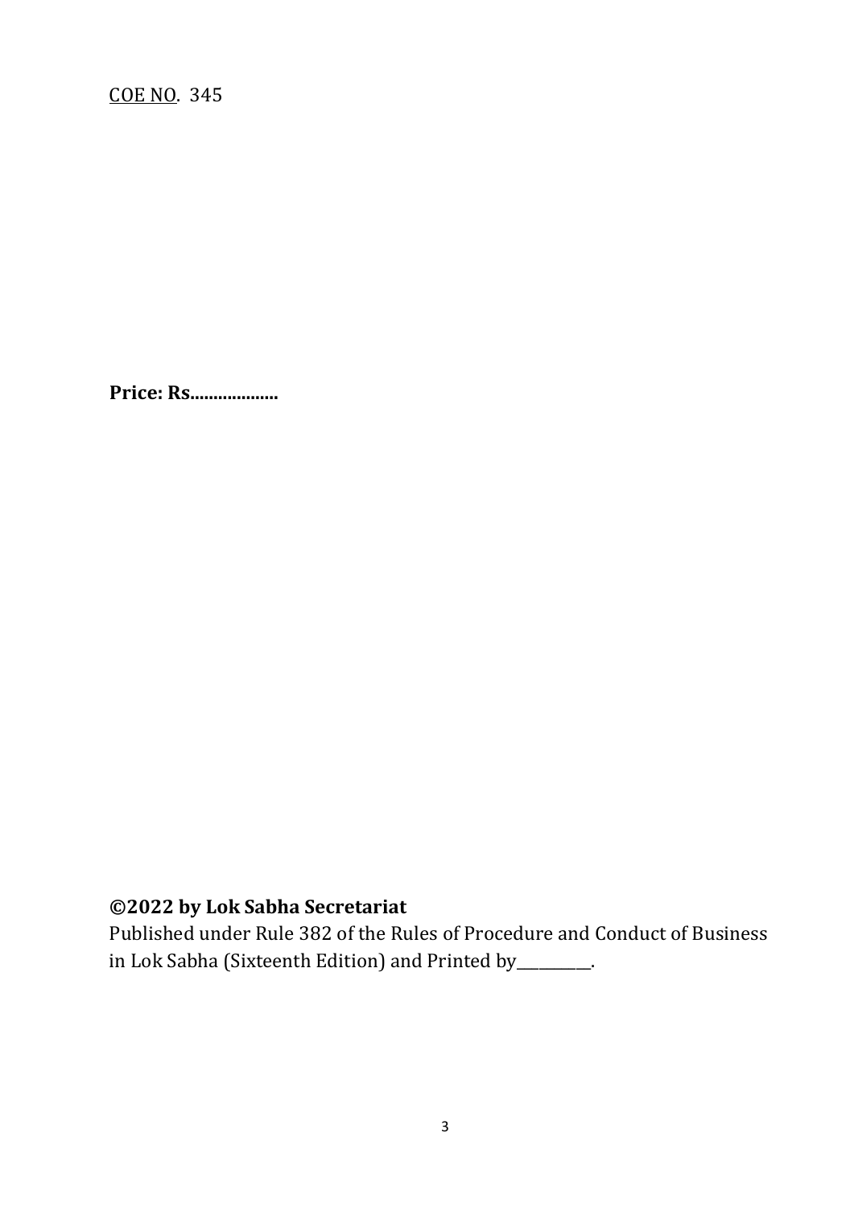COE NO. 345

**Price: Rs..................**

**©2022 by Lok Sabha Secretariat**

Published under Rule 382 of the Rules of Procedure and Conduct of Business in Lok Sabha (Sixteenth Edition) and Printed by__________.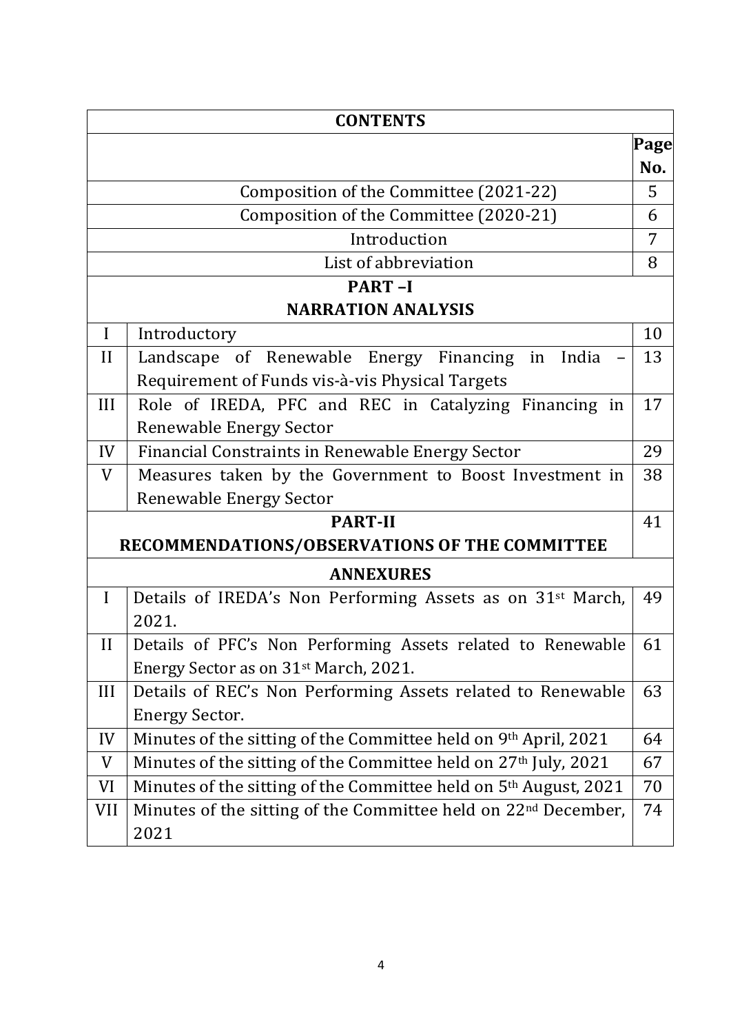| CONTENTS | | |
|---|---|---|
| | | Page No. |
| | Composition of the Committee (2021-22) | 5 |
| | Composition of the Committee (2020-21) | 6 |
| | Introduction | 7 |
| | List of abbreviation | 8 |
| | **PART –I NARRATION ANALYSIS** | |
| I | Introductory | 10 |
| II | Landscape of Renewable Energy Financing in India – Requirement of Funds vis-à-vis Physical Targets | 13 |
| III | Role of IREDA, PFC and REC in Catalyzing Financing in Renewable Energy Sector | 17 |
| IV | Financial Constraints in Renewable Energy Sector | 29 |
| V | Measures taken by the Government to Boost Investment in Renewable Energy Sector | 38 |
| | **PART-II RECOMMENDATIONS/OBSERVATIONS OF THE COMMITTEE** | 41 |
| | **ANNEXURES** | |
| I | Details of IREDA's Non Performing Assets as on 31st March, 2021. | 49 |
| II | Details of PFC's Non Performing Assets related to Renewable Energy Sector as on 31st March, 2021. | 61 |
| III | Details of REC's Non Performing Assets related to Renewable Energy Sector. | 63 |
| IV | Minutes of the sitting of the Committee held on 9th April, 2021 | 64 |
| V | Minutes of the sitting of the Committee held on 27th July, 2021 | 67 |
| VI | Minutes of the sitting of the Committee held on 5th August, 2021 | 70 |
| VII | Minutes of the sitting of the Committee held on 22nd December, 2021 | 74 |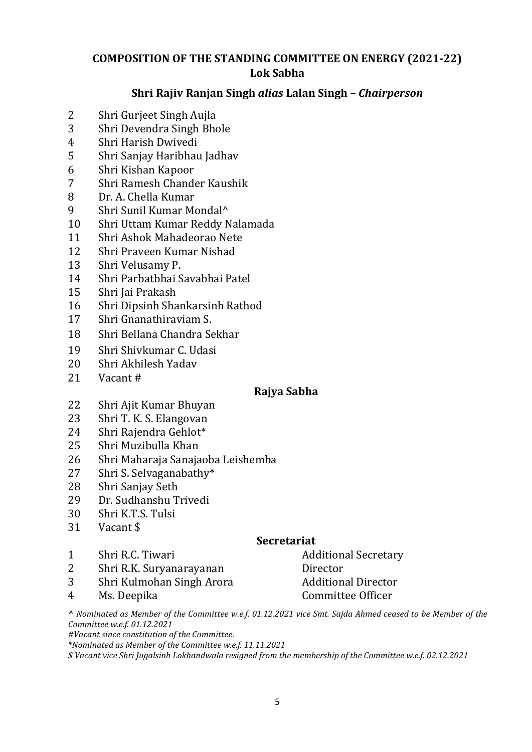## COMPOSITION OF THE STANDING COMMITTEE ON ENERGY (2021-22)

### Lok Sabha

**Shri Rajiv Ranjan Singh *alias* Lalan Singh – *Chairperson***

2 Shri Gurjeet Singh Aujla
3 Shri Devendra Singh Bhole
4 Shri Harish Dwivedi
5 Shri Sanjay Haribhau Jadhav
6 Shri Kishan Kapoor
7 Shri Ramesh Chander Kaushik
8 Dr. A. Chella Kumar
9 Shri Sunil Kumar Mondal^
10 Shri Uttam Kumar Reddy Nalamada
11 Shri Ashok Mahadeorao Nete
12 Shri Praveen Kumar Nishad
13 Shri Velusamy P.
14 Shri Parbatbhai Savabhai Patel
15 Shri Jai Prakash
16 Shri Dipsinh Shankarsinh Rathod
17 Shri Gnanathiraviam S.
18 Shri Bellana Chandra Sekhar
19 Shri Shivkumar C. Udasi
20 Shri Akhilesh Yadav
21 Vacant #

### Rajya Sabha

22 Shri Ajit Kumar Bhuyan
23 Shri T. K. S. Elangovan
24 Shri Rajendra Gehlot*
25 Shri Muzibulla Khan
26 Shri Maharaja Sanajaoba Leishemba
27 Shri S. Selvaganabathy*
28 Shri Sanjay Seth
29 Dr. Sudhanshu Trivedi
30 Shri K.T.S. Tulsi
31 Vacant $

### Secretariat

| | | |
|---|---|---|
| 1 | Shri R.C. Tiwari | Additional Secretary |
| 2 | Shri R.K. Suryanarayanan | Director |
| 3 | Shri Kulmohan Singh Arora | Additional Director |
| 4 | Ms. Deepika | Committee Officer |

*^ Nominated as Member of the Committee w.e.f. 01.12.2021 vice Smt. Sajda Ahmed ceased to be Member of the Committee w.e.f. 01.12.2021*

*#Vacant since constitution of the Committee.*

*\*Nominated as Member of the Committee w.e.f. 11.11.2021*

*$ Vacant vice Shri Jugalsinh Lokhandwala resigned from the membership of the Committee w.e.f. 02.12.2021*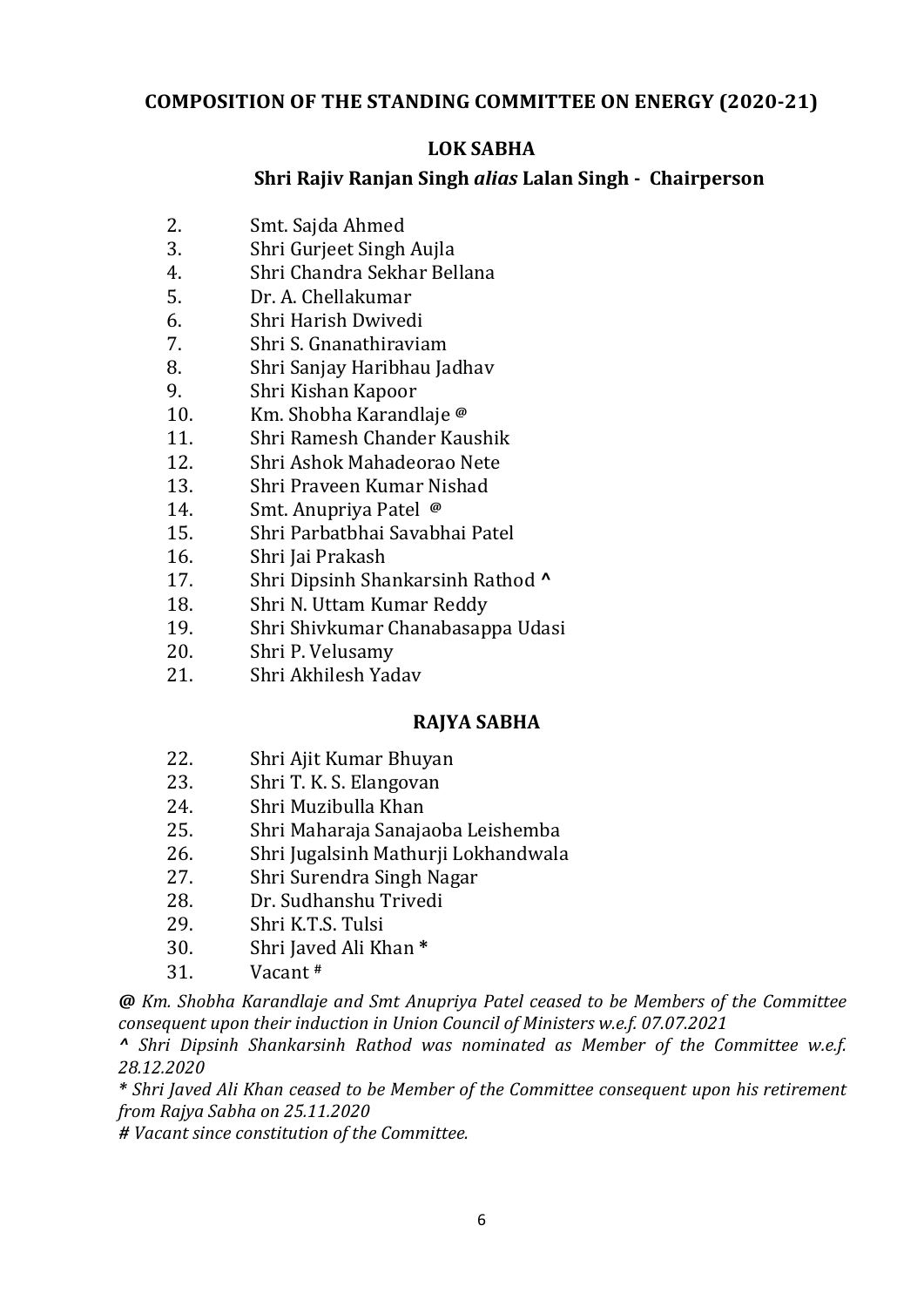## COMPOSITION OF THE STANDING COMMITTEE ON ENERGY (2020-21)

### LOK SABHA

**Shri Rajiv Ranjan Singh *alias* Lalan Singh - Chairperson**

2. Smt. Sajda Ahmed
3. Shri Gurjeet Singh Aujla
4. Shri Chandra Sekhar Bellana
5. Dr. A. Chellakumar
6. Shri Harish Dwivedi
7. Shri S. Gnanathiraviam
8. Shri Sanjay Haribhau Jadhav
9. Shri Kishan Kapoor
10. Km. Shobha Karandlaje @
11. Shri Ramesh Chander Kaushik
12. Shri Ashok Mahadeorao Nete
13. Shri Praveen Kumar Nishad
14. Smt. Anupriya Patel @
15. Shri Parbatbhai Savabhai Patel
16. Shri Jai Prakash
17. Shri Dipsinh Shankarsinh Rathod ^
18. Shri N. Uttam Kumar Reddy
19. Shri Shivkumar Chanabasappa Udasi
20. Shri P. Velusamy
21. Shri Akhilesh Yadav

### RAJYA SABHA

22. Shri Ajit Kumar Bhuyan
23. Shri T. K. S. Elangovan
24. Shri Muzibulla Khan
25. Shri Maharaja Sanajaoba Leishemba
26. Shri Jugalsinh Mathurji Lokhandwala
27. Shri Surendra Singh Nagar
28. Dr. Sudhanshu Trivedi
29. Shri K.T.S. Tulsi
30. Shri Javed Ali Khan *
31. Vacant #

***@*** *Km. Shobha Karandlaje and Smt Anupriya Patel ceased to be Members of the Committee consequent upon their induction in Union Council of Ministers w.e.f. 07.07.2021*

***^*** *Shri Dipsinh Shankarsinh Rathod was nominated as Member of the Committee w.e.f. 28.12.2020*

*\* Shri Javed Ali Khan ceased to be Member of the Committee consequent upon his retirement from Rajya Sabha on 25.11.2020*

***#*** *Vacant since constitution of the Committee.*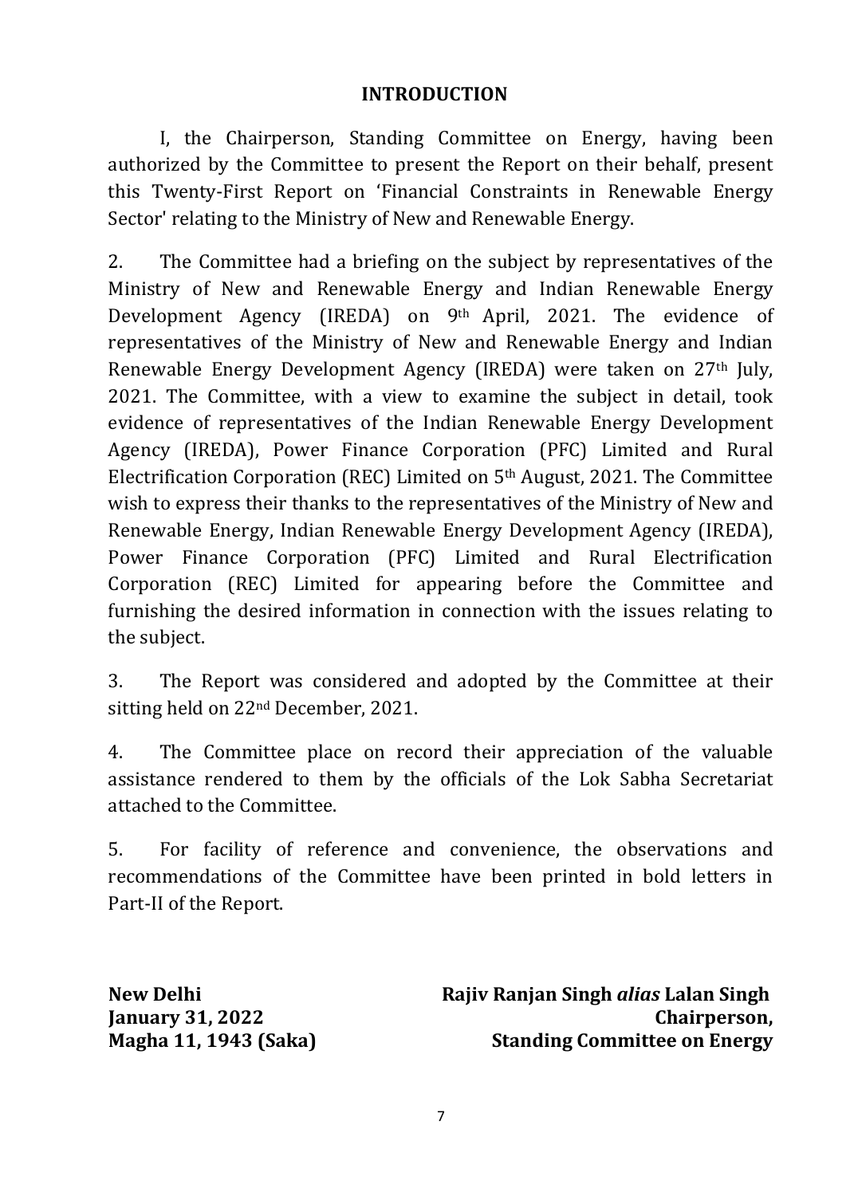## INTRODUCTION

I, the Chairperson, Standing Committee on Energy, having been authorized by the Committee to present the Report on their behalf, present this Twenty-First Report on 'Financial Constraints in Renewable Energy Sector' relating to the Ministry of New and Renewable Energy.

2. The Committee had a briefing on the subject by representatives of the Ministry of New and Renewable Energy and Indian Renewable Energy Development Agency (IREDA) on 9th April, 2021. The evidence of representatives of the Ministry of New and Renewable Energy and Indian Renewable Energy Development Agency (IREDA) were taken on 27th July, 2021. The Committee, with a view to examine the subject in detail, took evidence of representatives of the Indian Renewable Energy Development Agency (IREDA), Power Finance Corporation (PFC) Limited and Rural Electrification Corporation (REC) Limited on 5th August, 2021. The Committee wish to express their thanks to the representatives of the Ministry of New and Renewable Energy, Indian Renewable Energy Development Agency (IREDA), Power Finance Corporation (PFC) Limited and Rural Electrification Corporation (REC) Limited for appearing before the Committee and furnishing the desired information in connection with the issues relating to the subject.

3. The Report was considered and adopted by the Committee at their sitting held on 22nd December, 2021.

4. The Committee place on record their appreciation of the valuable assistance rendered to them by the officials of the Lok Sabha Secretariat attached to the Committee.

5. For facility of reference and convenience, the observations and recommendations of the Committee have been printed in bold letters in Part-II of the Report.

**New Delhi**
**January 31, 2022**
**Magha 11, 1943 (Saka)**

**Rajiv Ranjan Singh *alias* Lalan Singh**
**Chairperson,**
**Standing Committee on Energy**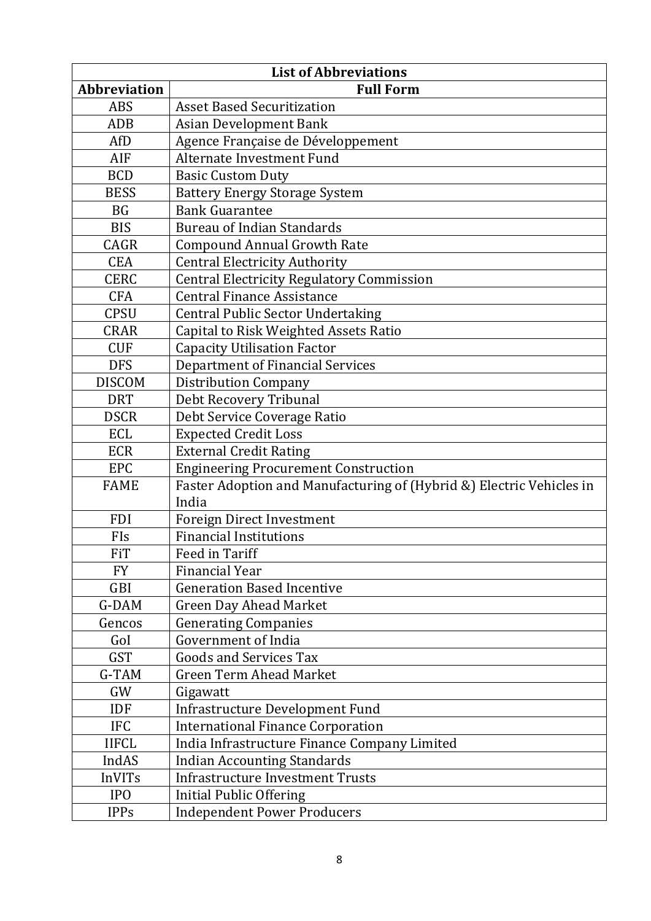| List of Abbreviations | |
|---|---|
| **Abbreviation** | **Full Form** |
| ABS | Asset Based Securitization |
| ADB | Asian Development Bank |
| AfD | Agence Française de Développement |
| AIF | Alternate Investment Fund |
| BCD | Basic Custom Duty |
| BESS | Battery Energy Storage System |
| BG | Bank Guarantee |
| BIS | Bureau of Indian Standards |
| CAGR | Compound Annual Growth Rate |
| CEA | Central Electricity Authority |
| CERC | Central Electricity Regulatory Commission |
| CFA | Central Finance Assistance |
| CPSU | Central Public Sector Undertaking |
| CRAR | Capital to Risk Weighted Assets Ratio |
| CUF | Capacity Utilisation Factor |
| DFS | Department of Financial Services |
| DISCOM | Distribution Company |
| DRT | Debt Recovery Tribunal |
| DSCR | Debt Service Coverage Ratio |
| ECL | Expected Credit Loss |
| ECR | External Credit Rating |
| EPC | Engineering Procurement Construction |
| FAME | Faster Adoption and Manufacturing of (Hybrid &) Electric Vehicles in India |
| FDI | Foreign Direct Investment |
| FIs | Financial Institutions |
| FiT | Feed in Tariff |
| FY | Financial Year |
| GBI | Generation Based Incentive |
| G-DAM | Green Day Ahead Market |
| Gencos | Generating Companies |
| GoI | Government of India |
| GST | Goods and Services Tax |
| G-TAM | Green Term Ahead Market |
| GW | Gigawatt |
| IDF | Infrastructure Development Fund |
| IFC | International Finance Corporation |
| IIFCL | India Infrastructure Finance Company Limited |
| IndAS | Indian Accounting Standards |
| InVITs | Infrastructure Investment Trusts |
| IPO | Initial Public Offering |
| IPPs | Independent Power Producers |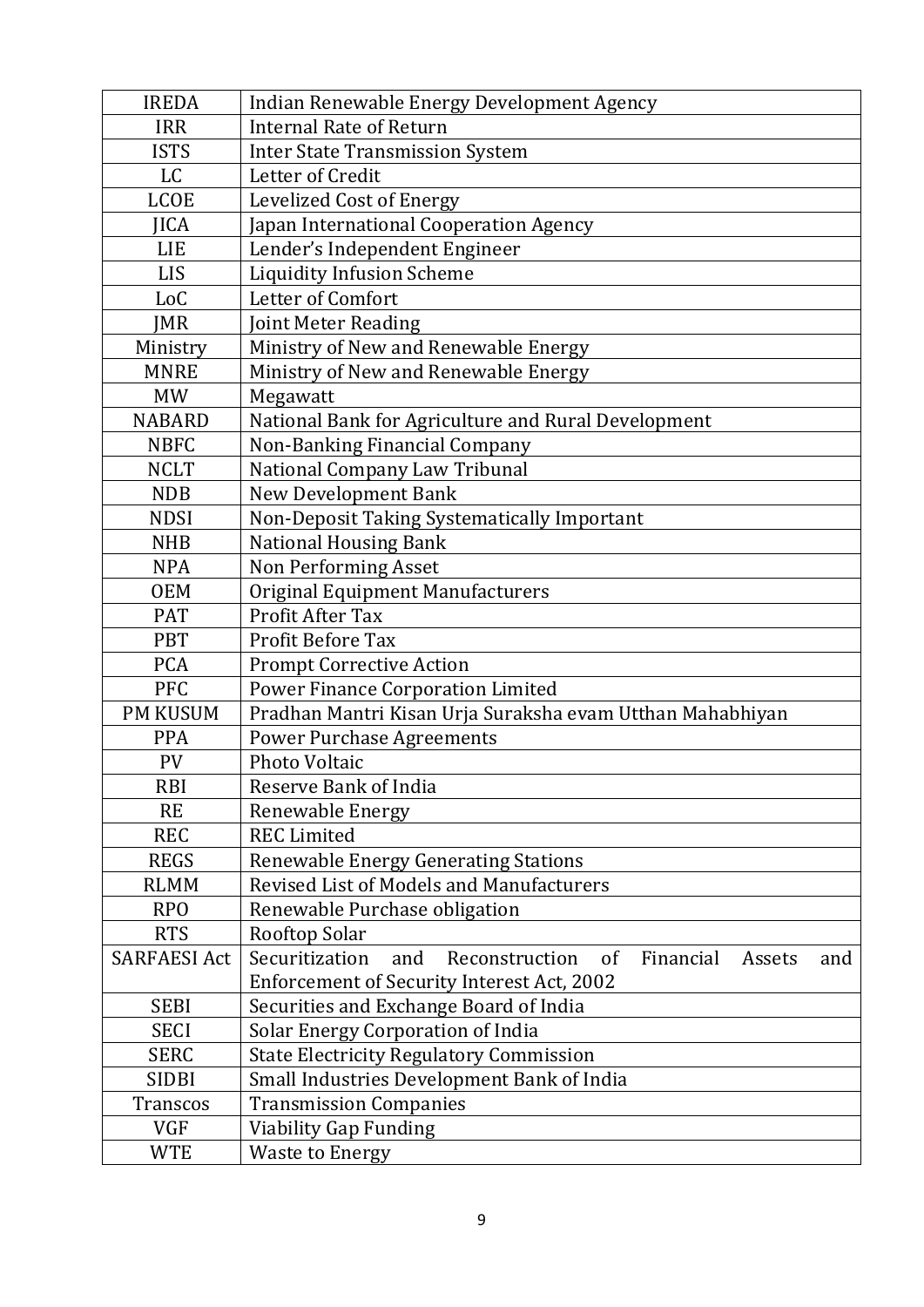| IREDA | Indian Renewable Energy Development Agency |
|---|---|
| IRR | Internal Rate of Return |
| ISTS | Inter State Transmission System |
| LC | Letter of Credit |
| LCOE | Levelized Cost of Energy |
| JICA | Japan International Cooperation Agency |
| LIE | Lender's Independent Engineer |
| LIS | Liquidity Infusion Scheme |
| LoC | Letter of Comfort |
| JMR | Joint Meter Reading |
| Ministry | Ministry of New and Renewable Energy |
| MNRE | Ministry of New and Renewable Energy |
| MW | Megawatt |
| NABARD | National Bank for Agriculture and Rural Development |
| NBFC | Non-Banking Financial Company |
| NCLT | National Company Law Tribunal |
| NDB | New Development Bank |
| NDSI | Non-Deposit Taking Systematically Important |
| NHB | National Housing Bank |
| NPA | Non Performing Asset |
| OEM | Original Equipment Manufacturers |
| PAT | Profit After Tax |
| PBT | Profit Before Tax |
| PCA | Prompt Corrective Action |
| PFC | Power Finance Corporation Limited |
| PM KUSUM | Pradhan Mantri Kisan Urja Suraksha evam Utthan Mahabhiyan |
| PPA | Power Purchase Agreements |
| PV | Photo Voltaic |
| RBI | Reserve Bank of India |
| RE | Renewable Energy |
| REC | REC Limited |
| REGS | Renewable Energy Generating Stations |
| RLMM | Revised List of Models and Manufacturers |
| RPO | Renewable Purchase obligation |
| RTS | Rooftop Solar |
| SARFAESI Act | Securitization and Reconstruction of Financial Assets and Enforcement of Security Interest Act, 2002 |
| SEBI | Securities and Exchange Board of India |
| SECI | Solar Energy Corporation of India |
| SERC | State Electricity Regulatory Commission |
| SIDBI | Small Industries Development Bank of India |
| Transcos | Transmission Companies |
| VGF | Viability Gap Funding |
| WTE | Waste to Energy |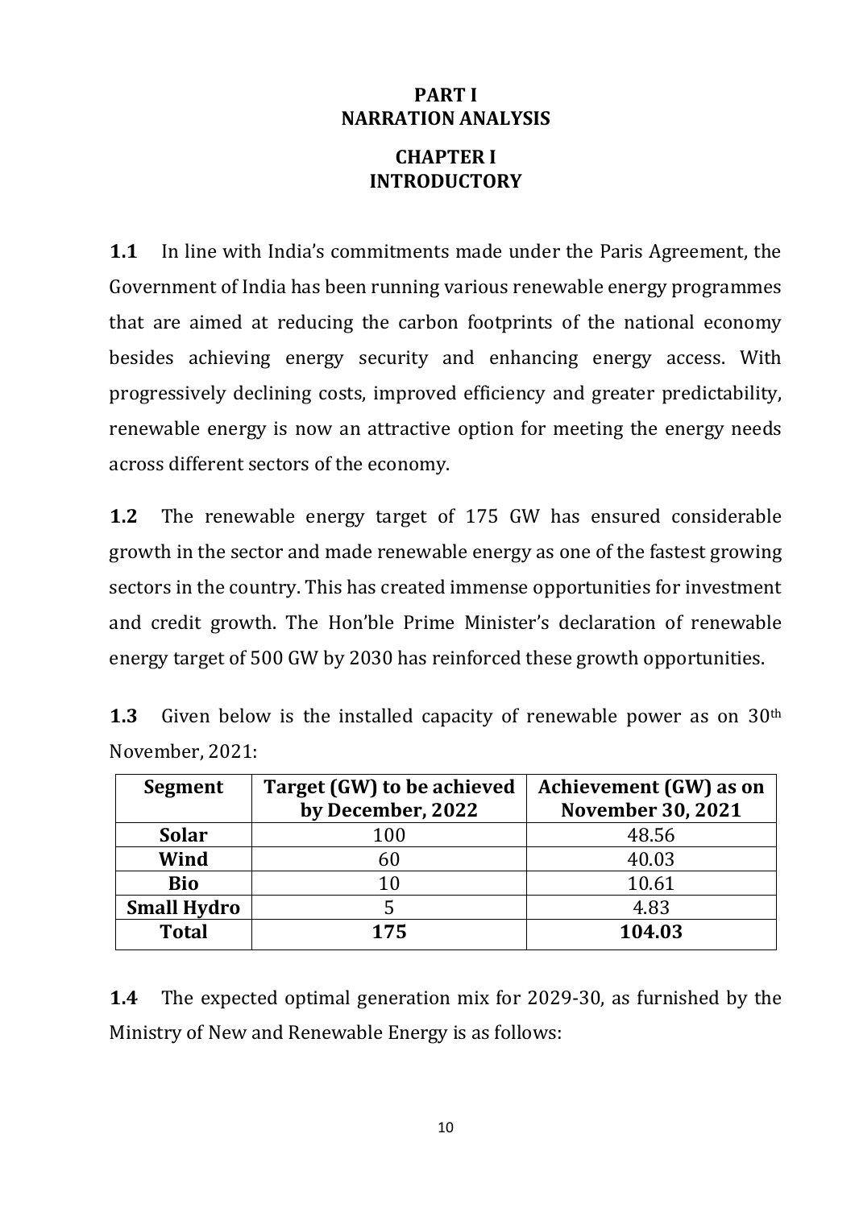# PART I
# NARRATION ANALYSIS

## CHAPTER I
## INTRODUCTORY

**1.1** In line with India's commitments made under the Paris Agreement, the Government of India has been running various renewable energy programmes that are aimed at reducing the carbon footprints of the national economy besides achieving energy security and enhancing energy access. With progressively declining costs, improved efficiency and greater predictability, renewable energy is now an attractive option for meeting the energy needs across different sectors of the economy.

**1.2** The renewable energy target of 175 GW has ensured considerable growth in the sector and made renewable energy as one of the fastest growing sectors in the country. This has created immense opportunities for investment and credit growth. The Hon'ble Prime Minister's declaration of renewable energy target of 500 GW by 2030 has reinforced these growth opportunities.

**1.3** Given below is the installed capacity of renewable power as on 30th November, 2021:

| Segment | Target (GW) to be achieved by December, 2022 | Achievement (GW) as on November 30, 2021 |
|---|---|---|
| **Solar** | 100 | 48.56 |
| **Wind** | 60 | 40.03 |
| **Bio** | 10 | 10.61 |
| **Small Hydro** | 5 | 4.83 |
| **Total** | **175** | **104.03** |

**1.4** The expected optimal generation mix for 2029-30, as furnished by the Ministry of New and Renewable Energy is as follows: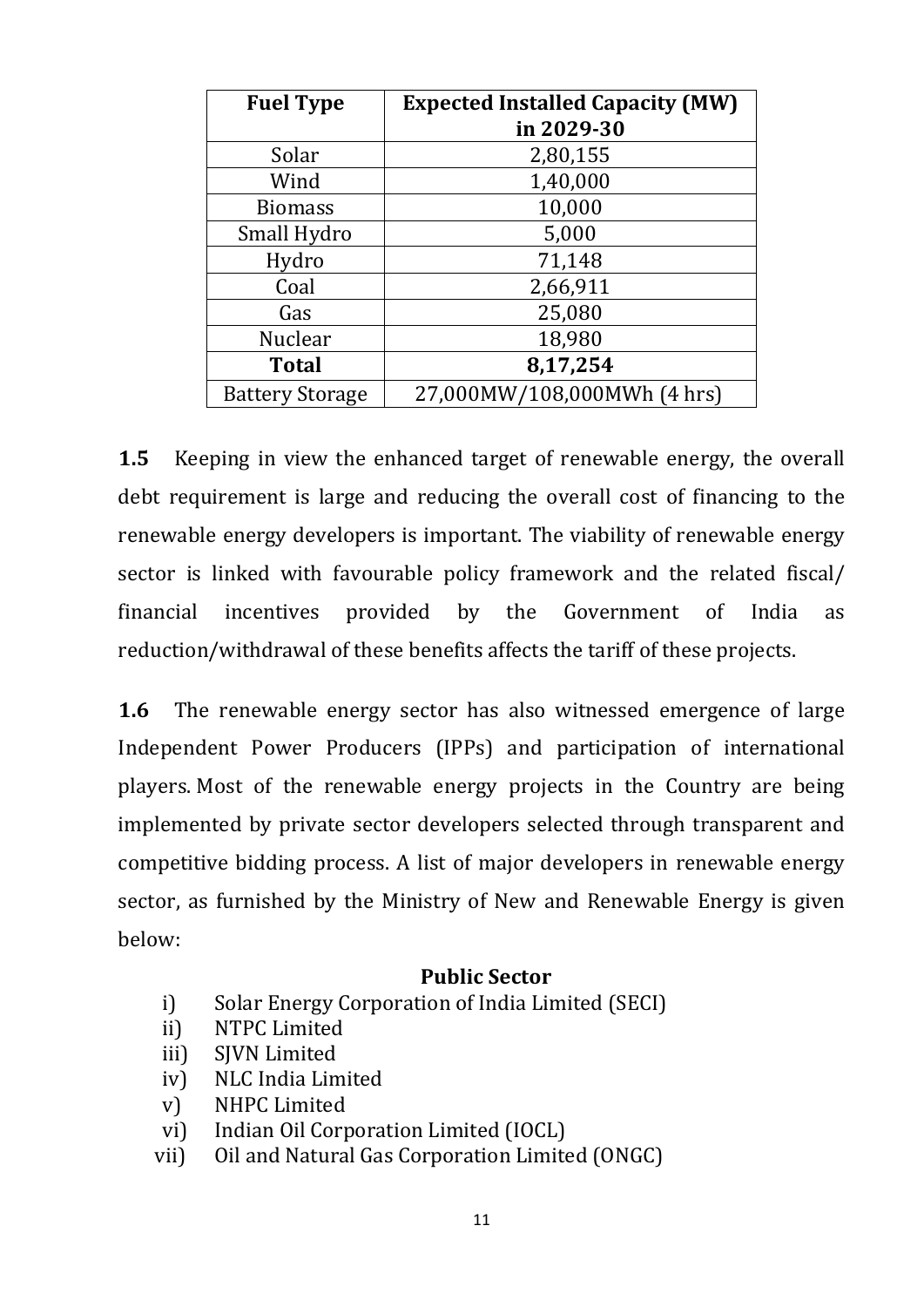| Fuel Type | Expected Installed Capacity (MW) in 2029-30 |
|---|---|
| Solar | 2,80,155 |
| Wind | 1,40,000 |
| Biomass | 10,000 |
| Small Hydro | 5,000 |
| Hydro | 71,148 |
| Coal | 2,66,911 |
| Gas | 25,080 |
| Nuclear | 18,980 |
| **Total** | **8,17,254** |
| Battery Storage | 27,000MW/108,000MWh (4 hrs) |

**1.5** Keeping in view the enhanced target of renewable energy, the overall debt requirement is large and reducing the overall cost of financing to the renewable energy developers is important. The viability of renewable energy sector is linked with favourable policy framework and the related fiscal/ financial incentives provided by the Government of India as reduction/withdrawal of these benefits affects the tariff of these projects.

**1.6** The renewable energy sector has also witnessed emergence of large Independent Power Producers (IPPs) and participation of international players. Most of the renewable energy projects in the Country are being implemented by private sector developers selected through transparent and competitive bidding process. A list of major developers in renewable energy sector, as furnished by the Ministry of New and Renewable Energy is given below:

**Public Sector**

i) Solar Energy Corporation of India Limited (SECI)
ii) NTPC Limited
iii) SJVN Limited
iv) NLC India Limited
v) NHPC Limited
vi) Indian Oil Corporation Limited (IOCL)
vii) Oil and Natural Gas Corporation Limited (ONGC)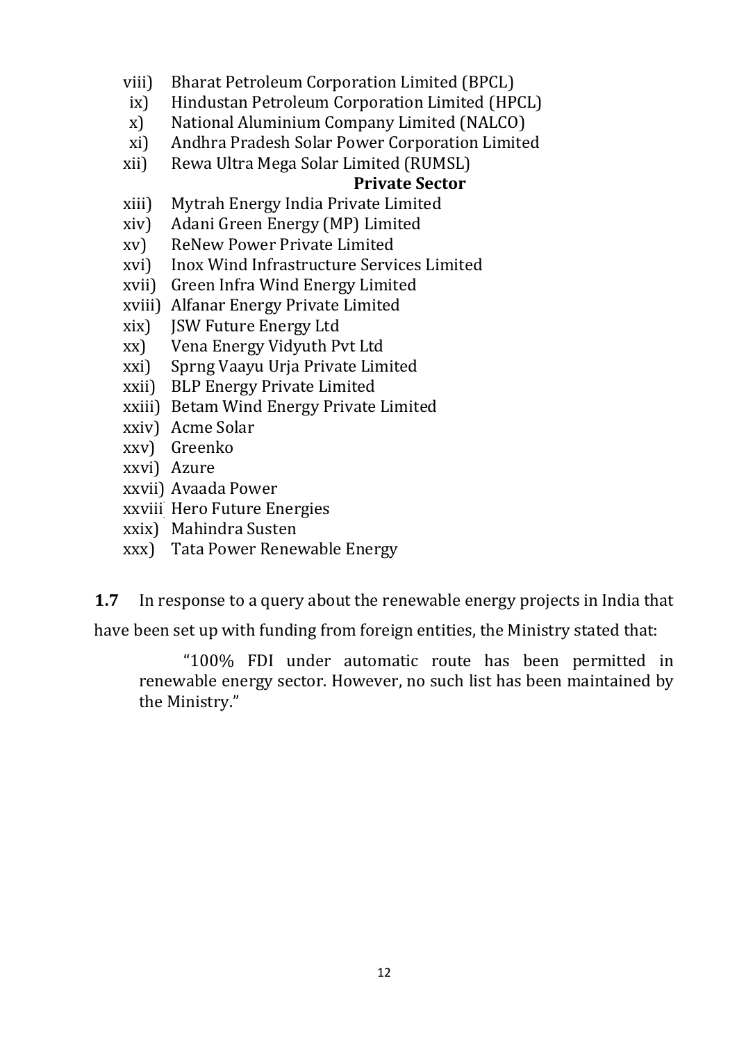viii) Bharat Petroleum Corporation Limited (BPCL)
ix) Hindustan Petroleum Corporation Limited (HPCL)
x) National Aluminium Company Limited (NALCO)
xi) Andhra Pradesh Solar Power Corporation Limited
xii) Rewa Ultra Mega Solar Limited (RUMSL)

**Private Sector**

xiii) Mytrah Energy India Private Limited
xiv) Adani Green Energy (MP) Limited
xv) ReNew Power Private Limited
xvi) Inox Wind Infrastructure Services Limited
xvii) Green Infra Wind Energy Limited
xviii) Alfanar Energy Private Limited
xix) JSW Future Energy Ltd
xx) Vena Energy Vidyuth Pvt Ltd
xxi) Sprng Vaayu Urja Private Limited
xxii) BLP Energy Private Limited
xxiii) Betam Wind Energy Private Limited
xxiv) Acme Solar
xxv) Greenko
xxvi) Azure
xxvii) Avaada Power
xxviii) Hero Future Energies
xxix) Mahindra Susten
xxx) Tata Power Renewable Energy

**1.7** In response to a query about the renewable energy projects in India that have been set up with funding from foreign entities, the Ministry stated that:

> "100% FDI under automatic route has been permitted in renewable energy sector. However, no such list has been maintained by the Ministry."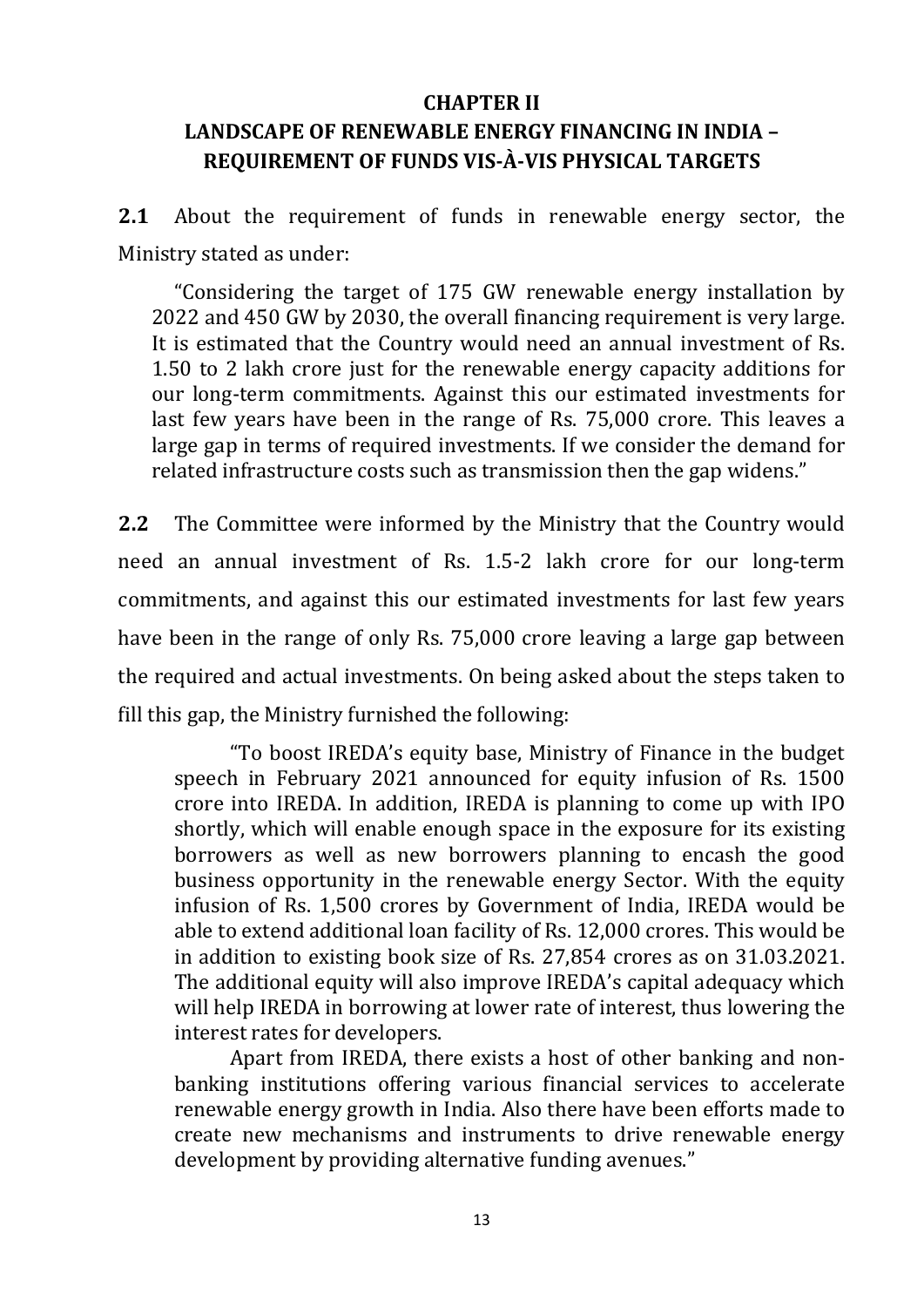# CHAPTER II

## LANDSCAPE OF RENEWABLE ENERGY FINANCING IN INDIA – REQUIREMENT OF FUNDS VIS-À-VIS PHYSICAL TARGETS

**2.1** About the requirement of funds in renewable energy sector, the Ministry stated as under:

> "Considering the target of 175 GW renewable energy installation by 2022 and 450 GW by 2030, the overall financing requirement is very large. It is estimated that the Country would need an annual investment of Rs. 1.50 to 2 lakh crore just for the renewable energy capacity additions for our long-term commitments. Against this our estimated investments for last few years have been in the range of Rs. 75,000 crore. This leaves a large gap in terms of required investments. If we consider the demand for related infrastructure costs such as transmission then the gap widens."

**2.2** The Committee were informed by the Ministry that the Country would need an annual investment of Rs. 1.5-2 lakh crore for our long-term commitments, and against this our estimated investments for last few years have been in the range of only Rs. 75,000 crore leaving a large gap between the required and actual investments. On being asked about the steps taken to fill this gap, the Ministry furnished the following:

> "To boost IREDA's equity base, Ministry of Finance in the budget speech in February 2021 announced for equity infusion of Rs. 1500 crore into IREDA. In addition, IREDA is planning to come up with IPO shortly, which will enable enough space in the exposure for its existing borrowers as well as new borrowers planning to encash the good business opportunity in the renewable energy Sector. With the equity infusion of Rs. 1,500 crores by Government of India, IREDA would be able to extend additional loan facility of Rs. 12,000 crores. This would be in addition to existing book size of Rs. 27,854 crores as on 31.03.2021. The additional equity will also improve IREDA's capital adequacy which will help IREDA in borrowing at lower rate of interest, thus lowering the interest rates for developers.
>
> Apart from IREDA, there exists a host of other banking and non-banking institutions offering various financial services to accelerate renewable energy growth in India. Also there have been efforts made to create new mechanisms and instruments to drive renewable energy development by providing alternative funding avenues."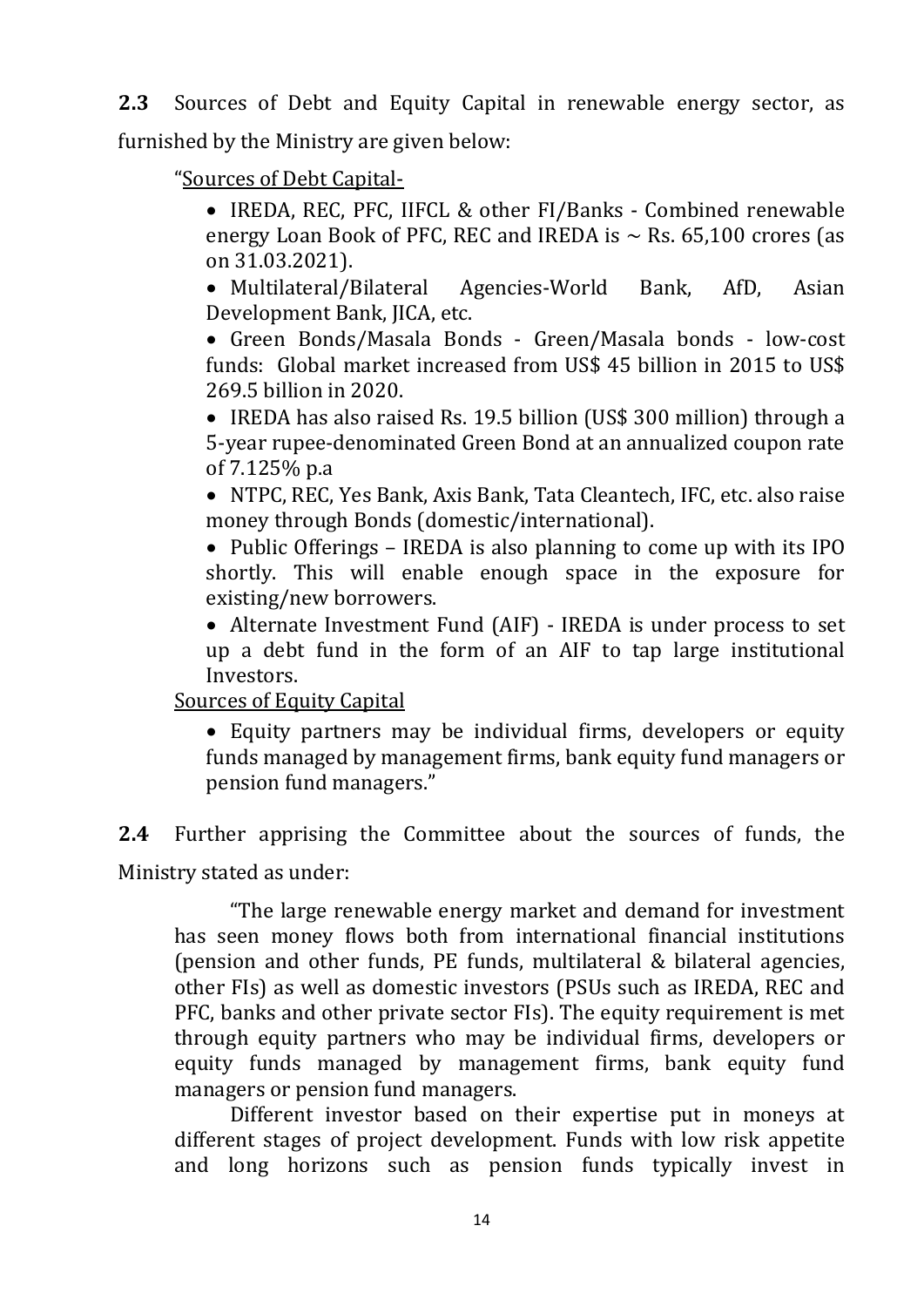**2.3** Sources of Debt and Equity Capital in renewable energy sector, as furnished by the Ministry are given below:

"<u>Sources of Debt Capital-</u>

- IREDA, REC, PFC, IIFCL & other FI/Banks - Combined renewable energy Loan Book of PFC, REC and IREDA is ~ Rs. 65,100 crores (as on 31.03.2021).
- Multilateral/Bilateral Agencies-World Bank, AfD, Asian Development Bank, JICA, etc.
- Green Bonds/Masala Bonds - Green/Masala bonds - low-cost funds: Global market increased from US$ 45 billion in 2015 to US$ 269.5 billion in 2020.
- IREDA has also raised Rs. 19.5 billion (US$ 300 million) through a 5-year rupee-denominated Green Bond at an annualized coupon rate of 7.125% p.a
- NTPC, REC, Yes Bank, Axis Bank, Tata Cleantech, IFC, etc. also raise money through Bonds (domestic/international).
- Public Offerings – IREDA is also planning to come up with its IPO shortly. This will enable enough space in the exposure for existing/new borrowers.
- Alternate Investment Fund (AIF) - IREDA is under process to set up a debt fund in the form of an AIF to tap large institutional Investors.

<u>Sources of Equity Capital</u>

- Equity partners may be individual firms, developers or equity funds managed by management firms, bank equity fund managers or pension fund managers."

**2.4** Further apprising the Committee about the sources of funds, the Ministry stated as under:

> "The large renewable energy market and demand for investment has seen money flows both from international financial institutions (pension and other funds, PE funds, multilateral & bilateral agencies, other FIs) as well as domestic investors (PSUs such as IREDA, REC and PFC, banks and other private sector FIs). The equity requirement is met through equity partners who may be individual firms, developers or equity funds managed by management firms, bank equity fund managers or pension fund managers.
>
> Different investor based on their expertise put in moneys at different stages of project development. Funds with low risk appetite and long horizons such as pension funds typically invest in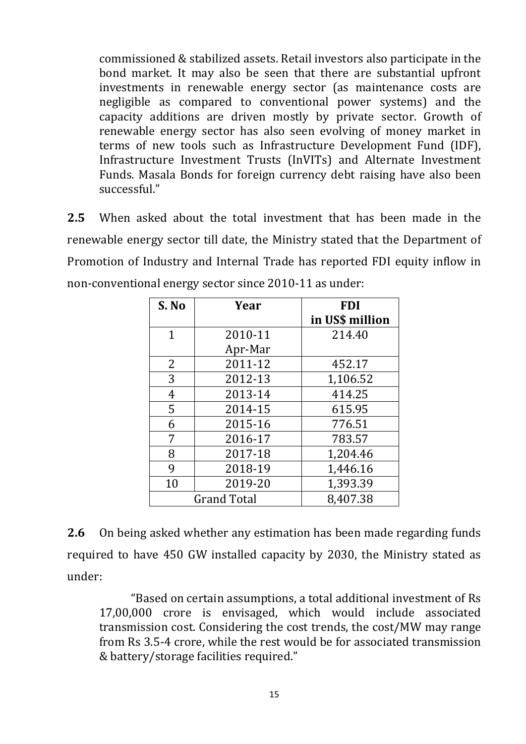commissioned & stabilized assets. Retail investors also participate in the bond market. It may also be seen that there are substantial upfront investments in renewable energy sector (as maintenance costs are negligible as compared to conventional power systems) and the capacity additions are driven mostly by private sector. Growth of renewable energy sector has also seen evolving of money market in terms of new tools such as Infrastructure Development Fund (IDF), Infrastructure Investment Trusts (InVITs) and Alternate Investment Funds. Masala Bonds for foreign currency debt raising have also been successful."

**2.5** When asked about the total investment that has been made in the renewable energy sector till date, the Ministry stated that the Department of Promotion of Industry and Internal Trade has reported FDI equity inflow in non-conventional energy sector since 2010-11 as under:

| S. No | Year | FDI in US$ million |
|---|---|---|
| 1 | 2010-11 Apr-Mar | 214.40 |
| 2 | 2011-12 | 452.17 |
| 3 | 2012-13 | 1,106.52 |
| 4 | 2013-14 | 414.25 |
| 5 | 2014-15 | 615.95 |
| 6 | 2015-16 | 776.51 |
| 7 | 2016-17 | 783.57 |
| 8 | 2017-18 | 1,204.46 |
| 9 | 2018-19 | 1,446.16 |
| 10 | 2019-20 | 1,393.39 |
| Grand Total | | 8,407.38 |

**2.6** On being asked whether any estimation has been made regarding funds required to have 450 GW installed capacity by 2030, the Ministry stated as under:

> "Based on certain assumptions, a total additional investment of Rs 17,00,000 crore is envisaged, which would include associated transmission cost. Considering the cost trends, the cost/MW may range from Rs 3.5-4 crore, while the rest would be for associated transmission & battery/storage facilities required."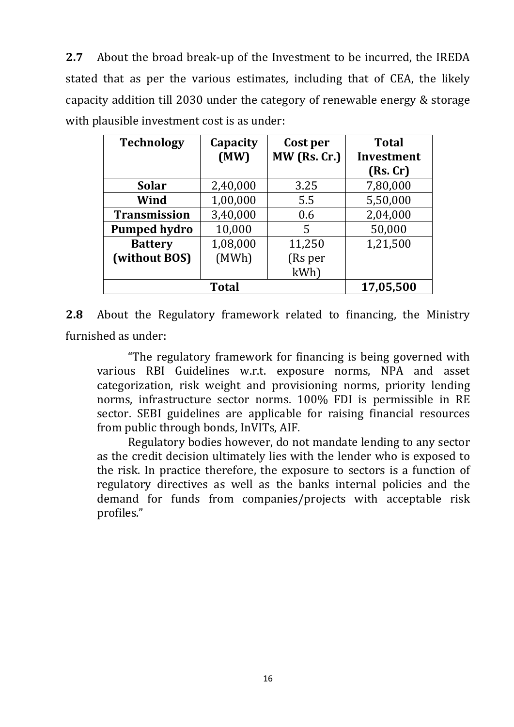**2.7** About the broad break-up of the Investment to be incurred, the IREDA stated that as per the various estimates, including that of CEA, the likely capacity addition till 2030 under the category of renewable energy & storage with plausible investment cost is as under:

| Technology | Capacity (MW) | Cost per MW (Rs. Cr.) | Total Investment (Rs. Cr) |
|---|---|---|---|
| **Solar** | 2,40,000 | 3.25 | 7,80,000 |
| **Wind** | 1,00,000 | 5.5 | 5,50,000 |
| **Transmission** | 3,40,000 | 0.6 | 2,04,000 |
| **Pumped hydro** | 10,000 | 5 | 50,000 |
| **Battery (without BOS)** | 1,08,000 (MWh) | 11,250 (Rs per kWh) | 1,21,500 |
| **Total** | | | **17,05,500** |

**2.8** About the Regulatory framework related to financing, the Ministry furnished as under:

> "The regulatory framework for financing is being governed with various RBI Guidelines w.r.t. exposure norms, NPA and asset categorization, risk weight and provisioning norms, priority lending norms, infrastructure sector norms. 100% FDI is permissible in RE sector. SEBI guidelines are applicable for raising financial resources from public through bonds, InVITs, AIF.
>
> Regulatory bodies however, do not mandate lending to any sector as the credit decision ultimately lies with the lender who is exposed to the risk. In practice therefore, the exposure to sectors is a function of regulatory directives as well as the banks internal policies and the demand for funds from companies/projects with acceptable risk profiles."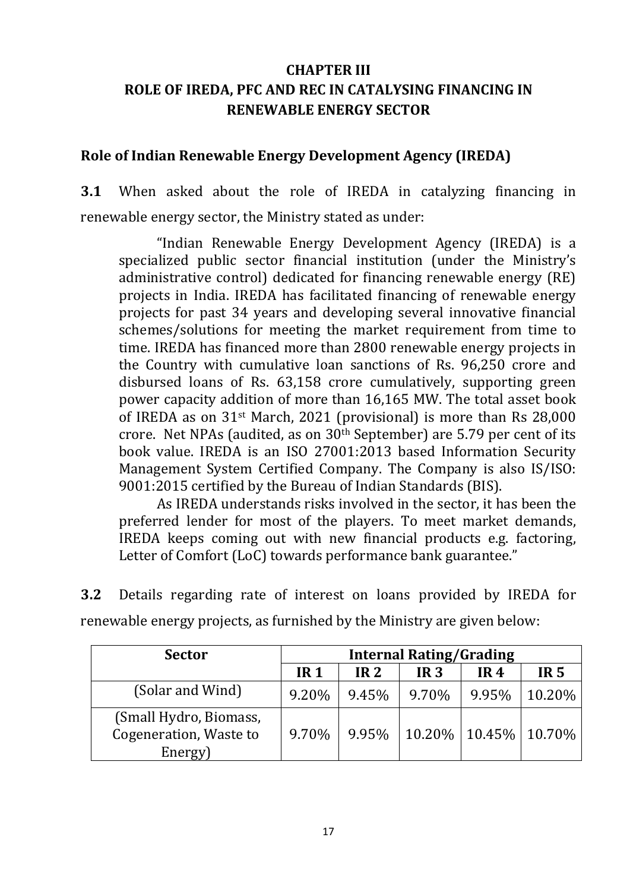# CHAPTER III
# ROLE OF IREDA, PFC AND REC IN CATALYSING FINANCING IN RENEWABLE ENERGY SECTOR

## Role of Indian Renewable Energy Development Agency (IREDA)

**3.1** When asked about the role of IREDA in catalyzing financing in renewable energy sector, the Ministry stated as under:

> "Indian Renewable Energy Development Agency (IREDA) is a specialized public sector financial institution (under the Ministry's administrative control) dedicated for financing renewable energy (RE) projects in India. IREDA has facilitated financing of renewable energy projects for past 34 years and developing several innovative financial schemes/solutions for meeting the market requirement from time to time. IREDA has financed more than 2800 renewable energy projects in the Country with cumulative loan sanctions of Rs. 96,250 crore and disbursed loans of Rs. 63,158 crore cumulatively, supporting green power capacity addition of more than 16,165 MW. The total asset book of IREDA as on 31st March, 2021 (provisional) is more than Rs 28,000 crore. Net NPAs (audited, as on 30th September) are 5.79 per cent of its book value. IREDA is an ISO 27001:2013 based Information Security Management System Certified Company. The Company is also IS/ISO: 9001:2015 certified by the Bureau of Indian Standards (BIS).
>
> As IREDA understands risks involved in the sector, it has been the preferred lender for most of the players. To meet market demands, IREDA keeps coming out with new financial products e.g. factoring, Letter of Comfort (LoC) towards performance bank guarantee."

**3.2** Details regarding rate of interest on loans provided by IREDA for renewable energy projects, as furnished by the Ministry are given below:

| Sector | Internal Rating/Grading | | | | |
|---|---|---|---|---|---|
| | IR 1 | IR 2 | IR 3 | IR 4 | IR 5 |
| (Solar and Wind) | 9.20% | 9.45% | 9.70% | 9.95% | 10.20% |
| (Small Hydro, Biomass, Cogeneration, Waste to Energy) | 9.70% | 9.95% | 10.20% | 10.45% | 10.70% |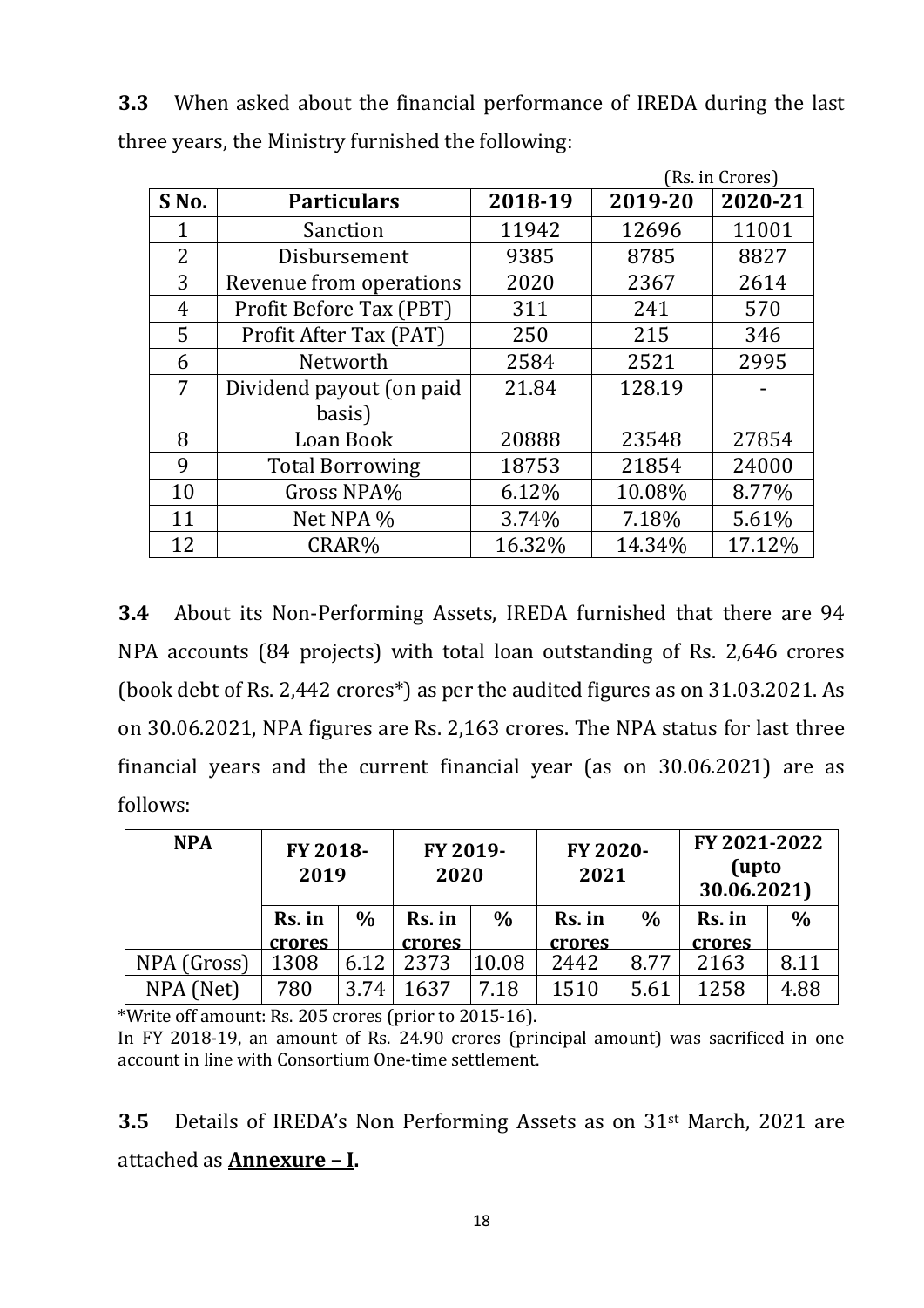**3.3** When asked about the financial performance of IREDA during the last three years, the Ministry furnished the following:

(Rs. in Crores)

| S No. | Particulars | 2018-19 | 2019-20 | 2020-21 |
|---|---|---|---|---|
| 1 | Sanction | 11942 | 12696 | 11001 |
| 2 | Disbursement | 9385 | 8785 | 8827 |
| 3 | Revenue from operations | 2020 | 2367 | 2614 |
| 4 | Profit Before Tax (PBT) | 311 | 241 | 570 |
| 5 | Profit After Tax (PAT) | 250 | 215 | 346 |
| 6 | Networth | 2584 | 2521 | 2995 |
| 7 | Dividend payout (on paid basis) | 21.84 | 128.19 | - |
| 8 | Loan Book | 20888 | 23548 | 27854 |
| 9 | Total Borrowing | 18753 | 21854 | 24000 |
| 10 | Gross NPA% | 6.12% | 10.08% | 8.77% |
| 11 | Net NPA % | 3.74% | 7.18% | 5.61% |
| 12 | CRAR% | 16.32% | 14.34% | 17.12% |

**3.4** About its Non-Performing Assets, IREDA furnished that there are 94 NPA accounts (84 projects) with total loan outstanding of Rs. 2,646 crores (book debt of Rs. 2,442 crores*) as per the audited figures as on 31.03.2021. As on 30.06.2021, NPA figures are Rs. 2,163 crores. The NPA status for last three financial years and the current financial year (as on 30.06.2021) are as follows:

| NPA | FY 2018-2019 | | FY 2019-2020 | | FY 2020-2021 | | FY 2021-2022 (upto 30.06.2021) | |
|---|---|---|---|---|---|---|---|---|
| | Rs. in crores | % | Rs. in crores | % | Rs. in crores | % | Rs. in crores | % |
| NPA (Gross) | 1308 | 6.12 | 2373 | 10.08 | 2442 | 8.77 | 2163 | 8.11 |
| NPA (Net) | 780 | 3.74 | 1637 | 7.18 | 1510 | 5.61 | 1258 | 4.88 |

*Write off amount: Rs. 205 crores (prior to 2015-16).

In FY 2018-19, an amount of Rs. 24.90 crores (principal amount) was sacrificed in one account in line with Consortium One-time settlement.

**3.5** Details of IREDA's Non Performing Assets as on 31st March, 2021 are attached as **<u>Annexure – I</u>.**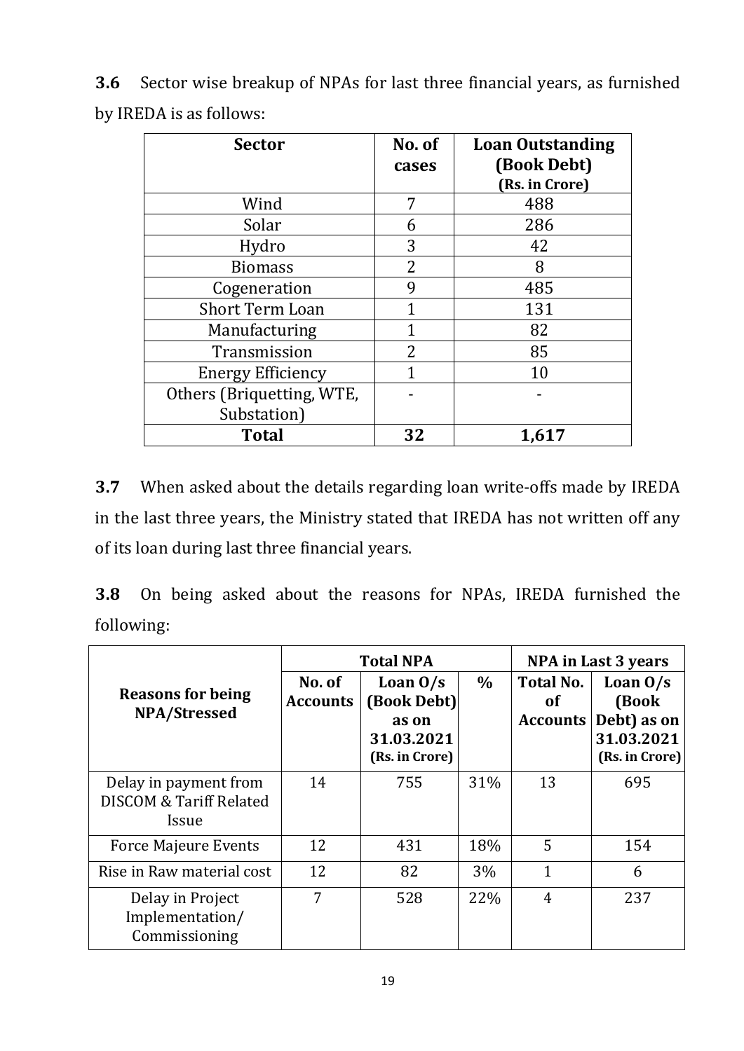**3.6** Sector wise breakup of NPAs for last three financial years, as furnished by IREDA is as follows:

| Sector | No. of cases | Loan Outstanding (Book Debt) (Rs. in Crore) |
|---|---|---|
| Wind | 7 | 488 |
| Solar | 6 | 286 |
| Hydro | 3 | 42 |
| Biomass | 2 | 8 |
| Cogeneration | 9 | 485 |
| Short Term Loan | 1 | 131 |
| Manufacturing | 1 | 82 |
| Transmission | 2 | 85 |
| Energy Efficiency | 1 | 10 |
| Others (Briquetting, WTE, Substation) | - | - |
| **Total** | **32** | **1,617** |

**3.7** When asked about the details regarding loan write-offs made by IREDA in the last three years, the Ministry stated that IREDA has not written off any of its loan during last three financial years.

**3.8** On being asked about the reasons for NPAs, IREDA furnished the following:

| Reasons for being NPA/Stressed | Total NPA | | | NPA in Last 3 years | |
|---|---|---|---|---|---|
| | No. of Accounts | Loan O/s (Book Debt) as on 31.03.2021 (Rs. in Crore) | % | Total No. of Accounts | Loan O/s (Book Debt) as on 31.03.2021 (Rs. in Crore) |
| Delay in payment from DISCOM & Tariff Related Issue | 14 | 755 | 31% | 13 | 695 |
| Force Majeure Events | 12 | 431 | 18% | 5 | 154 |
| Rise in Raw material cost | 12 | 82 | 3% | 1 | 6 |
| Delay in Project Implementation/ Commissioning | 7 | 528 | 22% | 4 | 237 |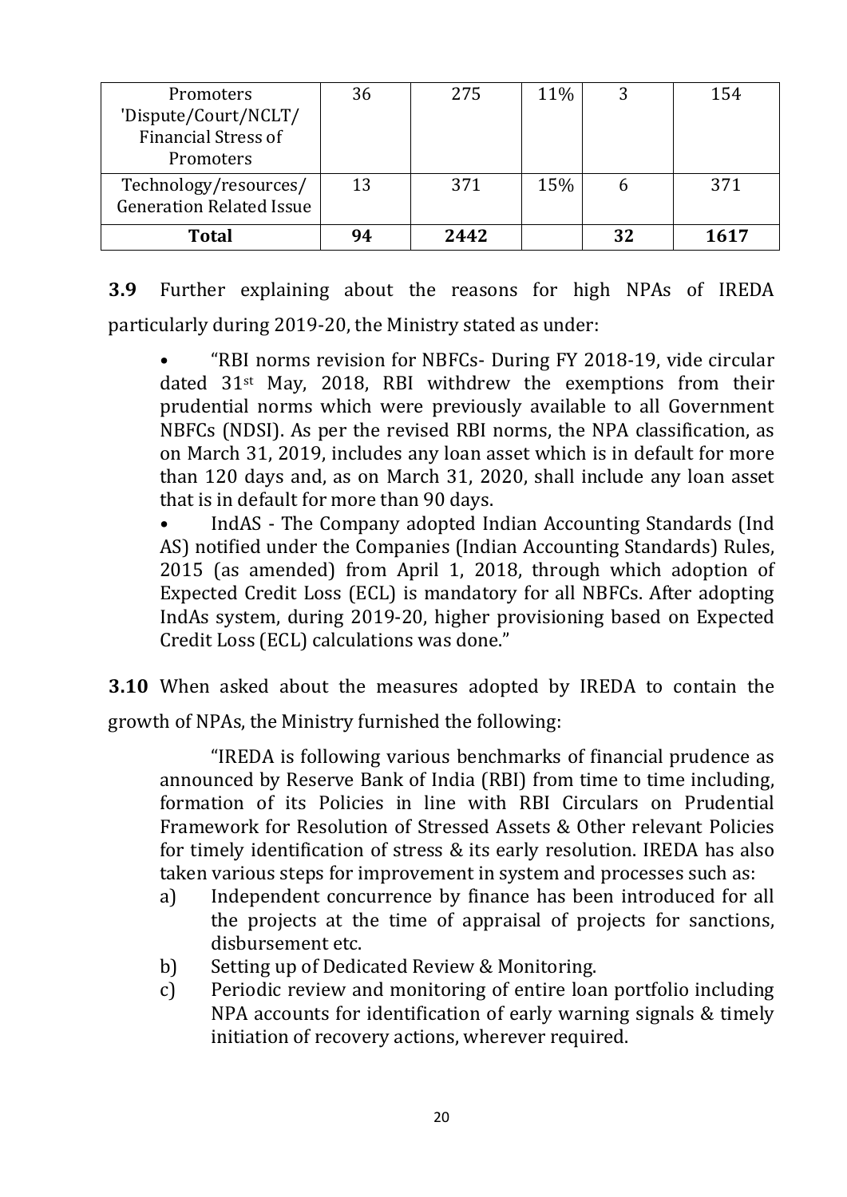| Promoters 'Dispute/Court/NCLT/ Financial Stress of Promoters | 36 | 275 | 11% | 3 | 154 |
|---|---|---|---|---|---|
| Technology/resources/ Generation Related Issue | 13 | 371 | 15% | 6 | 371 |
| **Total** | **94** | **2442** | | **32** | **1617** |

**3.9** Further explaining about the reasons for high NPAs of IREDA particularly during 2019-20, the Ministry stated as under:

> • "RBI norms revision for NBFCs- During FY 2018-19, vide circular dated 31st May, 2018, RBI withdrew the exemptions from their prudential norms which were previously available to all Government NBFCs (NDSI). As per the revised RBI norms, the NPA classification, as on March 31, 2019, includes any loan asset which is in default for more than 120 days and, as on March 31, 2020, shall include any loan asset that is in default for more than 90 days.
>
> • IndAS - The Company adopted Indian Accounting Standards (Ind AS) notified under the Companies (Indian Accounting Standards) Rules, 2015 (as amended) from April 1, 2018, through which adoption of Expected Credit Loss (ECL) is mandatory for all NBFCs. After adopting IndAs system, during 2019-20, higher provisioning based on Expected Credit Loss (ECL) calculations was done."

**3.10** When asked about the measures adopted by IREDA to contain the growth of NPAs, the Ministry furnished the following:

> "IREDA is following various benchmarks of financial prudence as announced by Reserve Bank of India (RBI) from time to time including, formation of its Policies in line with RBI Circulars on Prudential Framework for Resolution of Stressed Assets & Other relevant Policies for timely identification of stress & its early resolution. IREDA has also taken various steps for improvement in system and processes such as:
>
> a) Independent concurrence by finance has been introduced for all the projects at the time of appraisal of projects for sanctions, disbursement etc.
> b) Setting up of Dedicated Review & Monitoring.
> c) Periodic review and monitoring of entire loan portfolio including NPA accounts for identification of early warning signals & timely initiation of recovery actions, wherever required.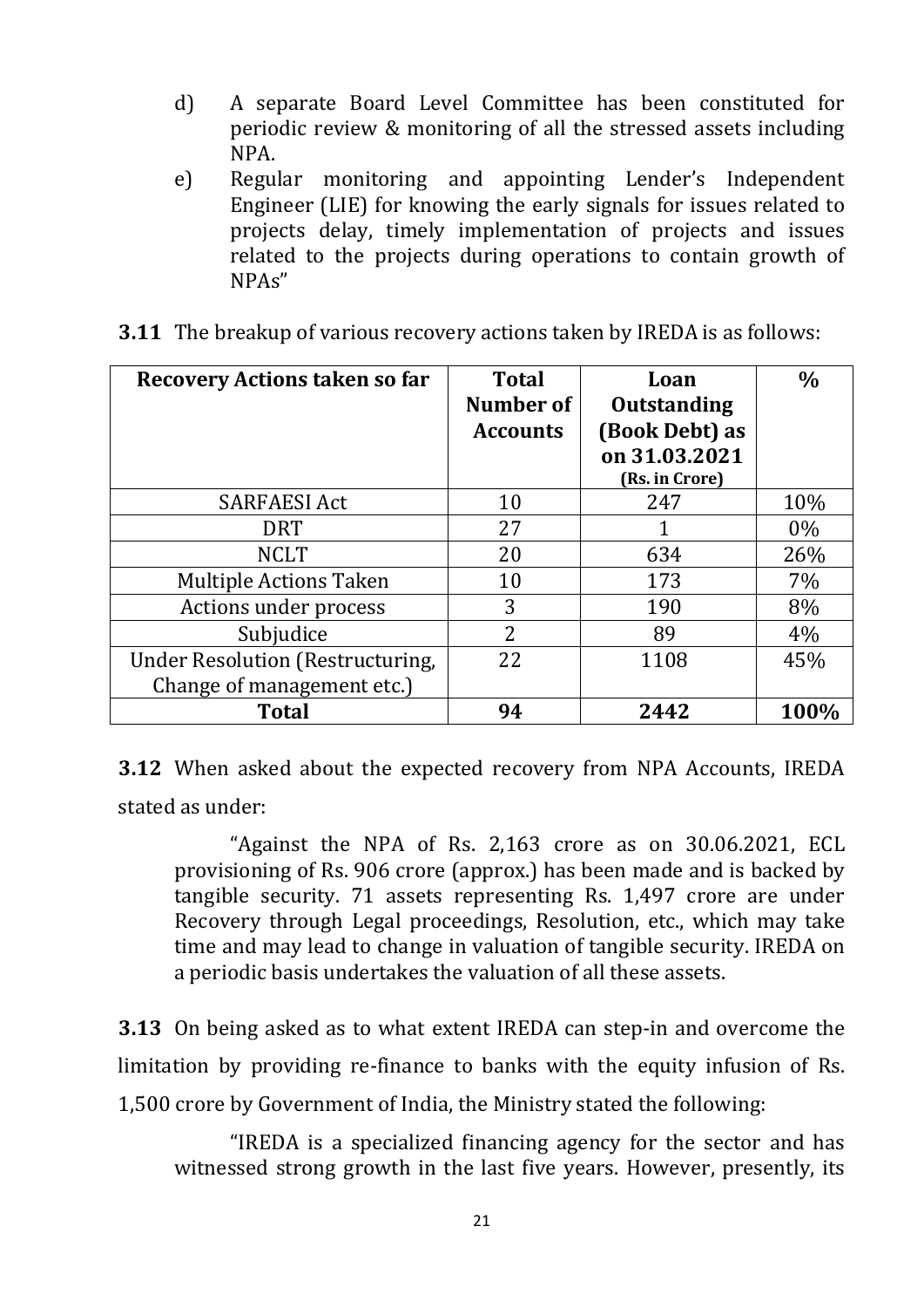d) A separate Board Level Committee has been constituted for periodic review & monitoring of all the stressed assets including NPA.

e) Regular monitoring and appointing Lender's Independent Engineer (LIE) for knowing the early signals for issues related to projects delay, timely implementation of projects and issues related to the projects during operations to contain growth of NPAs"

**3.11** The breakup of various recovery actions taken by IREDA is as follows:

| Recovery Actions taken so far | Total Number of Accounts | Loan Outstanding (Book Debt) as on 31.03.2021 (Rs. in Crore) | % |
|---|---|---|---|
| SARFAESI Act | 10 | 247 | 10% |
| DRT | 27 | 1 | 0% |
| NCLT | 20 | 634 | 26% |
| Multiple Actions Taken | 10 | 173 | 7% |
| Actions under process | 3 | 190 | 8% |
| Subjudice | 2 | 89 | 4% |
| Under Resolution (Restructuring, Change of management etc.) | 22 | 1108 | 45% |
| **Total** | **94** | **2442** | **100%** |

**3.12** When asked about the expected recovery from NPA Accounts, IREDA stated as under:

"Against the NPA of Rs. 2,163 crore as on 30.06.2021, ECL provisioning of Rs. 906 crore (approx.) has been made and is backed by tangible security. 71 assets representing Rs. 1,497 crore are under Recovery through Legal proceedings, Resolution, etc., which may take time and may lead to change in valuation of tangible security. IREDA on a periodic basis undertakes the valuation of all these assets.

**3.13** On being asked as to what extent IREDA can step-in and overcome the limitation by providing re-finance to banks with the equity infusion of Rs. 1,500 crore by Government of India, the Ministry stated the following:

"IREDA is a specialized financing agency for the sector and has witnessed strong growth in the last five years. However, presently, its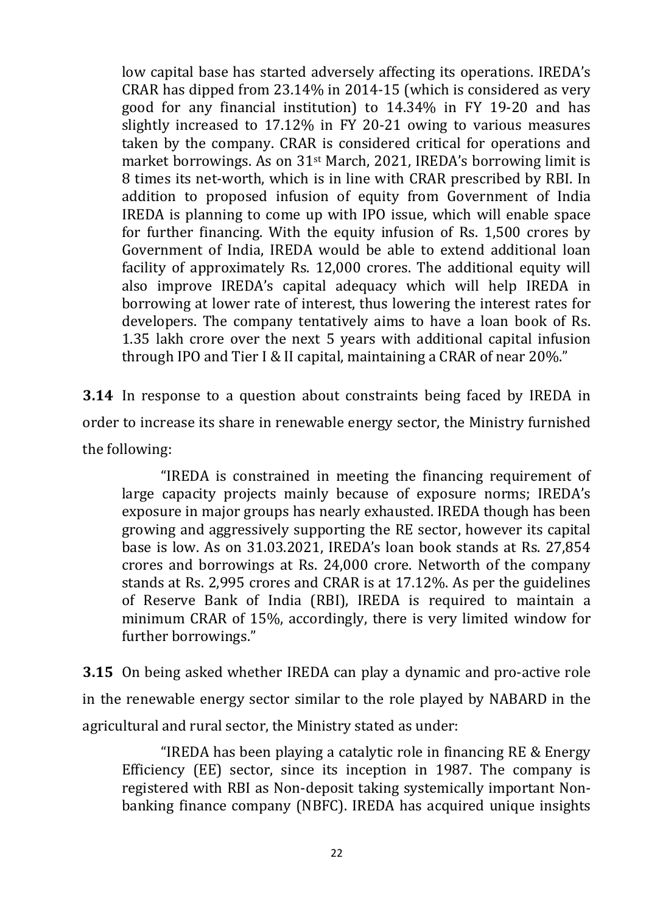low capital base has started adversely affecting its operations. IREDA's CRAR has dipped from 23.14% in 2014-15 (which is considered as very good for any financial institution) to 14.34% in FY 19-20 and has slightly increased to 17.12% in FY 20-21 owing to various measures taken by the company. CRAR is considered critical for operations and market borrowings. As on 31st March, 2021, IREDA's borrowing limit is 8 times its net-worth, which is in line with CRAR prescribed by RBI. In addition to proposed infusion of equity from Government of India IREDA is planning to come up with IPO issue, which will enable space for further financing. With the equity infusion of Rs. 1,500 crores by Government of India, IREDA would be able to extend additional loan facility of approximately Rs. 12,000 crores. The additional equity will also improve IREDA's capital adequacy which will help IREDA in borrowing at lower rate of interest, thus lowering the interest rates for developers. The company tentatively aims to have a loan book of Rs. 1.35 lakh crore over the next 5 years with additional capital infusion through IPO and Tier I & II capital, maintaining a CRAR of near 20%."

**3.14** In response to a question about constraints being faced by IREDA in order to increase its share in renewable energy sector, the Ministry furnished the following:

> "IREDA is constrained in meeting the financing requirement of large capacity projects mainly because of exposure norms; IREDA's exposure in major groups has nearly exhausted. IREDA though has been growing and aggressively supporting the RE sector, however its capital base is low. As on 31.03.2021, IREDA's loan book stands at Rs. 27,854 crores and borrowings at Rs. 24,000 crore. Networth of the company stands at Rs. 2,995 crores and CRAR is at 17.12%. As per the guidelines of Reserve Bank of India (RBI), IREDA is required to maintain a minimum CRAR of 15%, accordingly, there is very limited window for further borrowings."

**3.15** On being asked whether IREDA can play a dynamic and pro-active role in the renewable energy sector similar to the role played by NABARD in the agricultural and rural sector, the Ministry stated as under:

> "IREDA has been playing a catalytic role in financing RE & Energy Efficiency (EE) sector, since its inception in 1987. The company is registered with RBI as Non-deposit taking systemically important Non-banking finance company (NBFC). IREDA has acquired unique insights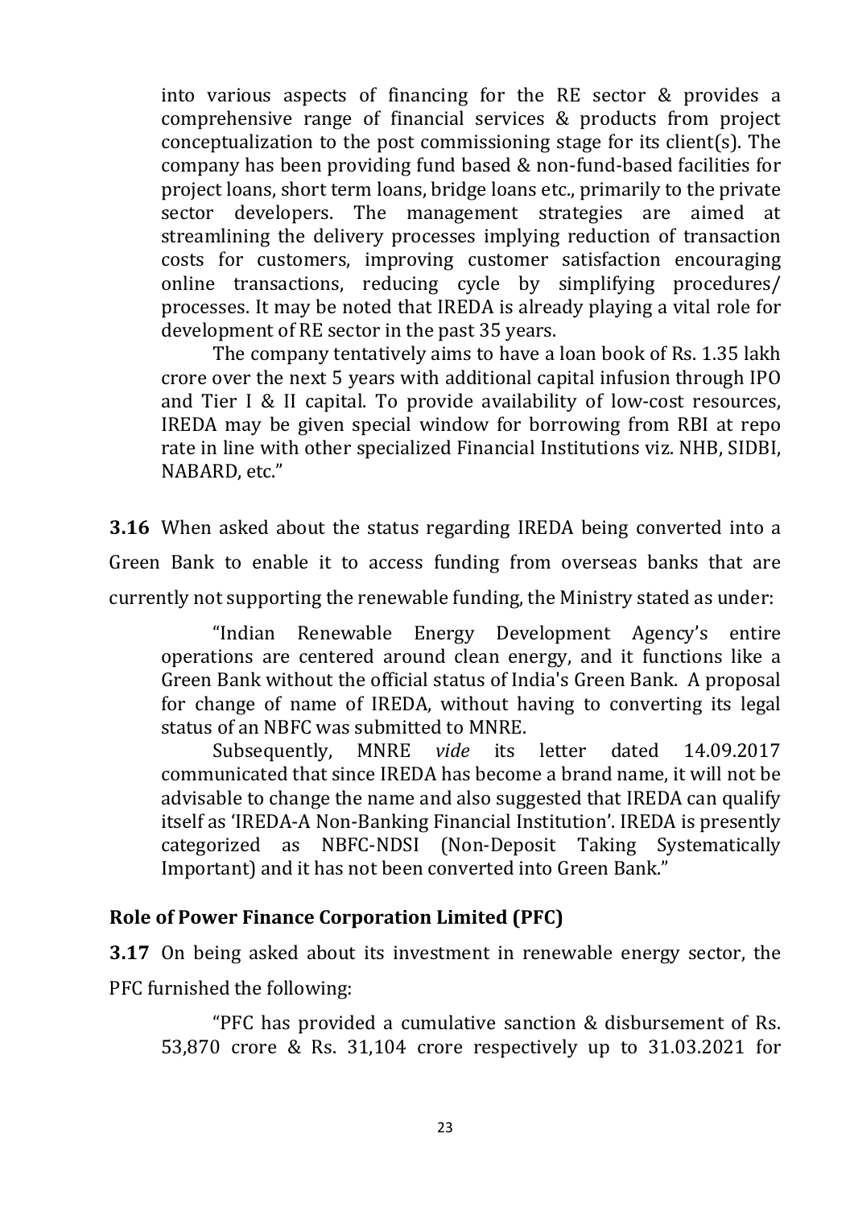into various aspects of financing for the RE sector & provides a comprehensive range of financial services & products from project conceptualization to the post commissioning stage for its client(s). The company has been providing fund based & non-fund-based facilities for project loans, short term loans, bridge loans etc., primarily to the private sector developers. The management strategies are aimed at streamlining the delivery processes implying reduction of transaction costs for customers, improving customer satisfaction encouraging online transactions, reducing cycle by simplifying procedures/ processes. It may be noted that IREDA is already playing a vital role for development of RE sector in the past 35 years.

The company tentatively aims to have a loan book of Rs. 1.35 lakh crore over the next 5 years with additional capital infusion through IPO and Tier I & II capital. To provide availability of low-cost resources, IREDA may be given special window for borrowing from RBI at repo rate in line with other specialized Financial Institutions viz. NHB, SIDBI, NABARD, etc."

**3.16** When asked about the status regarding IREDA being converted into a Green Bank to enable it to access funding from overseas banks that are currently not supporting the renewable funding, the Ministry stated as under:

"Indian Renewable Energy Development Agency's entire operations are centered around clean energy, and it functions like a Green Bank without the official status of India's Green Bank. A proposal for change of name of IREDA, without having to converting its legal status of an NBFC was submitted to MNRE.

Subsequently, MNRE *vide* its letter dated 14.09.2017 communicated that since IREDA has become a brand name, it will not be advisable to change the name and also suggested that IREDA can qualify itself as 'IREDA-A Non-Banking Financial Institution'. IREDA is presently categorized as NBFC-NDSI (Non-Deposit Taking Systematically Important) and it has not been converted into Green Bank."

## Role of Power Finance Corporation Limited (PFC)

**3.17** On being asked about its investment in renewable energy sector, the PFC furnished the following:

"PFC has provided a cumulative sanction & disbursement of Rs. 53,870 crore & Rs. 31,104 crore respectively up to 31.03.2021 for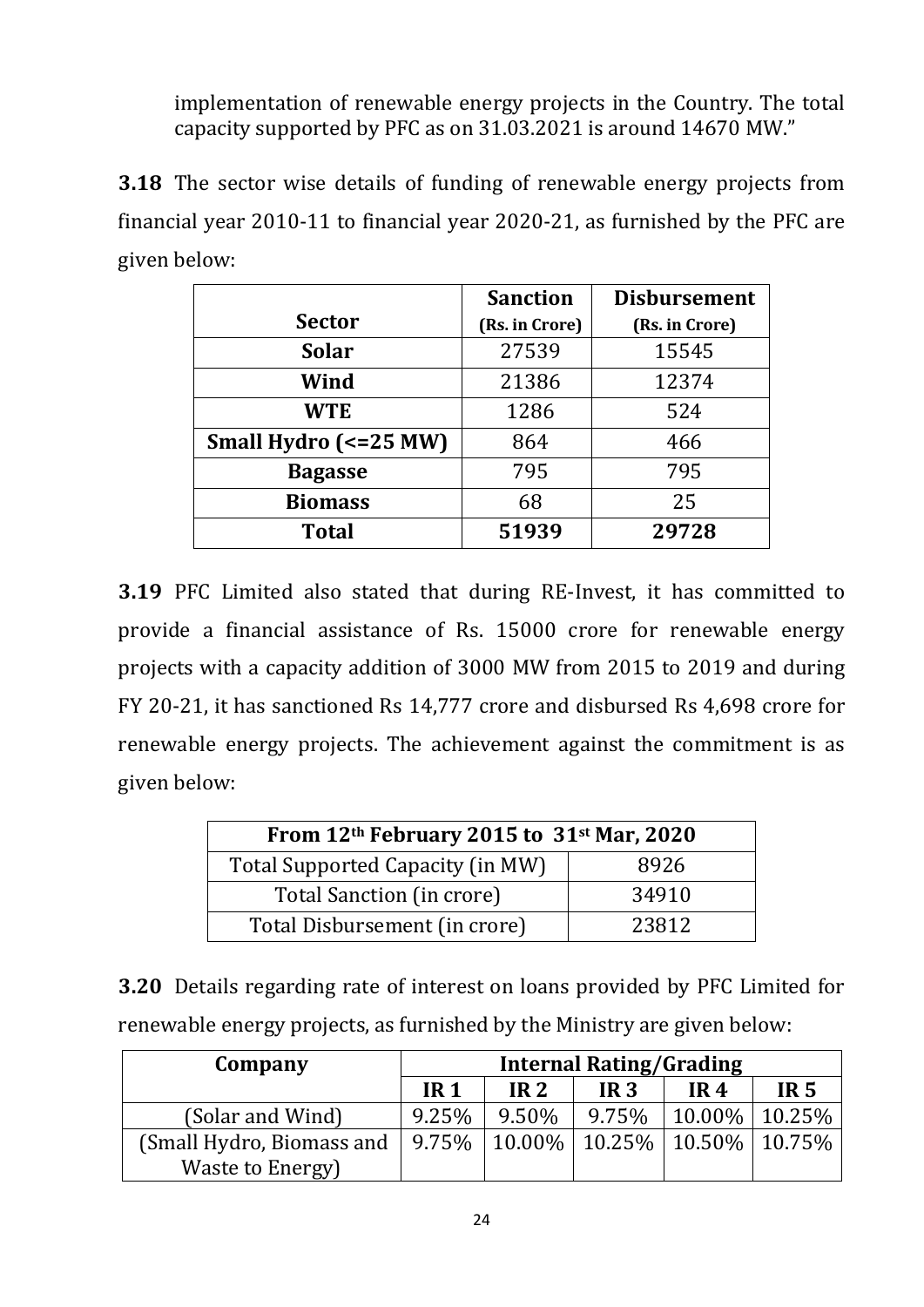implementation of renewable energy projects in the Country. The total capacity supported by PFC as on 31.03.2021 is around 14670 MW."

**3.18** The sector wise details of funding of renewable energy projects from financial year 2010-11 to financial year 2020-21, as furnished by the PFC are given below:

| Sector | Sanction (Rs. in Crore) | Disbursement (Rs. in Crore) |
|---|---|---|
| **Solar** | 27539 | 15545 |
| **Wind** | 21386 | 12374 |
| **WTE** | 1286 | 524 |
| **Small Hydro (<=25 MW)** | 864 | 466 |
| **Bagasse** | 795 | 795 |
| **Biomass** | 68 | 25 |
| **Total** | **51939** | **29728** |

**3.19** PFC Limited also stated that during RE-Invest, it has committed to provide a financial assistance of Rs. 15000 crore for renewable energy projects with a capacity addition of 3000 MW from 2015 to 2019 and during FY 20-21, it has sanctioned Rs 14,777 crore and disbursed Rs 4,698 crore for renewable energy projects. The achievement against the commitment is as given below:

| From 12th February 2015 to 31st Mar, 2020 | |
|---|---|
| Total Supported Capacity (in MW) | 8926 |
| Total Sanction (in crore) | 34910 |
| Total Disbursement (in crore) | 23812 |

**3.20** Details regarding rate of interest on loans provided by PFC Limited for renewable energy projects, as furnished by the Ministry are given below:

| Company | Internal Rating/Grading | | | | |
|---|---|---|---|---|---|
| | **IR 1** | **IR 2** | **IR 3** | **IR 4** | **IR 5** |
| (Solar and Wind) | 9.25% | 9.50% | 9.75% | 10.00% | 10.25% |
| (Small Hydro, Biomass and Waste to Energy) | 9.75% | 10.00% | 10.25% | 10.50% | 10.75% |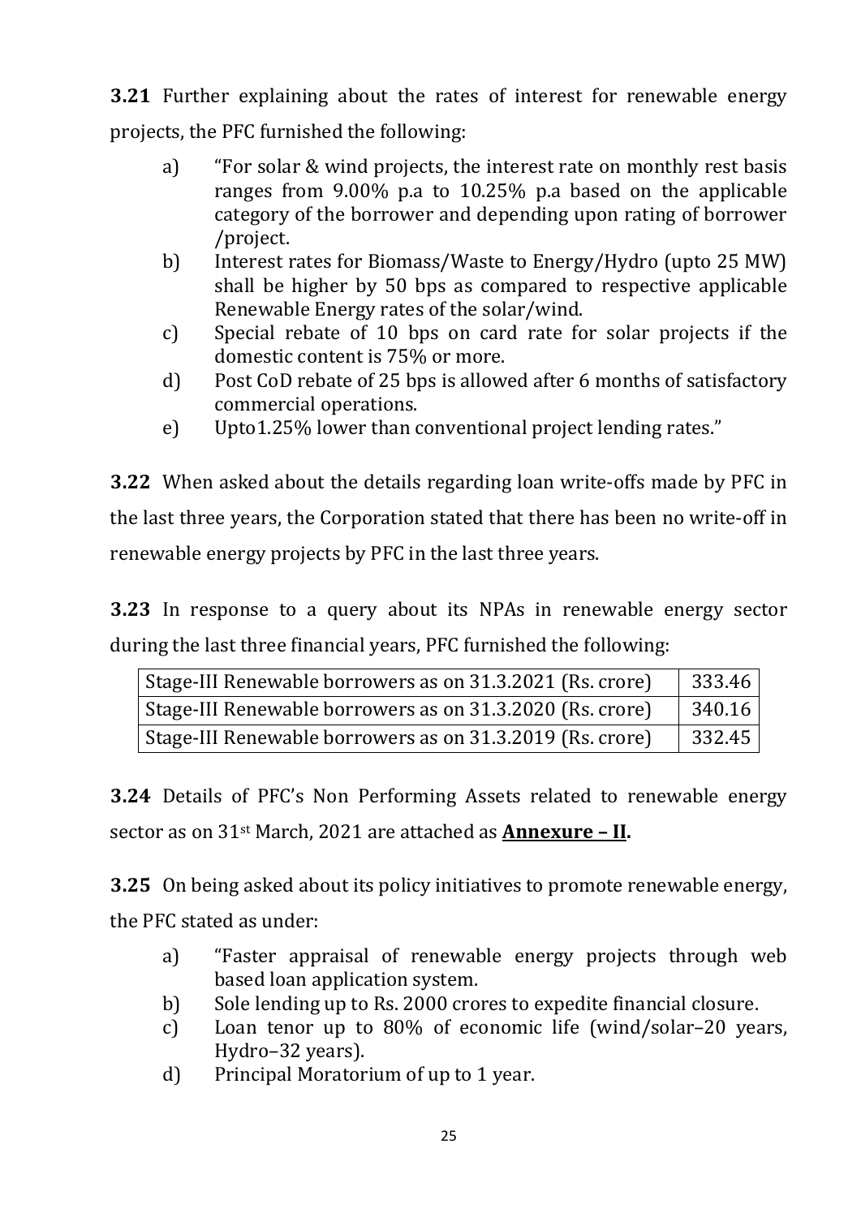**3.21** Further explaining about the rates of interest for renewable energy projects, the PFC furnished the following:

a) "For solar & wind projects, the interest rate on monthly rest basis ranges from 9.00% p.a to 10.25% p.a based on the applicable category of the borrower and depending upon rating of borrower /project.

b) Interest rates for Biomass/Waste to Energy/Hydro (upto 25 MW) shall be higher by 50 bps as compared to respective applicable Renewable Energy rates of the solar/wind.

c) Special rebate of 10 bps on card rate for solar projects if the domestic content is 75% or more.

d) Post CoD rebate of 25 bps is allowed after 6 months of satisfactory commercial operations.

e) Upto1.25% lower than conventional project lending rates."

**3.22** When asked about the details regarding loan write-offs made by PFC in the last three years, the Corporation stated that there has been no write-off in renewable energy projects by PFC in the last three years.

**3.23** In response to a query about its NPAs in renewable energy sector during the last three financial years, PFC furnished the following:

| | |
|---|---|
| Stage-III Renewable borrowers as on 31.3.2021 (Rs. crore) | 333.46 |
| Stage-III Renewable borrowers as on 31.3.2020 (Rs. crore) | 340.16 |
| Stage-III Renewable borrowers as on 31.3.2019 (Rs. crore) | 332.45 |

**3.24** Details of PFC's Non Performing Assets related to renewable energy sector as on 31st March, 2021 are attached as **Annexure – II.**

**3.25** On being asked about its policy initiatives to promote renewable energy, the PFC stated as under:

a) "Faster appraisal of renewable energy projects through web based loan application system.

b) Sole lending up to Rs. 2000 crores to expedite financial closure.

c) Loan tenor up to 80% of economic life (wind/solar–20 years, Hydro–32 years).

d) Principal Moratorium of up to 1 year.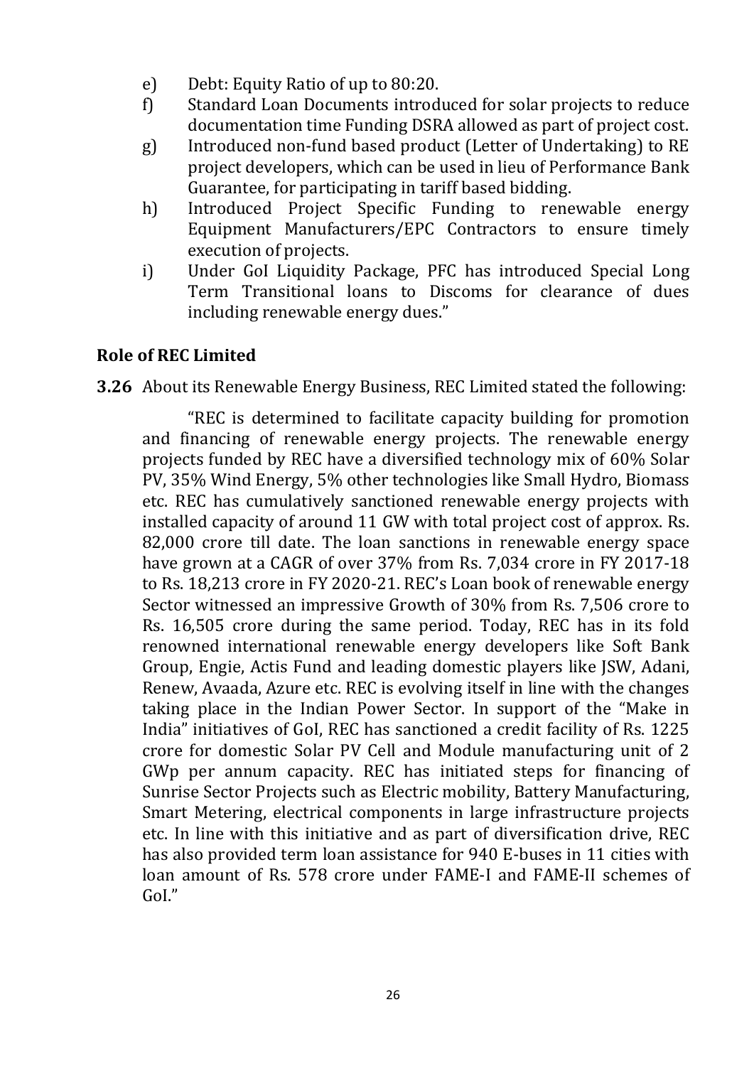e) Debt: Equity Ratio of up to 80:20.
f) Standard Loan Documents introduced for solar projects to reduce documentation time Funding DSRA allowed as part of project cost.
g) Introduced non-fund based product (Letter of Undertaking) to RE project developers, which can be used in lieu of Performance Bank Guarantee, for participating in tariff based bidding.
h) Introduced Project Specific Funding to renewable energy Equipment Manufacturers/EPC Contractors to ensure timely execution of projects.
i) Under GoI Liquidity Package, PFC has introduced Special Long Term Transitional loans to Discoms for clearance of dues including renewable energy dues."

### Role of REC Limited

**3.26** About its Renewable Energy Business, REC Limited stated the following:

"REC is determined to facilitate capacity building for promotion and financing of renewable energy projects. The renewable energy projects funded by REC have a diversified technology mix of 60% Solar PV, 35% Wind Energy, 5% other technologies like Small Hydro, Biomass etc. REC has cumulatively sanctioned renewable energy projects with installed capacity of around 11 GW with total project cost of approx. Rs. 82,000 crore till date. The loan sanctions in renewable energy space have grown at a CAGR of over 37% from Rs. 7,034 crore in FY 2017-18 to Rs. 18,213 crore in FY 2020-21. REC's Loan book of renewable energy Sector witnessed an impressive Growth of 30% from Rs. 7,506 crore to Rs. 16,505 crore during the same period. Today, REC has in its fold renowned international renewable energy developers like Soft Bank Group, Engie, Actis Fund and leading domestic players like JSW, Adani, Renew, Avaada, Azure etc. REC is evolving itself in line with the changes taking place in the Indian Power Sector. In support of the "Make in India" initiatives of GoI, REC has sanctioned a credit facility of Rs. 1225 crore for domestic Solar PV Cell and Module manufacturing unit of 2 GWp per annum capacity. REC has initiated steps for financing of Sunrise Sector Projects such as Electric mobility, Battery Manufacturing, Smart Metering, electrical components in large infrastructure projects etc. In line with this initiative and as part of diversification drive, REC has also provided term loan assistance for 940 E-buses in 11 cities with loan amount of Rs. 578 crore under FAME-I and FAME-II schemes of GoI."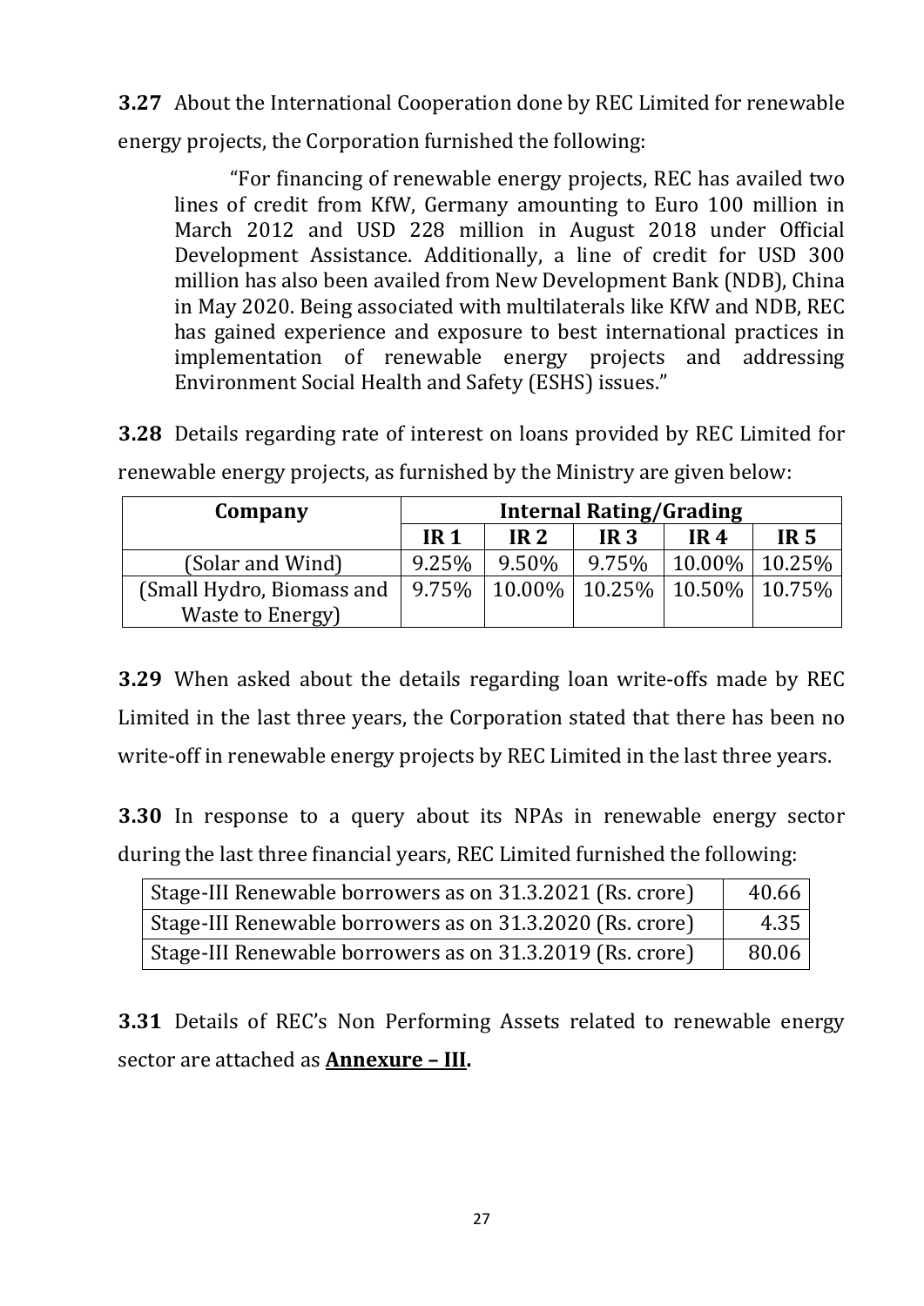**3.27** About the International Cooperation done by REC Limited for renewable energy projects, the Corporation furnished the following:

> "For financing of renewable energy projects, REC has availed two lines of credit from KfW, Germany amounting to Euro 100 million in March 2012 and USD 228 million in August 2018 under Official Development Assistance. Additionally, a line of credit for USD 300 million has also been availed from New Development Bank (NDB), China in May 2020. Being associated with multilaterals like KfW and NDB, REC has gained experience and exposure to best international practices in implementation of renewable energy projects and addressing Environment Social Health and Safety (ESHS) issues."

**3.28** Details regarding rate of interest on loans provided by REC Limited for renewable energy projects, as furnished by the Ministry are given below:

| Company | Internal Rating/Grading | | | | |
|---|---|---|---|---|---|
| | **IR 1** | **IR 2** | **IR 3** | **IR 4** | **IR 5** |
| (Solar and Wind) | 9.25% | 9.50% | 9.75% | 10.00% | 10.25% |
| (Small Hydro, Biomass and Waste to Energy) | 9.75% | 10.00% | 10.25% | 10.50% | 10.75% |

**3.29** When asked about the details regarding loan write-offs made by REC Limited in the last three years, the Corporation stated that there has been no write-off in renewable energy projects by REC Limited in the last three years.

**3.30** In response to a query about its NPAs in renewable energy sector during the last three financial years, REC Limited furnished the following:

| | |
|---|---|
| Stage-III Renewable borrowers as on 31.3.2021 (Rs. crore) | 40.66 |
| Stage-III Renewable borrowers as on 31.3.2020 (Rs. crore) | 4.35 |
| Stage-III Renewable borrowers as on 31.3.2019 (Rs. crore) | 80.06 |

**3.31** Details of REC's Non Performing Assets related to renewable energy sector are attached as **Annexure – III.**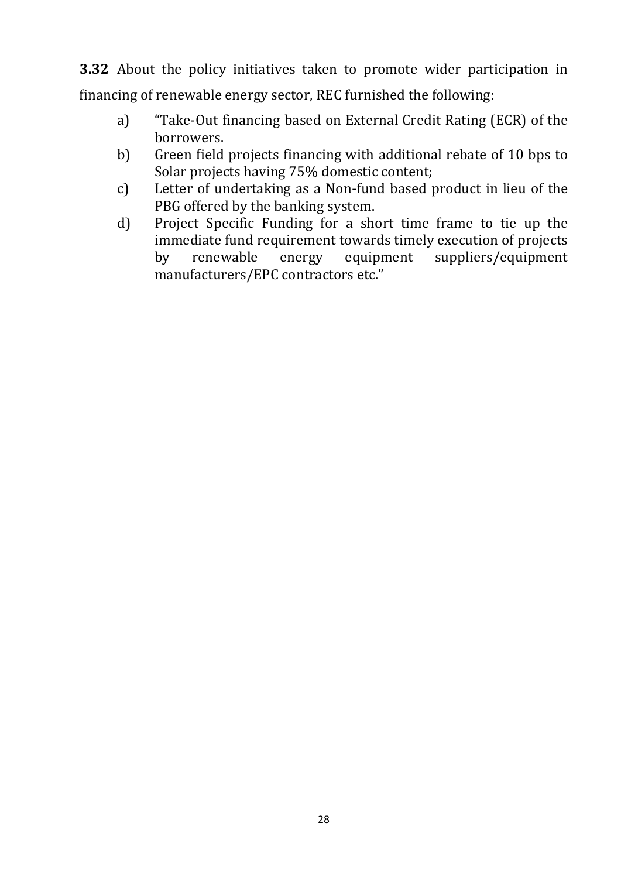**3.32** About the policy initiatives taken to promote wider participation in financing of renewable energy sector, REC furnished the following:

a) "Take-Out financing based on External Credit Rating (ECR) of the borrowers.

b) Green field projects financing with additional rebate of 10 bps to Solar projects having 75% domestic content;

c) Letter of undertaking as a Non-fund based product in lieu of the PBG offered by the banking system.

d) Project Specific Funding for a short time frame to tie up the immediate fund requirement towards timely execution of projects by renewable energy equipment suppliers/equipment manufacturers/EPC contractors etc."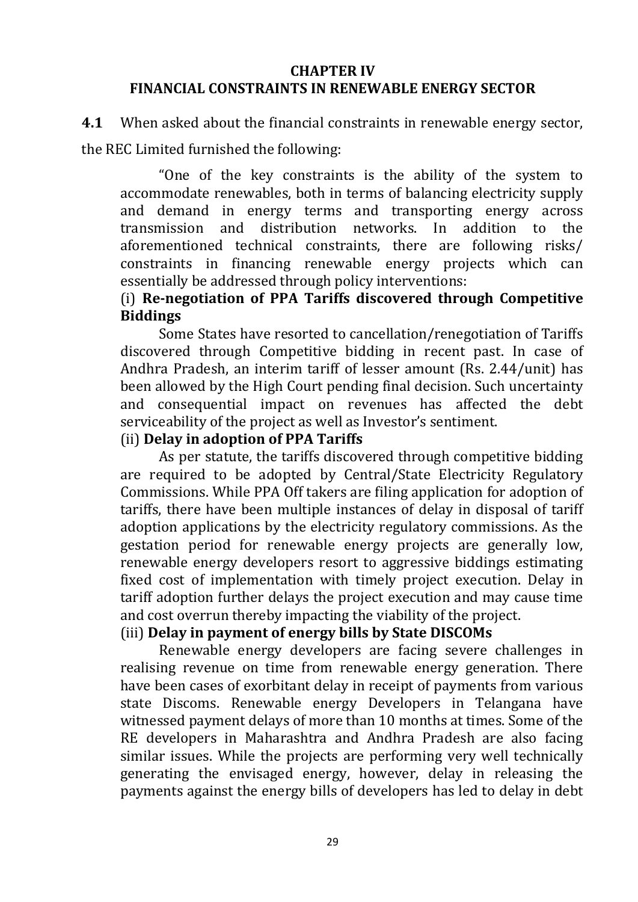## CHAPTER IV
## FINANCIAL CONSTRAINTS IN RENEWABLE ENERGY SECTOR

**4.1** When asked about the financial constraints in renewable energy sector, the REC Limited furnished the following:

> "One of the key constraints is the ability of the system to accommodate renewables, both in terms of balancing electricity supply and demand in energy terms and transporting energy across transmission and distribution networks. In addition to the aforementioned technical constraints, there are following risks/ constraints in financing renewable energy projects which can essentially be addressed through policy interventions:
>
> (i) **Re-negotiation of PPA Tariffs discovered through Competitive Biddings**
>
> Some States have resorted to cancellation/renegotiation of Tariffs discovered through Competitive bidding in recent past. In case of Andhra Pradesh, an interim tariff of lesser amount (Rs. 2.44/unit) has been allowed by the High Court pending final decision. Such uncertainty and consequential impact on revenues has affected the debt serviceability of the project as well as Investor's sentiment.
>
> (ii) **Delay in adoption of PPA Tariffs**
>
> As per statute, the tariffs discovered through competitive bidding are required to be adopted by Central/State Electricity Regulatory Commissions. While PPA Off takers are filing application for adoption of tariffs, there have been multiple instances of delay in disposal of tariff adoption applications by the electricity regulatory commissions. As the gestation period for renewable energy projects are generally low, renewable energy developers resort to aggressive biddings estimating fixed cost of implementation with timely project execution. Delay in tariff adoption further delays the project execution and may cause time and cost overrun thereby impacting the viability of the project.
>
> (iii) **Delay in payment of energy bills by State DISCOMs**
>
> Renewable energy developers are facing severe challenges in realising revenue on time from renewable energy generation. There have been cases of exorbitant delay in receipt of payments from various state Discoms. Renewable energy Developers in Telangana have witnessed payment delays of more than 10 months at times. Some of the RE developers in Maharashtra and Andhra Pradesh are also facing similar issues. While the projects are performing very well technically generating the envisaged energy, however, delay in releasing the payments against the energy bills of developers has led to delay in debt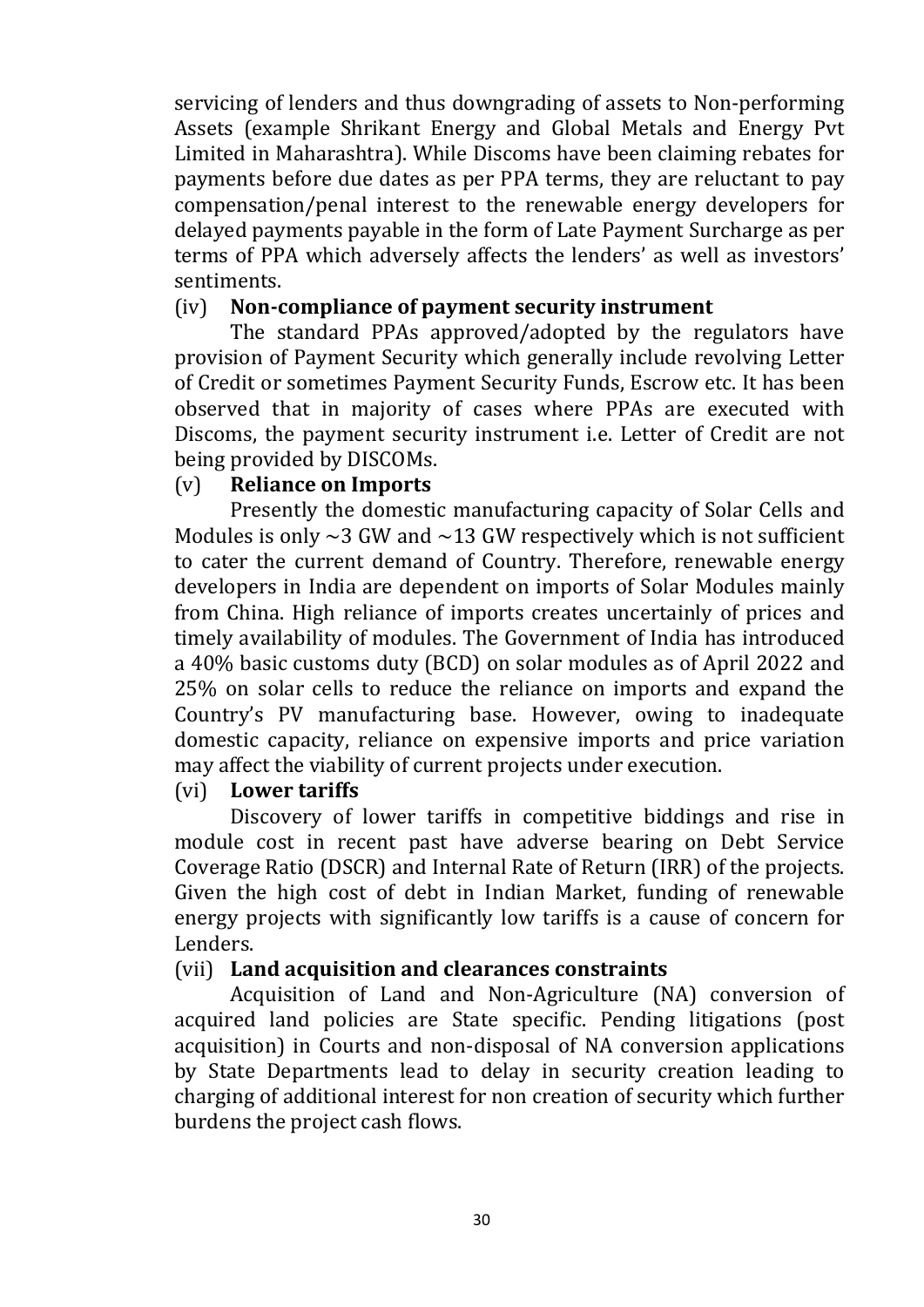servicing of lenders and thus downgrading of assets to Non-performing Assets (example Shrikant Energy and Global Metals and Energy Pvt Limited in Maharashtra). While Discoms have been claiming rebates for payments before due dates as per PPA terms, they are reluctant to pay compensation/penal interest to the renewable energy developers for delayed payments payable in the form of Late Payment Surcharge as per terms of PPA which adversely affects the lenders' as well as investors' sentiments.

(iv) **Non-compliance of payment security instrument**

The standard PPAs approved/adopted by the regulators have provision of Payment Security which generally include revolving Letter of Credit or sometimes Payment Security Funds, Escrow etc. It has been observed that in majority of cases where PPAs are executed with Discoms, the payment security instrument i.e. Letter of Credit are not being provided by DISCOMs.

(v) **Reliance on Imports**

Presently the domestic manufacturing capacity of Solar Cells and Modules is only ~3 GW and ~13 GW respectively which is not sufficient to cater the current demand of Country. Therefore, renewable energy developers in India are dependent on imports of Solar Modules mainly from China. High reliance of imports creates uncertainly of prices and timely availability of modules. The Government of India has introduced a 40% basic customs duty (BCD) on solar modules as of April 2022 and 25% on solar cells to reduce the reliance on imports and expand the Country's PV manufacturing base. However, owing to inadequate domestic capacity, reliance on expensive imports and price variation may affect the viability of current projects under execution.

(vi) **Lower tariffs**

Discovery of lower tariffs in competitive biddings and rise in module cost in recent past have adverse bearing on Debt Service Coverage Ratio (DSCR) and Internal Rate of Return (IRR) of the projects. Given the high cost of debt in Indian Market, funding of renewable energy projects with significantly low tariffs is a cause of concern for Lenders.

(vii) **Land acquisition and clearances constraints**

Acquisition of Land and Non-Agriculture (NA) conversion of acquired land policies are State specific. Pending litigations (post acquisition) in Courts and non-disposal of NA conversion applications by State Departments lead to delay in security creation leading to charging of additional interest for non creation of security which further burdens the project cash flows.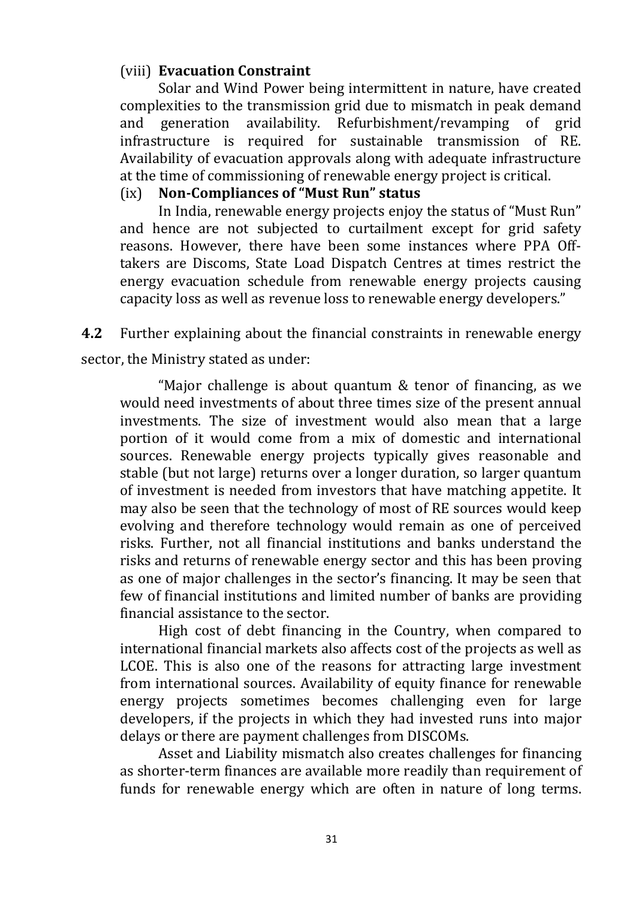(viii) **Evacuation Constraint**

Solar and Wind Power being intermittent in nature, have created complexities to the transmission grid due to mismatch in peak demand and generation availability. Refurbishment/revamping of grid infrastructure is required for sustainable transmission of RE. Availability of evacuation approvals along with adequate infrastructure at the time of commissioning of renewable energy project is critical.

(ix) **Non-Compliances of "Must Run" status**

In India, renewable energy projects enjoy the status of "Must Run" and hence are not subjected to curtailment except for grid safety reasons. However, there have been some instances where PPA Off-takers are Discoms, State Load Dispatch Centres at times restrict the energy evacuation schedule from renewable energy projects causing capacity loss as well as revenue loss to renewable energy developers."

**4.2** Further explaining about the financial constraints in renewable energy sector, the Ministry stated as under:

> "Major challenge is about quantum & tenor of financing, as we would need investments of about three times size of the present annual investments. The size of investment would also mean that a large portion of it would come from a mix of domestic and international sources. Renewable energy projects typically gives reasonable and stable (but not large) returns over a longer duration, so larger quantum of investment is needed from investors that have matching appetite. It may also be seen that the technology of most of RE sources would keep evolving and therefore technology would remain as one of perceived risks. Further, not all financial institutions and banks understand the risks and returns of renewable energy sector and this has been proving as one of major challenges in the sector's financing. It may be seen that few of financial institutions and limited number of banks are providing financial assistance to the sector.
>
> High cost of debt financing in the Country, when compared to international financial markets also affects cost of the projects as well as LCOE. This is also one of the reasons for attracting large investment from international sources. Availability of equity finance for renewable energy projects sometimes becomes challenging even for large developers, if the projects in which they had invested runs into major delays or there are payment challenges from DISCOMs.
>
> Asset and Liability mismatch also creates challenges for financing as shorter-term finances are available more readily than requirement of funds for renewable energy which are often in nature of long terms.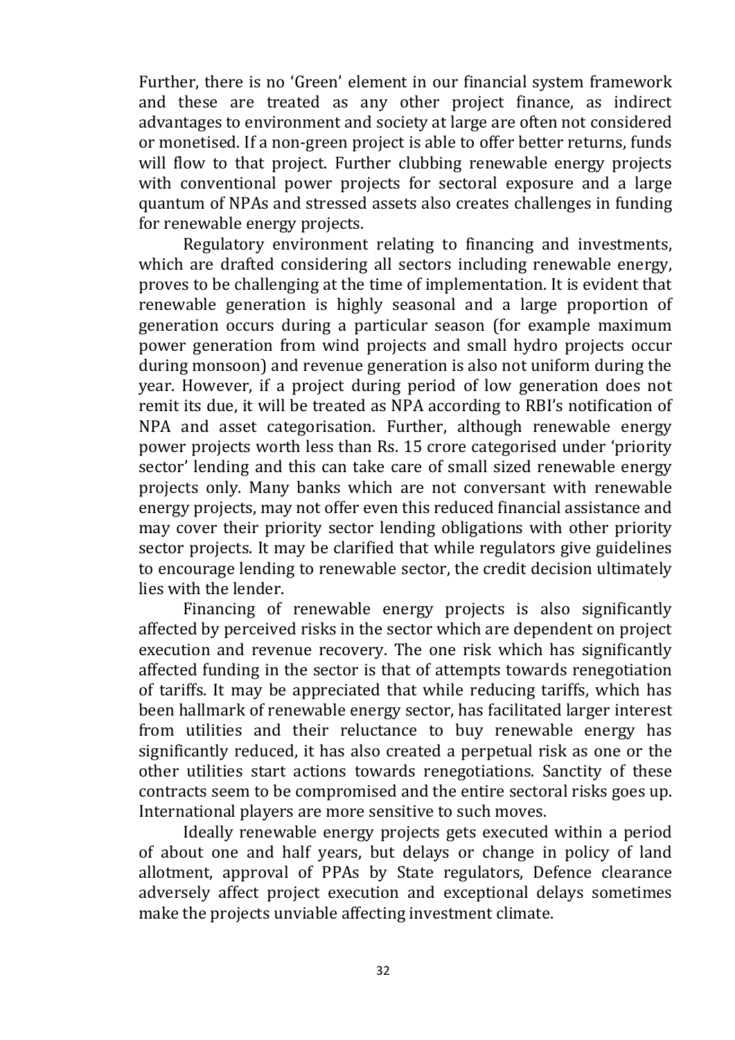Further, there is no 'Green' element in our financial system framework and these are treated as any other project finance, as indirect advantages to environment and society at large are often not considered or monetised. If a non-green project is able to offer better returns, funds will flow to that project. Further clubbing renewable energy projects with conventional power projects for sectoral exposure and a large quantum of NPAs and stressed assets also creates challenges in funding for renewable energy projects.

Regulatory environment relating to financing and investments, which are drafted considering all sectors including renewable energy, proves to be challenging at the time of implementation. It is evident that renewable generation is highly seasonal and a large proportion of generation occurs during a particular season (for example maximum power generation from wind projects and small hydro projects occur during monsoon) and revenue generation is also not uniform during the year. However, if a project during period of low generation does not remit its due, it will be treated as NPA according to RBI's notification of NPA and asset categorisation. Further, although renewable energy power projects worth less than Rs. 15 crore categorised under 'priority sector' lending and this can take care of small sized renewable energy projects only. Many banks which are not conversant with renewable energy projects, may not offer even this reduced financial assistance and may cover their priority sector lending obligations with other priority sector projects. It may be clarified that while regulators give guidelines to encourage lending to renewable sector, the credit decision ultimately lies with the lender.

Financing of renewable energy projects is also significantly affected by perceived risks in the sector which are dependent on project execution and revenue recovery. The one risk which has significantly affected funding in the sector is that of attempts towards renegotiation of tariffs. It may be appreciated that while reducing tariffs, which has been hallmark of renewable energy sector, has facilitated larger interest from utilities and their reluctance to buy renewable energy has significantly reduced, it has also created a perpetual risk as one or the other utilities start actions towards renegotiations. Sanctity of these contracts seem to be compromised and the entire sectoral risks goes up. International players are more sensitive to such moves.

Ideally renewable energy projects gets executed within a period of about one and half years, but delays or change in policy of land allotment, approval of PPAs by State regulators, Defence clearance adversely affect project execution and exceptional delays sometimes make the projects unviable affecting investment climate.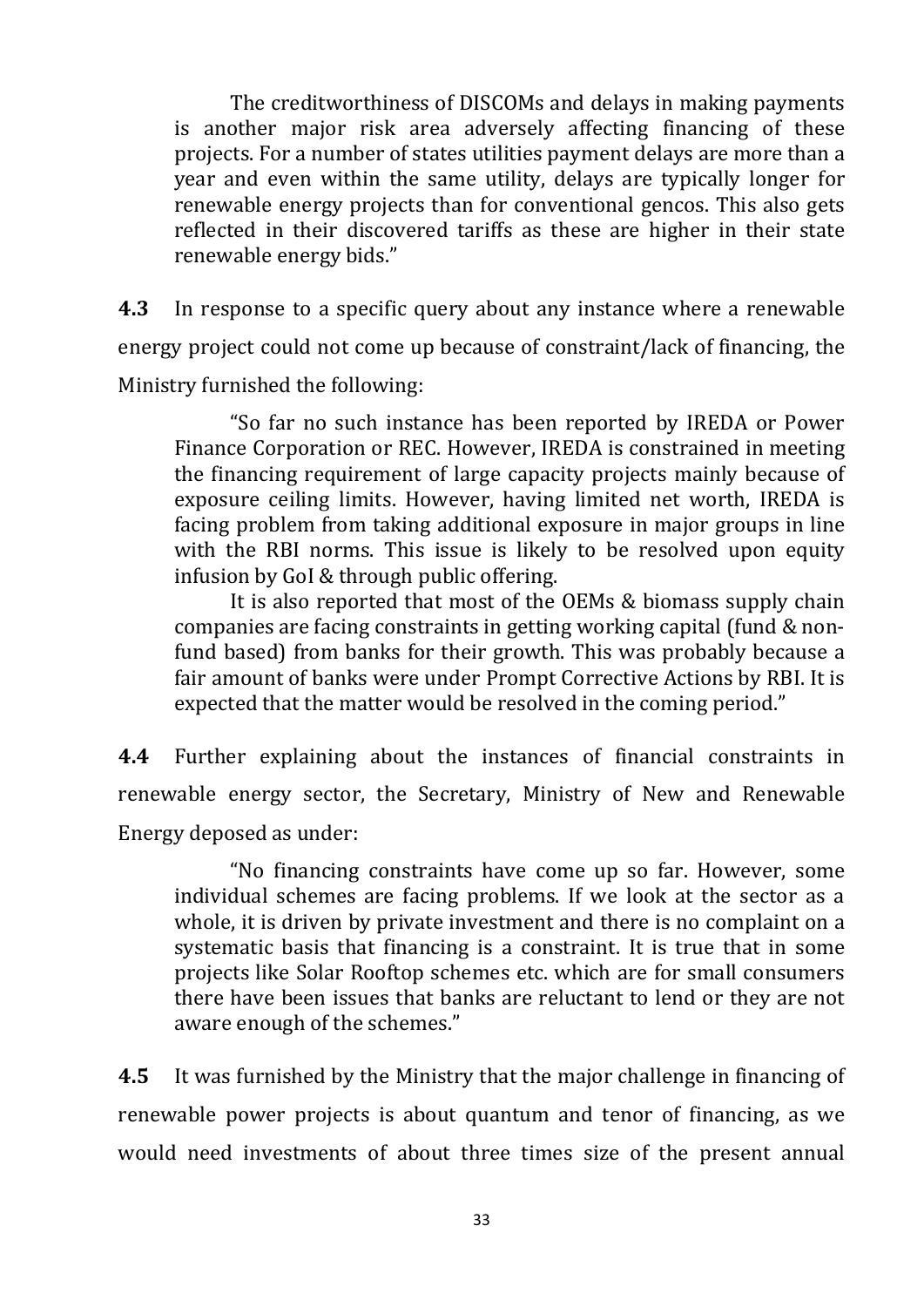The creditworthiness of DISCOMs and delays in making payments is another major risk area adversely affecting financing of these projects. For a number of states utilities payment delays are more than a year and even within the same utility, delays are typically longer for renewable energy projects than for conventional gencos. This also gets reflected in their discovered tariffs as these are higher in their state renewable energy bids."

**4.3** In response to a specific query about any instance where a renewable energy project could not come up because of constraint/lack of financing, the Ministry furnished the following:

> "So far no such instance has been reported by IREDA or Power Finance Corporation or REC. However, IREDA is constrained in meeting the financing requirement of large capacity projects mainly because of exposure ceiling limits. However, having limited net worth, IREDA is facing problem from taking additional exposure in major groups in line with the RBI norms. This issue is likely to be resolved upon equity infusion by GoI & through public offering.
>
> It is also reported that most of the OEMs & biomass supply chain companies are facing constraints in getting working capital (fund & non-fund based) from banks for their growth. This was probably because a fair amount of banks were under Prompt Corrective Actions by RBI. It is expected that the matter would be resolved in the coming period."

**4.4** Further explaining about the instances of financial constraints in renewable energy sector, the Secretary, Ministry of New and Renewable Energy deposed as under:

> "No financing constraints have come up so far. However, some individual schemes are facing problems. If we look at the sector as a whole, it is driven by private investment and there is no complaint on a systematic basis that financing is a constraint. It is true that in some projects like Solar Rooftop schemes etc. which are for small consumers there have been issues that banks are reluctant to lend or they are not aware enough of the schemes."

**4.5** It was furnished by the Ministry that the major challenge in financing of renewable power projects is about quantum and tenor of financing, as we would need investments of about three times size of the present annual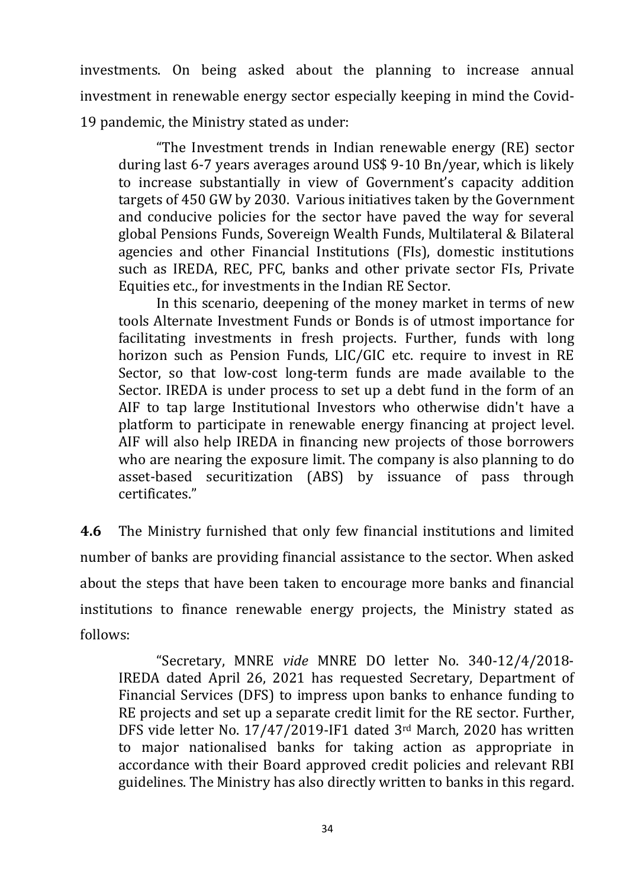investments. On being asked about the planning to increase annual investment in renewable energy sector especially keeping in mind the Covid-19 pandemic, the Ministry stated as under:

> "The Investment trends in Indian renewable energy (RE) sector during last 6-7 years averages around US$ 9-10 Bn/year, which is likely to increase substantially in view of Government's capacity addition targets of 450 GW by 2030. Various initiatives taken by the Government and conducive policies for the sector have paved the way for several global Pensions Funds, Sovereign Wealth Funds, Multilateral & Bilateral agencies and other Financial Institutions (FIs), domestic institutions such as IREDA, REC, PFC, banks and other private sector FIs, Private Equities etc., for investments in the Indian RE Sector.
>
> In this scenario, deepening of the money market in terms of new tools Alternate Investment Funds or Bonds is of utmost importance for facilitating investments in fresh projects. Further, funds with long horizon such as Pension Funds, LIC/GIC etc. require to invest in RE Sector, so that low-cost long-term funds are made available to the Sector. IREDA is under process to set up a debt fund in the form of an AIF to tap large Institutional Investors who otherwise didn't have a platform to participate in renewable energy financing at project level. AIF will also help IREDA in financing new projects of those borrowers who are nearing the exposure limit. The company is also planning to do asset-based securitization (ABS) by issuance of pass through certificates."

**4.6** The Ministry furnished that only few financial institutions and limited number of banks are providing financial assistance to the sector. When asked about the steps that have been taken to encourage more banks and financial institutions to finance renewable energy projects, the Ministry stated as follows:

> "Secretary, MNRE *vide* MNRE DO letter No. 340-12/4/2018-IREDA dated April 26, 2021 has requested Secretary, Department of Financial Services (DFS) to impress upon banks to enhance funding to RE projects and set up a separate credit limit for the RE sector. Further, DFS vide letter No. 17/47/2019-IF1 dated 3rd March, 2020 has written to major nationalised banks for taking action as appropriate in accordance with their Board approved credit policies and relevant RBI guidelines. The Ministry has also directly written to banks in this regard.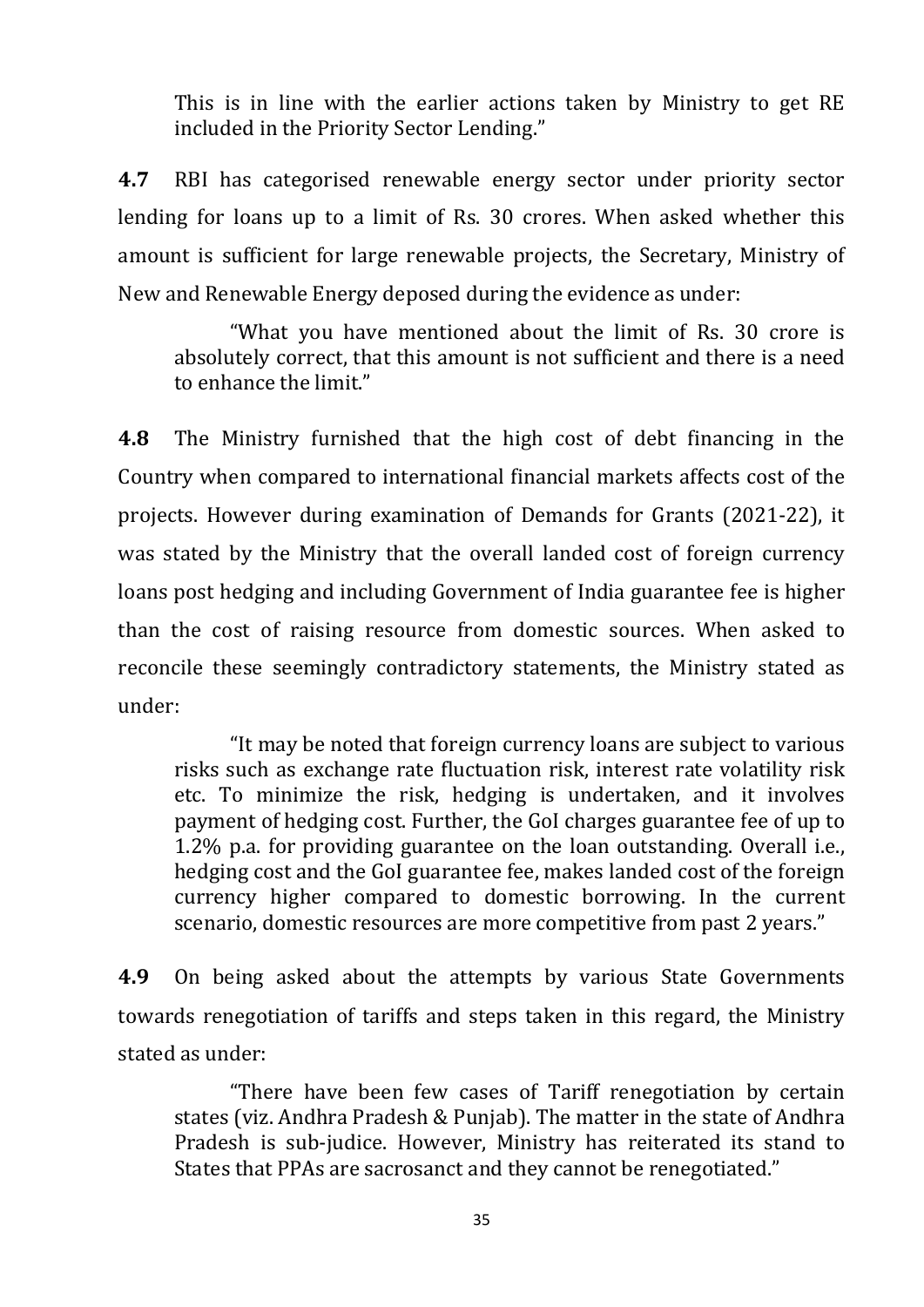This is in line with the earlier actions taken by Ministry to get RE included in the Priority Sector Lending."

**4.7** RBI has categorised renewable energy sector under priority sector lending for loans up to a limit of Rs. 30 crores. When asked whether this amount is sufficient for large renewable projects, the Secretary, Ministry of New and Renewable Energy deposed during the evidence as under:

> "What you have mentioned about the limit of Rs. 30 crore is absolutely correct, that this amount is not sufficient and there is a need to enhance the limit."

**4.8** The Ministry furnished that the high cost of debt financing in the Country when compared to international financial markets affects cost of the projects. However during examination of Demands for Grants (2021-22), it was stated by the Ministry that the overall landed cost of foreign currency loans post hedging and including Government of India guarantee fee is higher than the cost of raising resource from domestic sources. When asked to reconcile these seemingly contradictory statements, the Ministry stated as under:

> "It may be noted that foreign currency loans are subject to various risks such as exchange rate fluctuation risk, interest rate volatility risk etc. To minimize the risk, hedging is undertaken, and it involves payment of hedging cost. Further, the GoI charges guarantee fee of up to 1.2% p.a. for providing guarantee on the loan outstanding. Overall i.e., hedging cost and the GoI guarantee fee, makes landed cost of the foreign currency higher compared to domestic borrowing. In the current scenario, domestic resources are more competitive from past 2 years."

**4.9** On being asked about the attempts by various State Governments towards renegotiation of tariffs and steps taken in this regard, the Ministry stated as under:

> "There have been few cases of Tariff renegotiation by certain states (viz. Andhra Pradesh & Punjab). The matter in the state of Andhra Pradesh is sub-judice. However, Ministry has reiterated its stand to States that PPAs are sacrosanct and they cannot be renegotiated."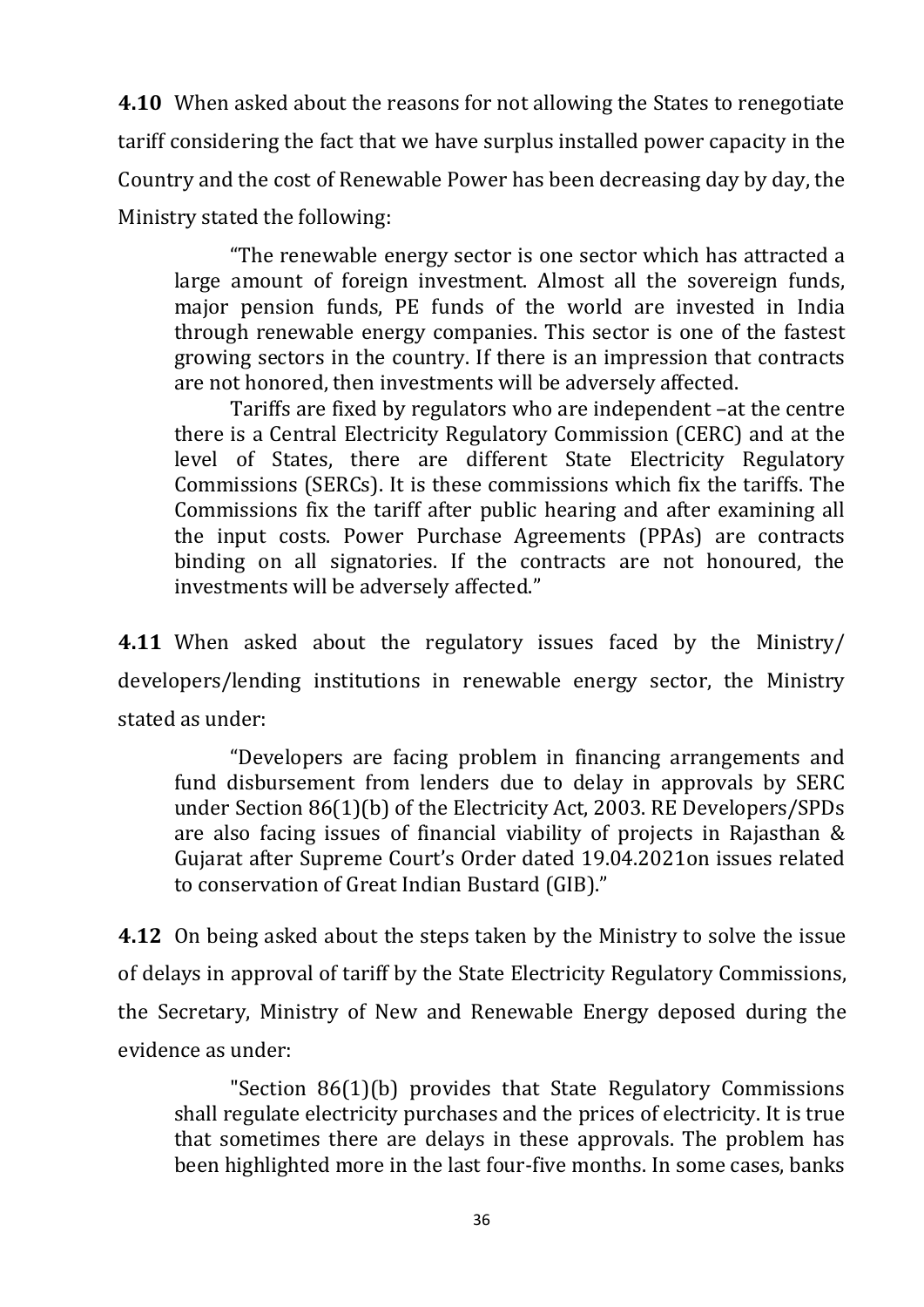**4.10** When asked about the reasons for not allowing the States to renegotiate tariff considering the fact that we have surplus installed power capacity in the Country and the cost of Renewable Power has been decreasing day by day, the Ministry stated the following:

> "The renewable energy sector is one sector which has attracted a large amount of foreign investment. Almost all the sovereign funds, major pension funds, PE funds of the world are invested in India through renewable energy companies. This sector is one of the fastest growing sectors in the country. If there is an impression that contracts are not honored, then investments will be adversely affected.
>
> Tariffs are fixed by regulators who are independent –at the centre there is a Central Electricity Regulatory Commission (CERC) and at the level of States, there are different State Electricity Regulatory Commissions (SERCs). It is these commissions which fix the tariffs. The Commissions fix the tariff after public hearing and after examining all the input costs. Power Purchase Agreements (PPAs) are contracts binding on all signatories. If the contracts are not honoured, the investments will be adversely affected."

**4.11** When asked about the regulatory issues faced by the Ministry/ developers/lending institutions in renewable energy sector, the Ministry stated as under:

> "Developers are facing problem in financing arrangements and fund disbursement from lenders due to delay in approvals by SERC under Section 86(1)(b) of the Electricity Act, 2003. RE Developers/SPDs are also facing issues of financial viability of projects in Rajasthan & Gujarat after Supreme Court's Order dated 19.04.2021on issues related to conservation of Great Indian Bustard (GIB)."

**4.12** On being asked about the steps taken by the Ministry to solve the issue of delays in approval of tariff by the State Electricity Regulatory Commissions, the Secretary, Ministry of New and Renewable Energy deposed during the evidence as under:

> "Section 86(1)(b) provides that State Regulatory Commissions shall regulate electricity purchases and the prices of electricity. It is true that sometimes there are delays in these approvals. The problem has been highlighted more in the last four-five months. In some cases, banks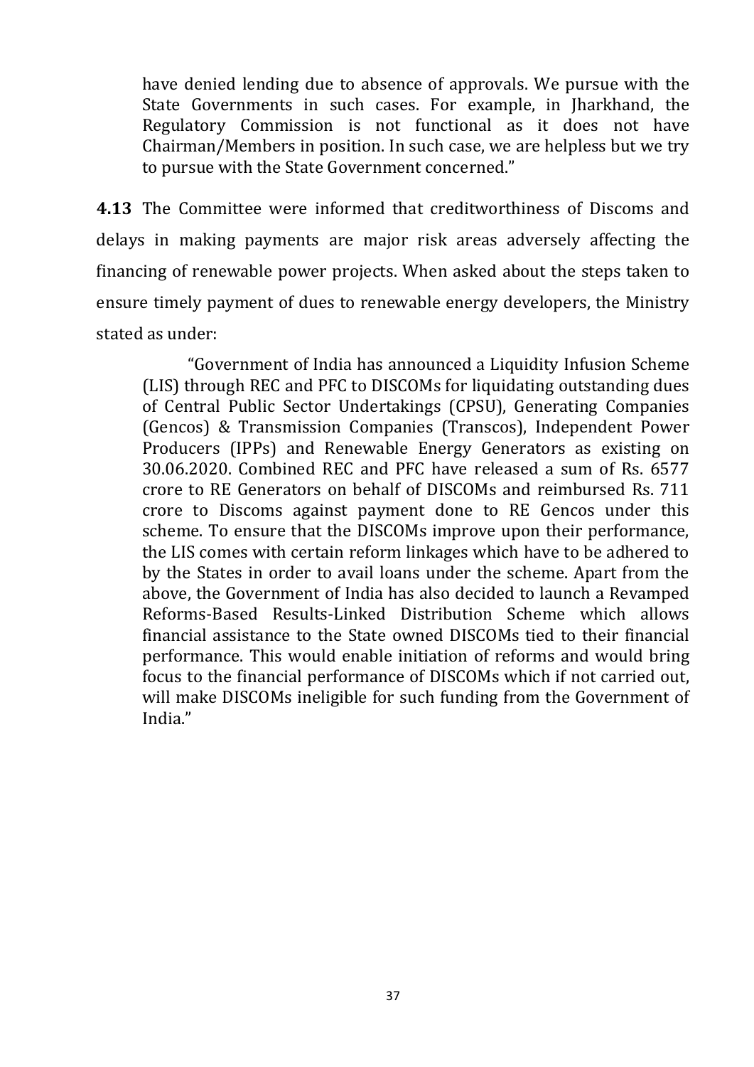have denied lending due to absence of approvals. We pursue with the State Governments in such cases. For example, in Jharkhand, the Regulatory Commission is not functional as it does not have Chairman/Members in position. In such case, we are helpless but we try to pursue with the State Government concerned."

**4.13** The Committee were informed that creditworthiness of Discoms and delays in making payments are major risk areas adversely affecting the financing of renewable power projects. When asked about the steps taken to ensure timely payment of dues to renewable energy developers, the Ministry stated as under:

> "Government of India has announced a Liquidity Infusion Scheme (LIS) through REC and PFC to DISCOMs for liquidating outstanding dues of Central Public Sector Undertakings (CPSU), Generating Companies (Gencos) & Transmission Companies (Transcos), Independent Power Producers (IPPs) and Renewable Energy Generators as existing on 30.06.2020. Combined REC and PFC have released a sum of Rs. 6577 crore to RE Generators on behalf of DISCOMs and reimbursed Rs. 711 crore to Discoms against payment done to RE Gencos under this scheme. To ensure that the DISCOMs improve upon their performance, the LIS comes with certain reform linkages which have to be adhered to by the States in order to avail loans under the scheme. Apart from the above, the Government of India has also decided to launch a Revamped Reforms-Based Results-Linked Distribution Scheme which allows financial assistance to the State owned DISCOMs tied to their financial performance. This would enable initiation of reforms and would bring focus to the financial performance of DISCOMs which if not carried out, will make DISCOMs ineligible for such funding from the Government of India."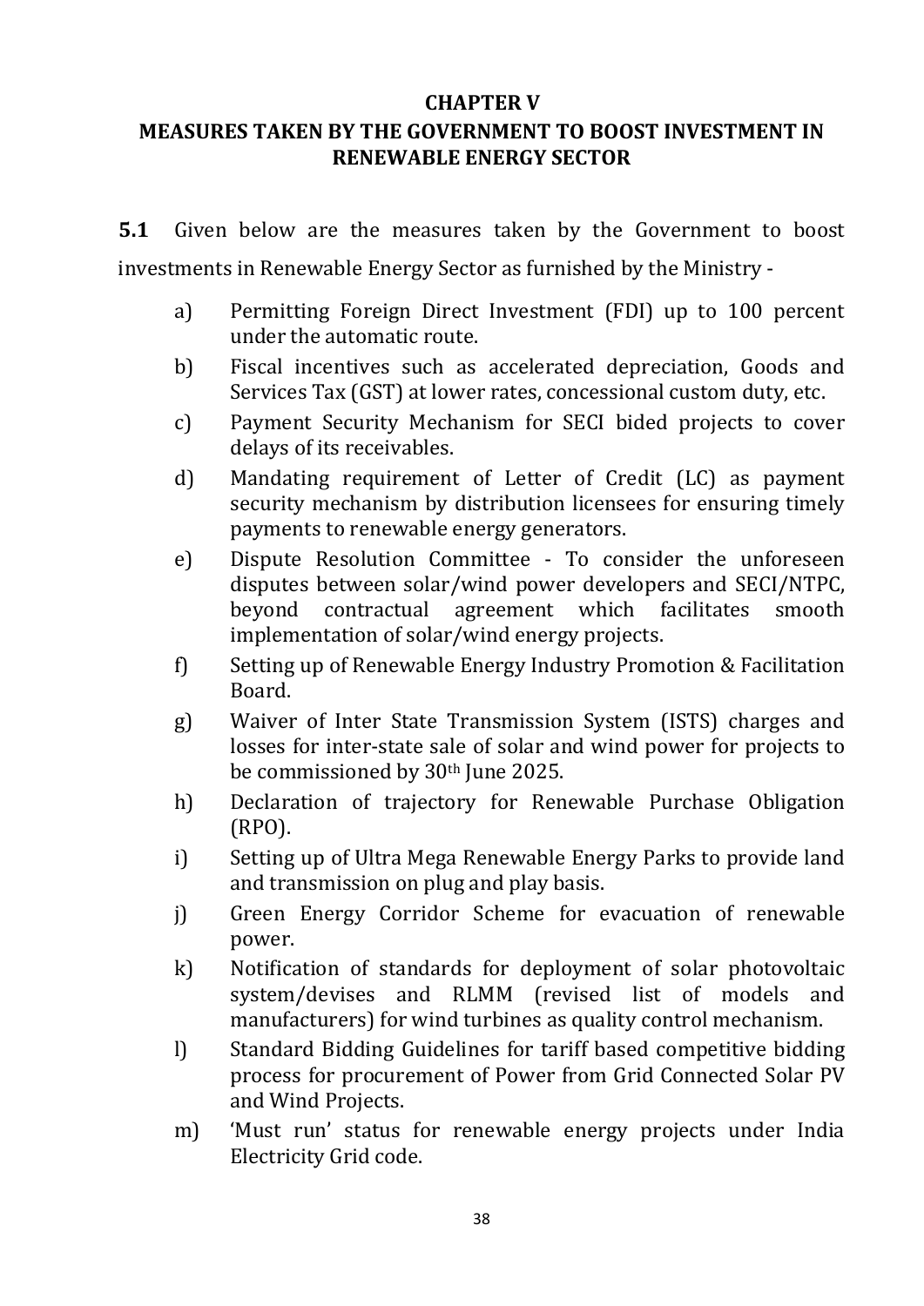## CHAPTER V

## MEASURES TAKEN BY THE GOVERNMENT TO BOOST INVESTMENT IN RENEWABLE ENERGY SECTOR

**5.1** Given below are the measures taken by the Government to boost investments in Renewable Energy Sector as furnished by the Ministry -

a) Permitting Foreign Direct Investment (FDI) up to 100 percent under the automatic route.

b) Fiscal incentives such as accelerated depreciation, Goods and Services Tax (GST) at lower rates, concessional custom duty, etc.

c) Payment Security Mechanism for SECI bided projects to cover delays of its receivables.

d) Mandating requirement of Letter of Credit (LC) as payment security mechanism by distribution licensees for ensuring timely payments to renewable energy generators.

e) Dispute Resolution Committee - To consider the unforeseen disputes between solar/wind power developers and SECI/NTPC, beyond contractual agreement which facilitates smooth implementation of solar/wind energy projects.

f) Setting up of Renewable Energy Industry Promotion & Facilitation Board.

g) Waiver of Inter State Transmission System (ISTS) charges and losses for inter-state sale of solar and wind power for projects to be commissioned by 30th June 2025.

h) Declaration of trajectory for Renewable Purchase Obligation (RPO).

i) Setting up of Ultra Mega Renewable Energy Parks to provide land and transmission on plug and play basis.

j) Green Energy Corridor Scheme for evacuation of renewable power.

k) Notification of standards for deployment of solar photovoltaic system/devises and RLMM (revised list of models and manufacturers) for wind turbines as quality control mechanism.

l) Standard Bidding Guidelines for tariff based competitive bidding process for procurement of Power from Grid Connected Solar PV and Wind Projects.

m) 'Must run' status for renewable energy projects under India Electricity Grid code.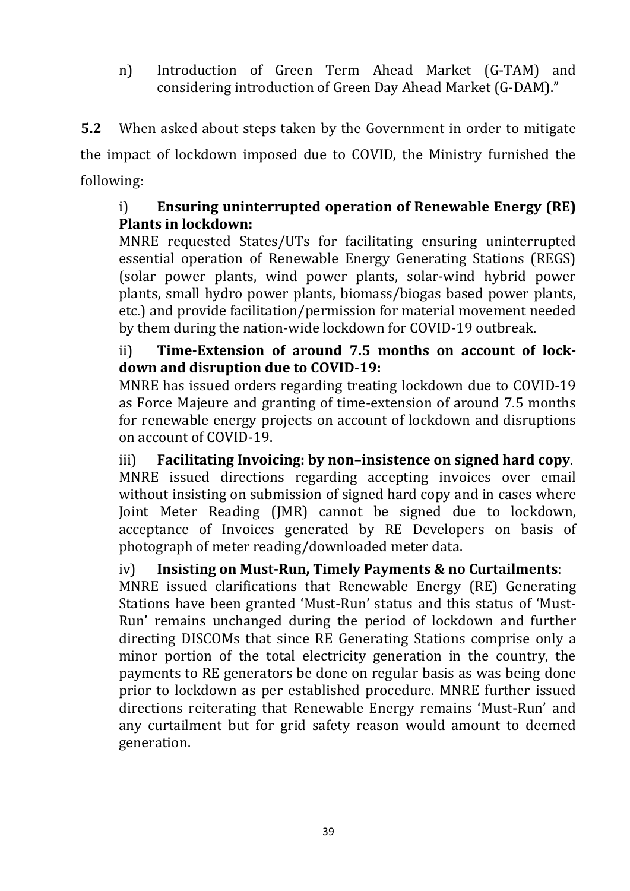n) Introduction of Green Term Ahead Market (G-TAM) and considering introduction of Green Day Ahead Market (G-DAM)."

**5.2** When asked about steps taken by the Government in order to mitigate the impact of lockdown imposed due to COVID, the Ministry furnished the following:

i) **Ensuring uninterrupted operation of Renewable Energy (RE) Plants in lockdown:**
MNRE requested States/UTs for facilitating ensuring uninterrupted essential operation of Renewable Energy Generating Stations (REGS) (solar power plants, wind power plants, solar-wind hybrid power plants, small hydro power plants, biomass/biogas based power plants, etc.) and provide facilitation/permission for material movement needed by them during the nation-wide lockdown for COVID-19 outbreak.

ii) **Time-Extension of around 7.5 months on account of lock-down and disruption due to COVID-19:**
MNRE has issued orders regarding treating lockdown due to COVID-19 as Force Majeure and granting of time-extension of around 7.5 months for renewable energy projects on account of lockdown and disruptions on account of COVID-19.

iii) **Facilitating Invoicing: by non–insistence on signed hard copy**.
MNRE issued directions regarding accepting invoices over email without insisting on submission of signed hard copy and in cases where Joint Meter Reading (JMR) cannot be signed due to lockdown, acceptance of Invoices generated by RE Developers on basis of photograph of meter reading/downloaded meter data.

iv) **Insisting on Must-Run, Timely Payments & no Curtailments**:
MNRE issued clarifications that Renewable Energy (RE) Generating Stations have been granted 'Must-Run' status and this status of 'Must-Run' remains unchanged during the period of lockdown and further directing DISCOMs that since RE Generating Stations comprise only a minor portion of the total electricity generation in the country, the payments to RE generators be done on regular basis as was being done prior to lockdown as per established procedure. MNRE further issued directions reiterating that Renewable Energy remains 'Must-Run' and any curtailment but for grid safety reason would amount to deemed generation.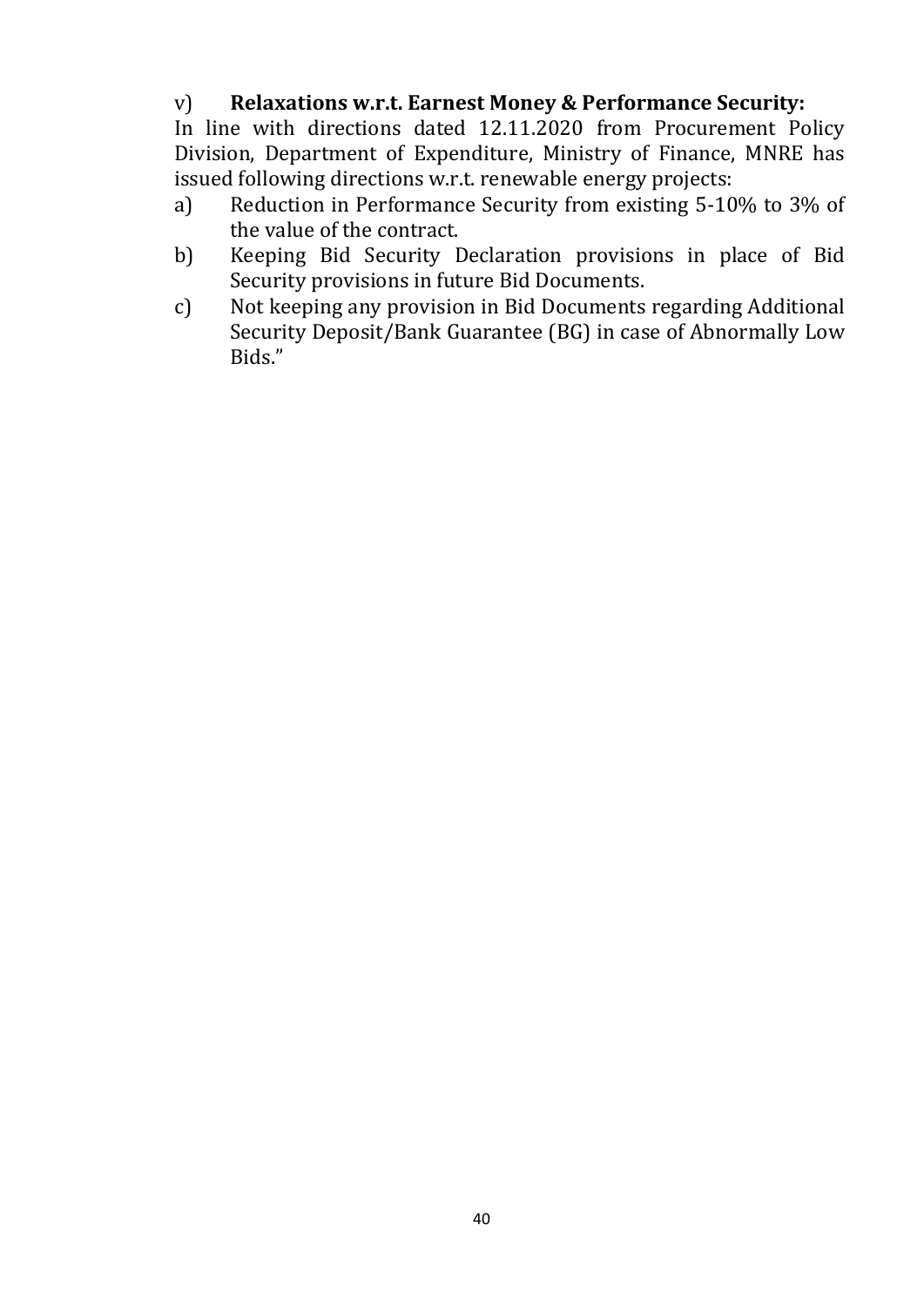v) **Relaxations w.r.t. Earnest Money & Performance Security:**

In line with directions dated 12.11.2020 from Procurement Policy Division, Department of Expenditure, Ministry of Finance, MNRE has issued following directions w.r.t. renewable energy projects:

a) Reduction in Performance Security from existing 5-10% to 3% of the value of the contract.

b) Keeping Bid Security Declaration provisions in place of Bid Security provisions in future Bid Documents.

c) Not keeping any provision in Bid Documents regarding Additional Security Deposit/Bank Guarantee (BG) in case of Abnormally Low Bids."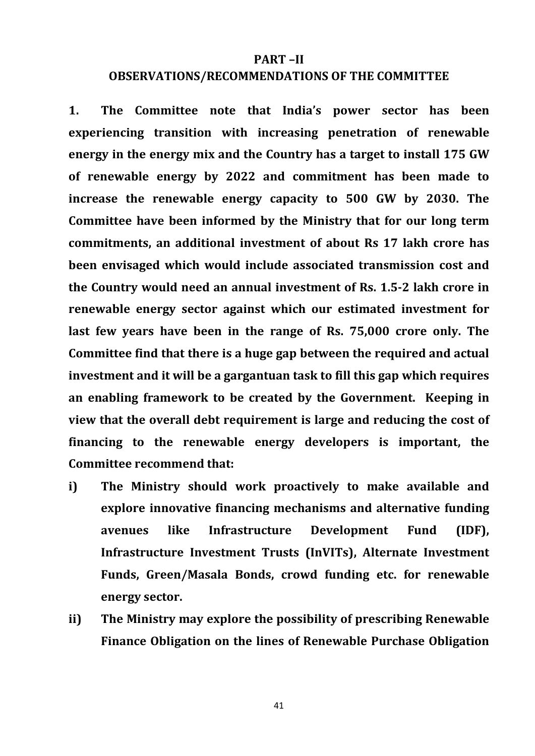## PART –II

## OBSERVATIONS/RECOMMENDATIONS OF THE COMMITTEE

**1. The Committee note that India's power sector has been experiencing transition with increasing penetration of renewable energy in the energy mix and the Country has a target to install 175 GW of renewable energy by 2022 and commitment has been made to increase the renewable energy capacity to 500 GW by 2030. The Committee have been informed by the Ministry that for our long term commitments, an additional investment of about Rs 17 lakh crore has been envisaged which would include associated transmission cost and the Country would need an annual investment of Rs. 1.5-2 lakh crore in renewable energy sector against which our estimated investment for last few years have been in the range of Rs. 75,000 crore only. The Committee find that there is a huge gap between the required and actual investment and it will be a gargantuan task to fill this gap which requires an enabling framework to be created by the Government. Keeping in view that the overall debt requirement is large and reducing the cost of financing to the renewable energy developers is important, the Committee recommend that:**

**i) The Ministry should work proactively to make available and explore innovative financing mechanisms and alternative funding avenues like Infrastructure Development Fund (IDF), Infrastructure Investment Trusts (InVITs), Alternate Investment Funds, Green/Masala Bonds, crowd funding etc. for renewable energy sector.**

**ii) The Ministry may explore the possibility of prescribing Renewable Finance Obligation on the lines of Renewable Purchase Obligation**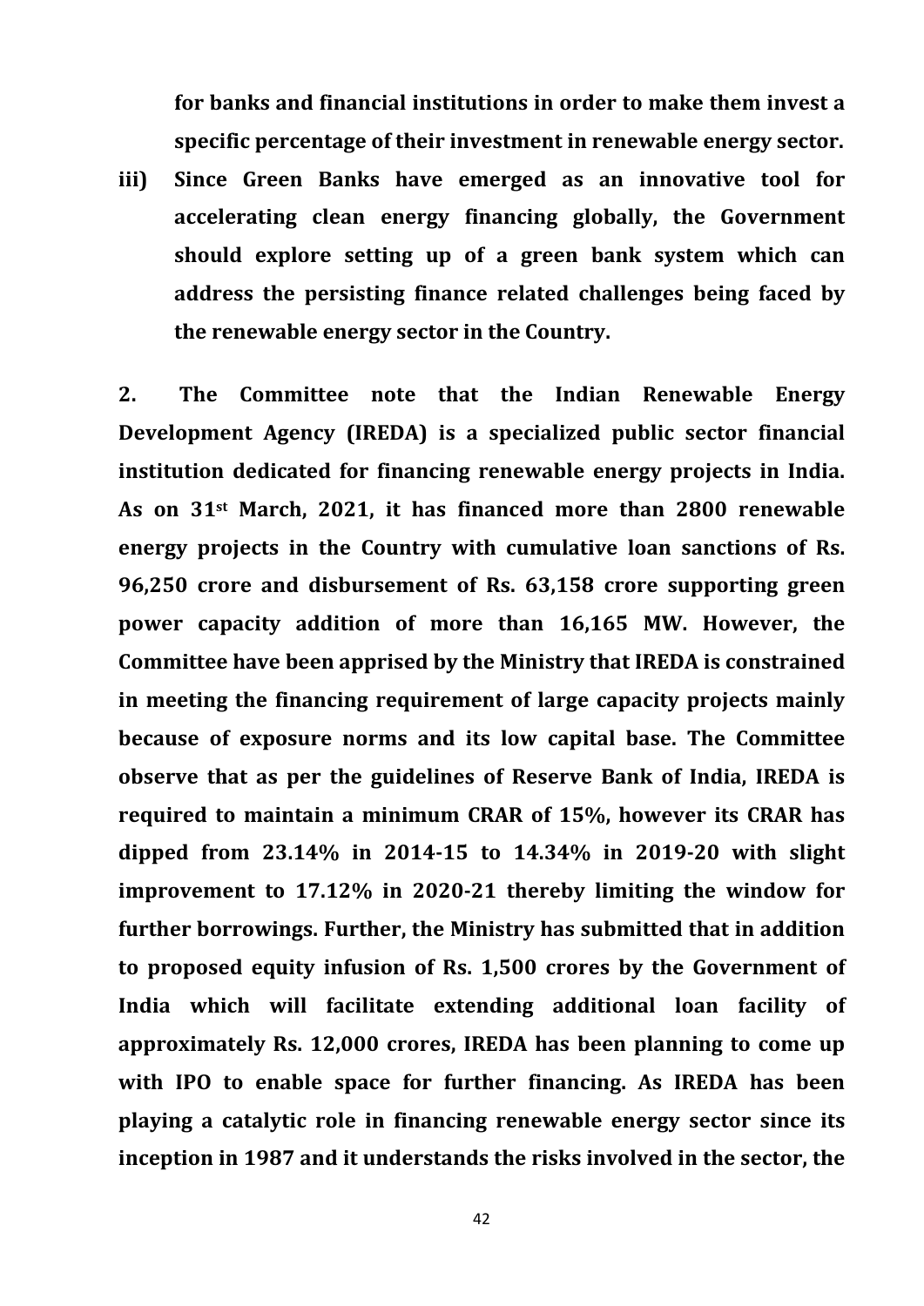**for banks and financial institutions in order to make them invest a specific percentage of their investment in renewable energy sector.**

**iii) Since Green Banks have emerged as an innovative tool for accelerating clean energy financing globally, the Government should explore setting up of a green bank system which can address the persisting finance related challenges being faced by the renewable energy sector in the Country.**

**2. The Committee note that the Indian Renewable Energy Development Agency (IREDA) is a specialized public sector financial institution dedicated for financing renewable energy projects in India. As on 31st March, 2021, it has financed more than 2800 renewable energy projects in the Country with cumulative loan sanctions of Rs. 96,250 crore and disbursement of Rs. 63,158 crore supporting green power capacity addition of more than 16,165 MW. However, the Committee have been apprised by the Ministry that IREDA is constrained in meeting the financing requirement of large capacity projects mainly because of exposure norms and its low capital base. The Committee observe that as per the guidelines of Reserve Bank of India, IREDA is required to maintain a minimum CRAR of 15%, however its CRAR has dipped from 23.14% in 2014-15 to 14.34% in 2019-20 with slight improvement to 17.12% in 2020-21 thereby limiting the window for further borrowings. Further, the Ministry has submitted that in addition to proposed equity infusion of Rs. 1,500 crores by the Government of India which will facilitate extending additional loan facility of approximately Rs. 12,000 crores, IREDA has been planning to come up with IPO to enable space for further financing. As IREDA has been playing a catalytic role in financing renewable energy sector since its inception in 1987 and it understands the risks involved in the sector, the**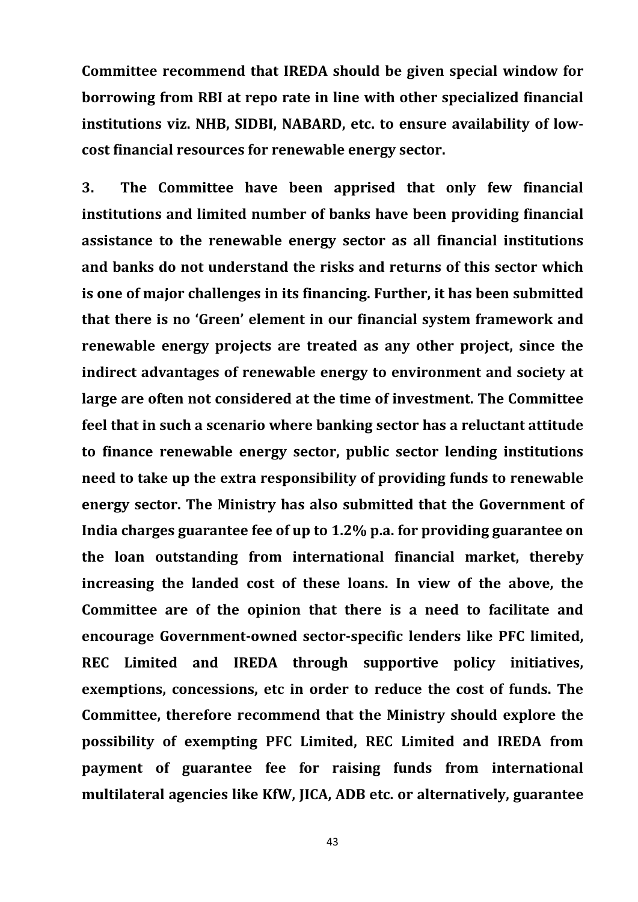**Committee recommend that IREDA should be given special window for borrowing from RBI at repo rate in line with other specialized financial institutions viz. NHB, SIDBI, NABARD, etc. to ensure availability of low-cost financial resources for renewable energy sector.**

**3. The Committee have been apprised that only few financial institutions and limited number of banks have been providing financial assistance to the renewable energy sector as all financial institutions and banks do not understand the risks and returns of this sector which is one of major challenges in its financing. Further, it has been submitted that there is no 'Green' element in our financial system framework and renewable energy projects are treated as any other project, since the indirect advantages of renewable energy to environment and society at large are often not considered at the time of investment. The Committee feel that in such a scenario where banking sector has a reluctant attitude to finance renewable energy sector, public sector lending institutions need to take up the extra responsibility of providing funds to renewable energy sector. The Ministry has also submitted that the Government of India charges guarantee fee of up to 1.2% p.a. for providing guarantee on the loan outstanding from international financial market, thereby increasing the landed cost of these loans. In view of the above, the Committee are of the opinion that there is a need to facilitate and encourage Government-owned sector-specific lenders like PFC limited, REC Limited and IREDA through supportive policy initiatives, exemptions, concessions, etc in order to reduce the cost of funds. The Committee, therefore recommend that the Ministry should explore the possibility of exempting PFC Limited, REC Limited and IREDA from payment of guarantee fee for raising funds from international multilateral agencies like KfW, JICA, ADB etc. or alternatively, guarantee**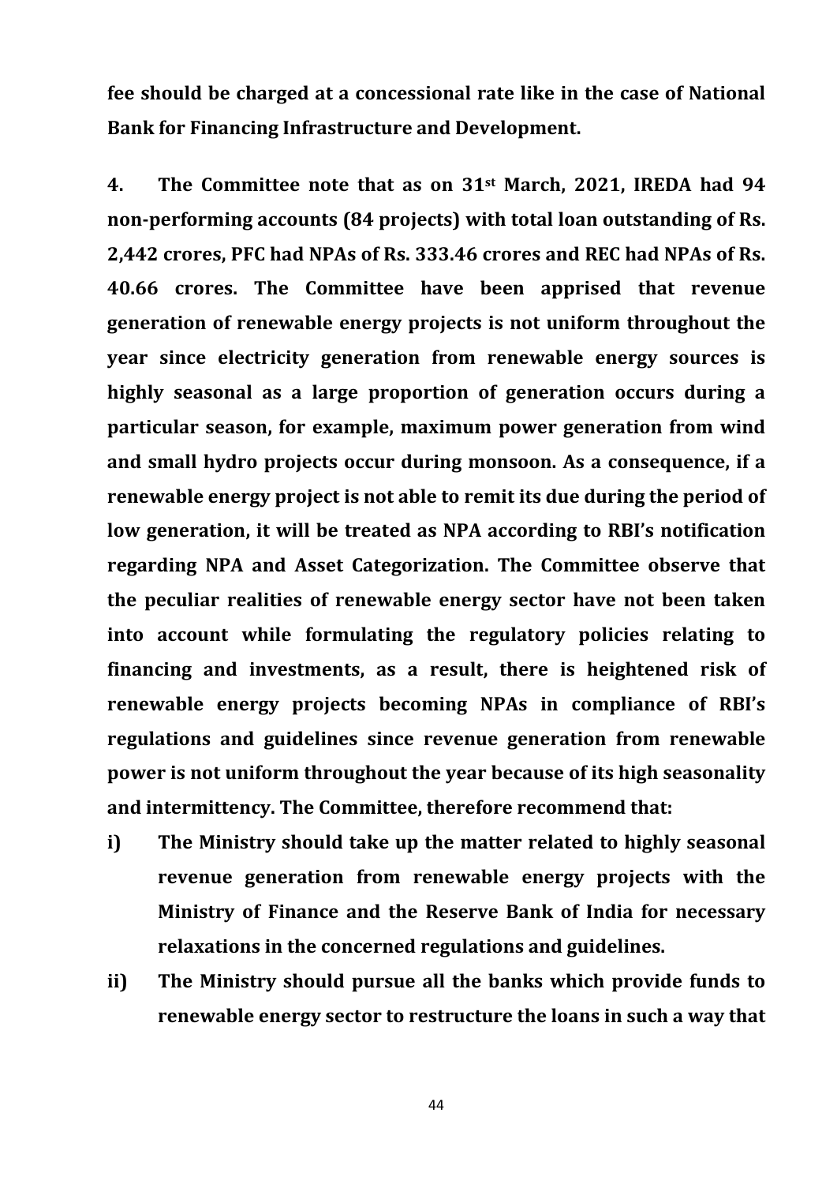**fee should be charged at a concessional rate like in the case of National Bank for Financing Infrastructure and Development.**

**4. The Committee note that as on 31st March, 2021, IREDA had 94 non-performing accounts (84 projects) with total loan outstanding of Rs. 2,442 crores, PFC had NPAs of Rs. 333.46 crores and REC had NPAs of Rs. 40.66 crores. The Committee have been apprised that revenue generation of renewable energy projects is not uniform throughout the year since electricity generation from renewable energy sources is highly seasonal as a large proportion of generation occurs during a particular season, for example, maximum power generation from wind and small hydro projects occur during monsoon. As a consequence, if a renewable energy project is not able to remit its due during the period of low generation, it will be treated as NPA according to RBI's notification regarding NPA and Asset Categorization. The Committee observe that the peculiar realities of renewable energy sector have not been taken into account while formulating the regulatory policies relating to financing and investments, as a result, there is heightened risk of renewable energy projects becoming NPAs in compliance of RBI's regulations and guidelines since revenue generation from renewable power is not uniform throughout the year because of its high seasonality and intermittency. The Committee, therefore recommend that:**

- **i) The Ministry should take up the matter related to highly seasonal revenue generation from renewable energy projects with the Ministry of Finance and the Reserve Bank of India for necessary relaxations in the concerned regulations and guidelines.**
- **ii) The Ministry should pursue all the banks which provide funds to renewable energy sector to restructure the loans in such a way that**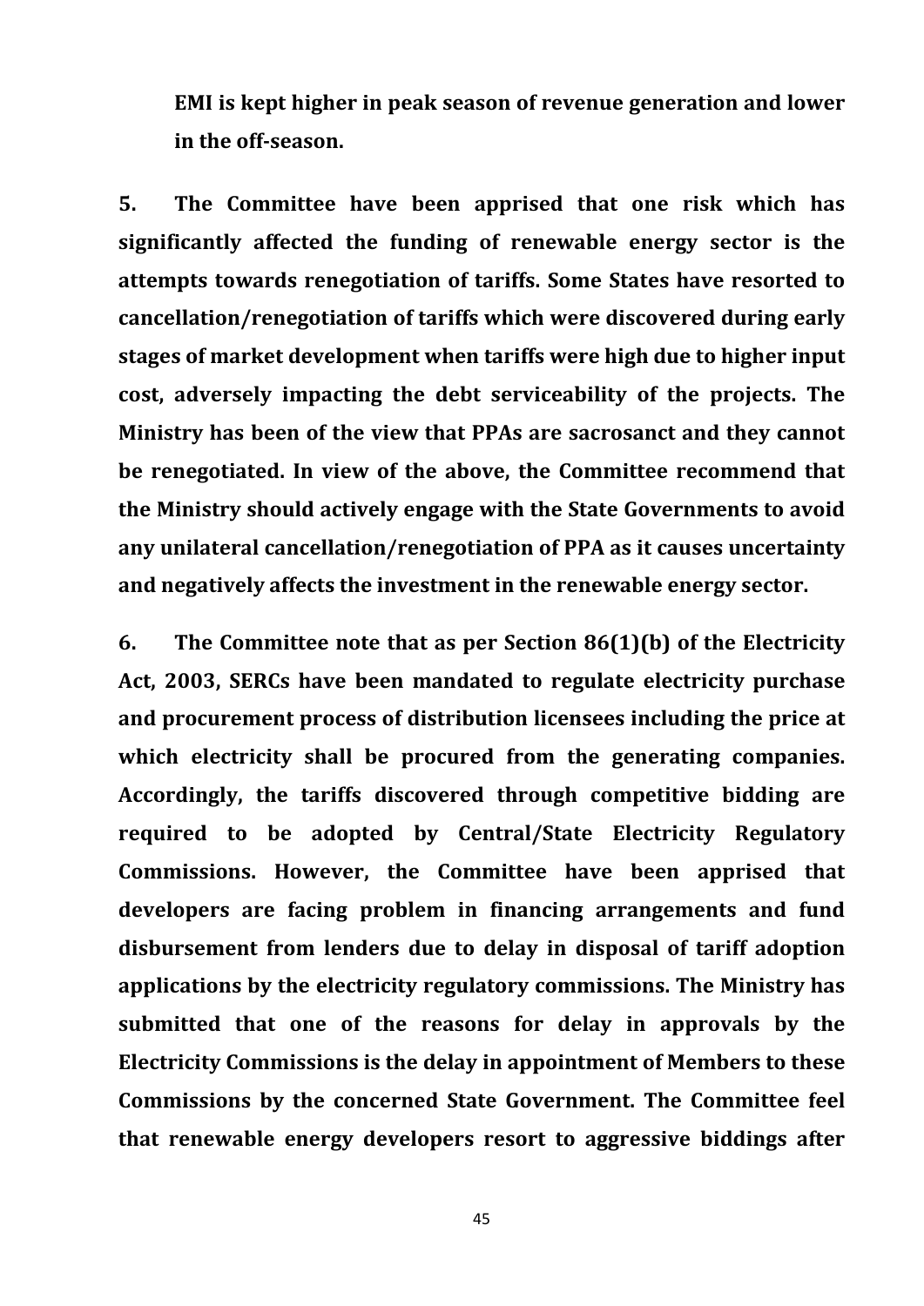**EMI is kept higher in peak season of revenue generation and lower in the off-season.**

**5. The Committee have been apprised that one risk which has significantly affected the funding of renewable energy sector is the attempts towards renegotiation of tariffs. Some States have resorted to cancellation/renegotiation of tariffs which were discovered during early stages of market development when tariffs were high due to higher input cost, adversely impacting the debt serviceability of the projects. The Ministry has been of the view that PPAs are sacrosanct and they cannot be renegotiated. In view of the above, the Committee recommend that the Ministry should actively engage with the State Governments to avoid any unilateral cancellation/renegotiation of PPA as it causes uncertainty and negatively affects the investment in the renewable energy sector.**

**6. The Committee note that as per Section 86(1)(b) of the Electricity Act, 2003, SERCs have been mandated to regulate electricity purchase and procurement process of distribution licensees including the price at which electricity shall be procured from the generating companies. Accordingly, the tariffs discovered through competitive bidding are required to be adopted by Central/State Electricity Regulatory Commissions. However, the Committee have been apprised that developers are facing problem in financing arrangements and fund disbursement from lenders due to delay in disposal of tariff adoption applications by the electricity regulatory commissions. The Ministry has submitted that one of the reasons for delay in approvals by the Electricity Commissions is the delay in appointment of Members to these Commissions by the concerned State Government. The Committee feel that renewable energy developers resort to aggressive biddings after**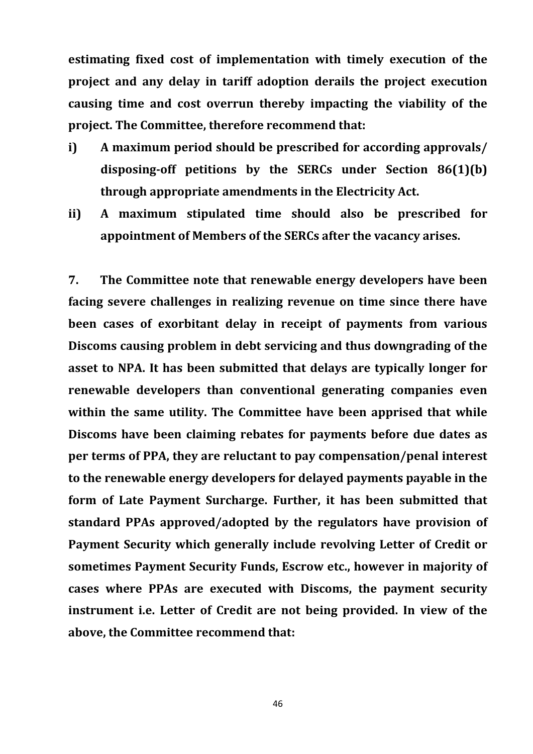**estimating fixed cost of implementation with timely execution of the project and any delay in tariff adoption derails the project execution causing time and cost overrun thereby impacting the viability of the project. The Committee, therefore recommend that:**

**i) A maximum period should be prescribed for according approvals/ disposing-off petitions by the SERCs under Section 86(1)(b) through appropriate amendments in the Electricity Act.**

**ii) A maximum stipulated time should also be prescribed for appointment of Members of the SERCs after the vacancy arises.**

**7. The Committee note that renewable energy developers have been facing severe challenges in realizing revenue on time since there have been cases of exorbitant delay in receipt of payments from various Discoms causing problem in debt servicing and thus downgrading of the asset to NPA. It has been submitted that delays are typically longer for renewable developers than conventional generating companies even within the same utility. The Committee have been apprised that while Discoms have been claiming rebates for payments before due dates as per terms of PPA, they are reluctant to pay compensation/penal interest to the renewable energy developers for delayed payments payable in the form of Late Payment Surcharge. Further, it has been submitted that standard PPAs approved/adopted by the regulators have provision of Payment Security which generally include revolving Letter of Credit or sometimes Payment Security Funds, Escrow etc., however in majority of cases where PPAs are executed with Discoms, the payment security instrument i.e. Letter of Credit are not being provided. In view of the above, the Committee recommend that:**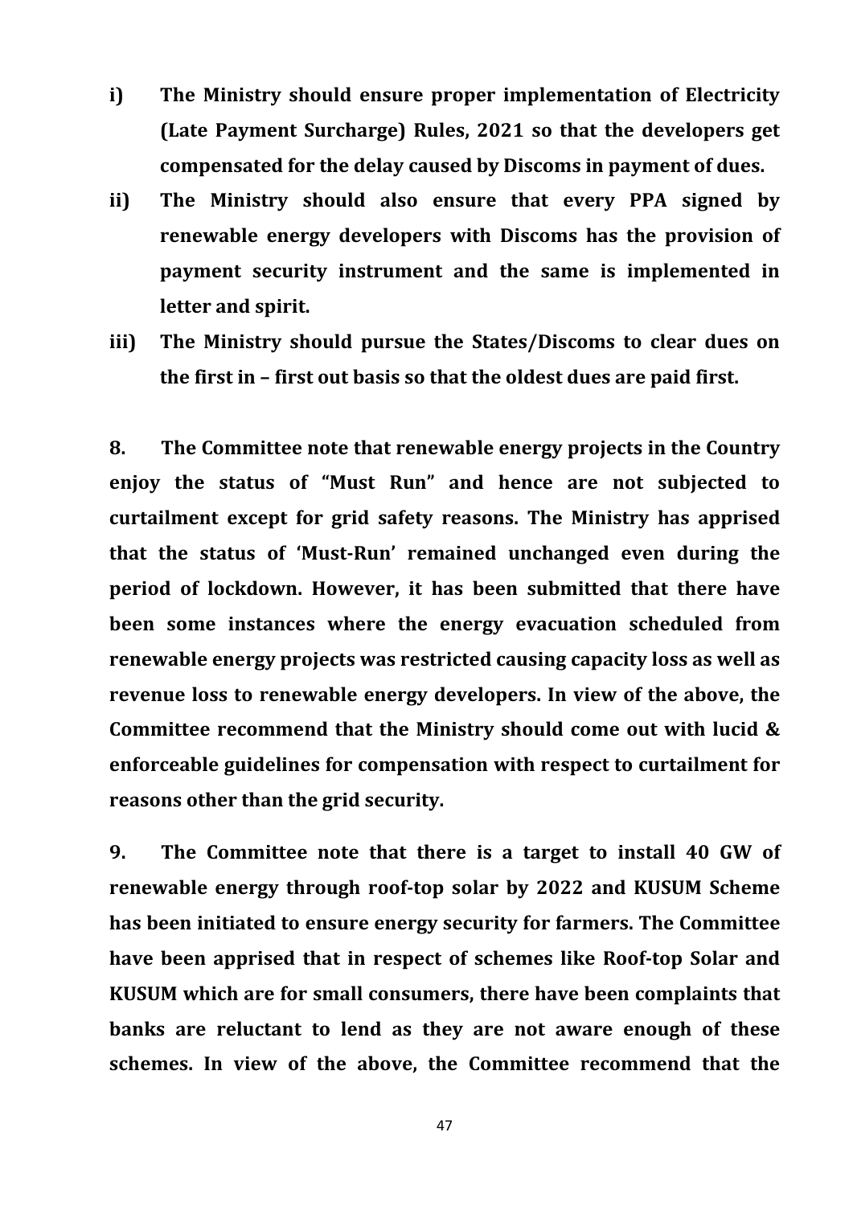**i) The Ministry should ensure proper implementation of Electricity (Late Payment Surcharge) Rules, 2021 so that the developers get compensated for the delay caused by Discoms in payment of dues.**

**ii) The Ministry should also ensure that every PPA signed by renewable energy developers with Discoms has the provision of payment security instrument and the same is implemented in letter and spirit.**

**iii) The Ministry should pursue the States/Discoms to clear dues on the first in – first out basis so that the oldest dues are paid first.**

**8. The Committee note that renewable energy projects in the Country enjoy the status of "Must Run" and hence are not subjected to curtailment except for grid safety reasons. The Ministry has apprised that the status of 'Must-Run' remained unchanged even during the period of lockdown. However, it has been submitted that there have been some instances where the energy evacuation scheduled from renewable energy projects was restricted causing capacity loss as well as revenue loss to renewable energy developers. In view of the above, the Committee recommend that the Ministry should come out with lucid & enforceable guidelines for compensation with respect to curtailment for reasons other than the grid security.**

**9. The Committee note that there is a target to install 40 GW of renewable energy through roof-top solar by 2022 and KUSUM Scheme has been initiated to ensure energy security for farmers. The Committee have been apprised that in respect of schemes like Roof-top Solar and KUSUM which are for small consumers, there have been complaints that banks are reluctant to lend as they are not aware enough of these schemes. In view of the above, the Committee recommend that the**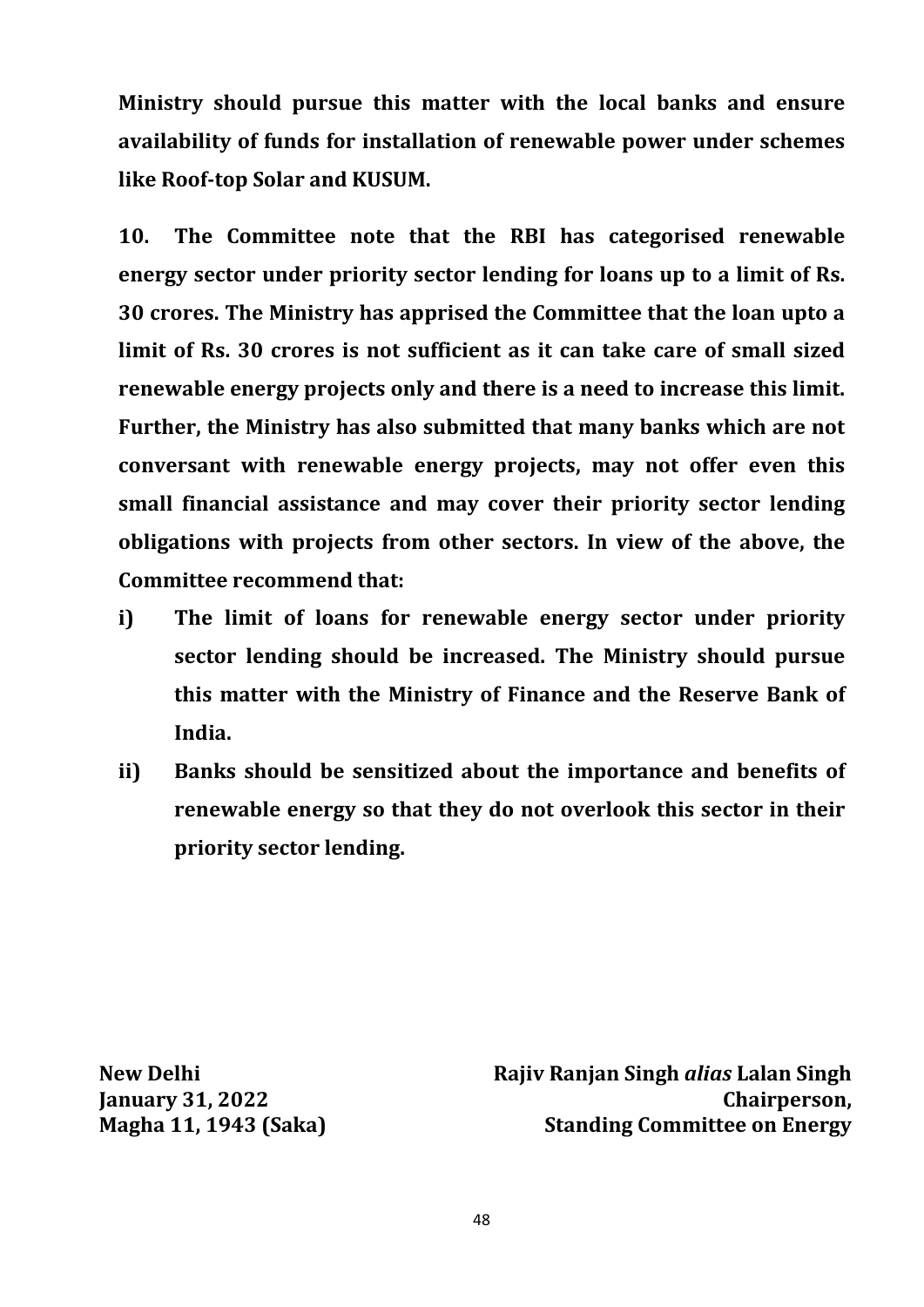**Ministry should pursue this matter with the local banks and ensure availability of funds for installation of renewable power under schemes like Roof-top Solar and KUSUM.**

**10. The Committee note that the RBI has categorised renewable energy sector under priority sector lending for loans up to a limit of Rs. 30 crores. The Ministry has apprised the Committee that the loan upto a limit of Rs. 30 crores is not sufficient as it can take care of small sized renewable energy projects only and there is a need to increase this limit. Further, the Ministry has also submitted that many banks which are not conversant with renewable energy projects, may not offer even this small financial assistance and may cover their priority sector lending obligations with projects from other sectors. In view of the above, the Committee recommend that:**

- **i) The limit of loans for renewable energy sector under priority sector lending should be increased. The Ministry should pursue this matter with the Ministry of Finance and the Reserve Bank of India.**
- **ii) Banks should be sensitized about the importance and benefits of renewable energy so that they do not overlook this sector in their priority sector lending.**

**New Delhi**
**January 31, 2022**
**Magha 11, 1943 (Saka)**

**Rajiv Ranjan Singh *alias* Lalan Singh**
**Chairperson,**
**Standing Committee on Energy**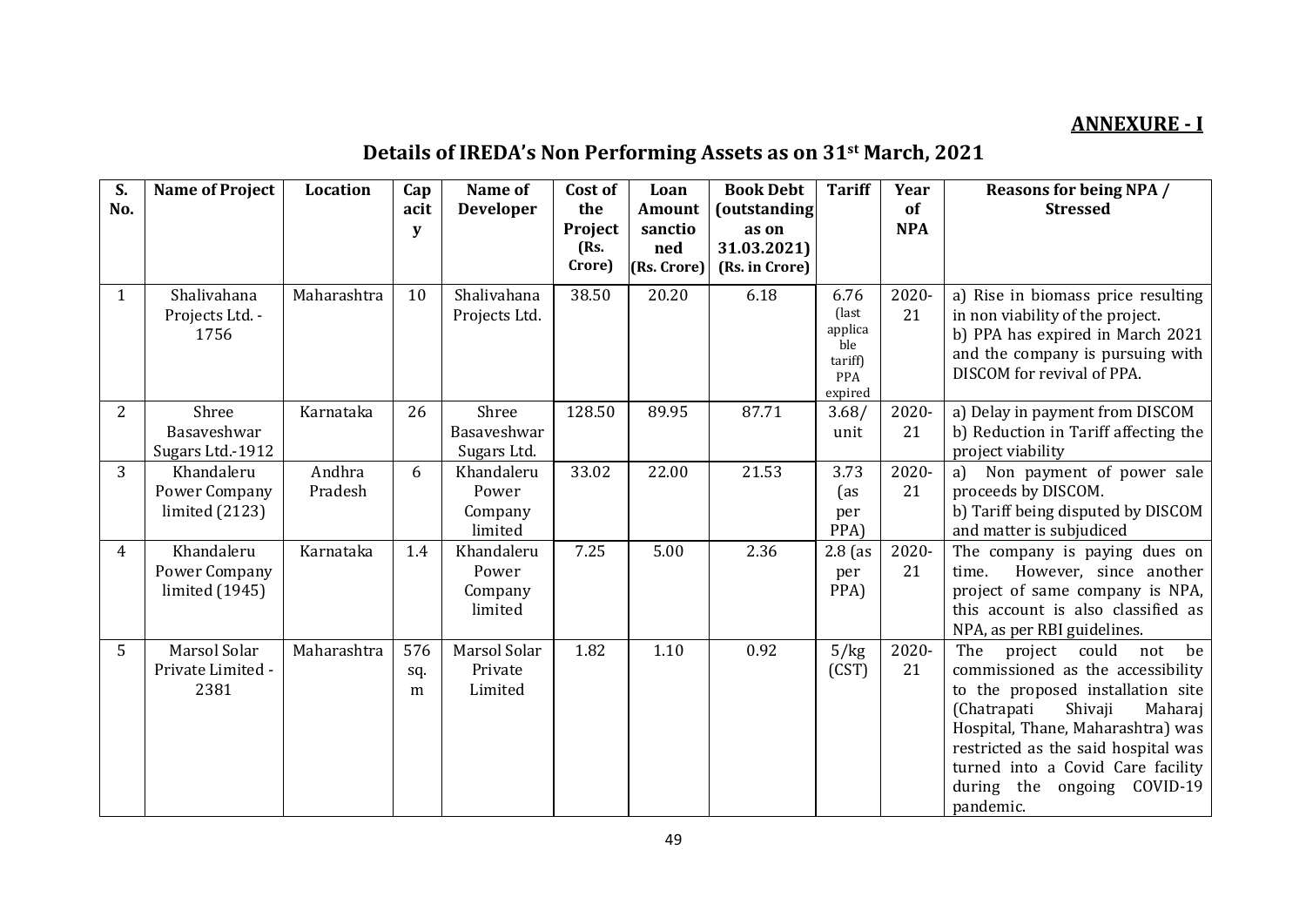**ANNEXURE - I**

## Details of IREDA's Non Performing Assets as on 31st March, 2021

| S. No. | Name of Project | Location | Capacity | Name of Developer | Cost of the Project (Rs. Crore) | Loan Amount sanctioned (Rs. Crore) | Book Debt (outstanding as on 31.03.2021) (Rs. in Crore) | Tariff | Year of NPA | Reasons for being NPA / Stressed |
|---|---|---|---|---|---|---|---|---|---|---|
| 1 | Shalivahana Projects Ltd. - 1756 | Maharashtra | 10 | Shalivahana Projects Ltd. | 38.50 | 20.20 | 6.18 | 6.76 (last applicable tariff) PPA expired | 2020-21 | a) Rise in biomass price resulting in non viability of the project. b) PPA has expired in March 2021 and the company is pursuing with DISCOM for revival of PPA. |
| 2 | Shree Basaveshwar Sugars Ltd.-1912 | Karnataka | 26 | Shree Basaveshwar Sugars Ltd. | 128.50 | 89.95 | 87.71 | 3.68/ unit | 2020-21 | a) Delay in payment from DISCOM b) Reduction in Tariff affecting the project viability |
| 3 | Khandaleru Power Company limited (2123) | Andhra Pradesh | 6 | Khandaleru Power Company limited | 33.02 | 22.00 | 21.53 | 3.73 (as per PPA) | 2020-21 | a) Non payment of power sale proceeds by DISCOM. b) Tariff being disputed by DISCOM and matter is subjudiced |
| 4 | Khandaleru Power Company limited (1945) | Karnataka | 1.4 | Khandaleru Power Company limited | 7.25 | 5.00 | 2.36 | 2.8 (as per PPA) | 2020-21 | The company is paying dues on time. However, since another project of same company is NPA, this account is also classified as NPA, as per RBI guidelines. |
| 5 | Marsol Solar Private Limited - 2381 | Maharashtra | 576 sq. m | Marsol Solar Private Limited | 1.82 | 1.10 | 0.92 | 5/kg (CST) | 2020-21 | The project could not be commissioned as the accessibility to the proposed installation site (Chatrapati Shivaji Maharaj Hospital, Thane, Maharashtra) was restricted as the said hospital was turned into a Covid Care facility during the ongoing COVID-19 pandemic. |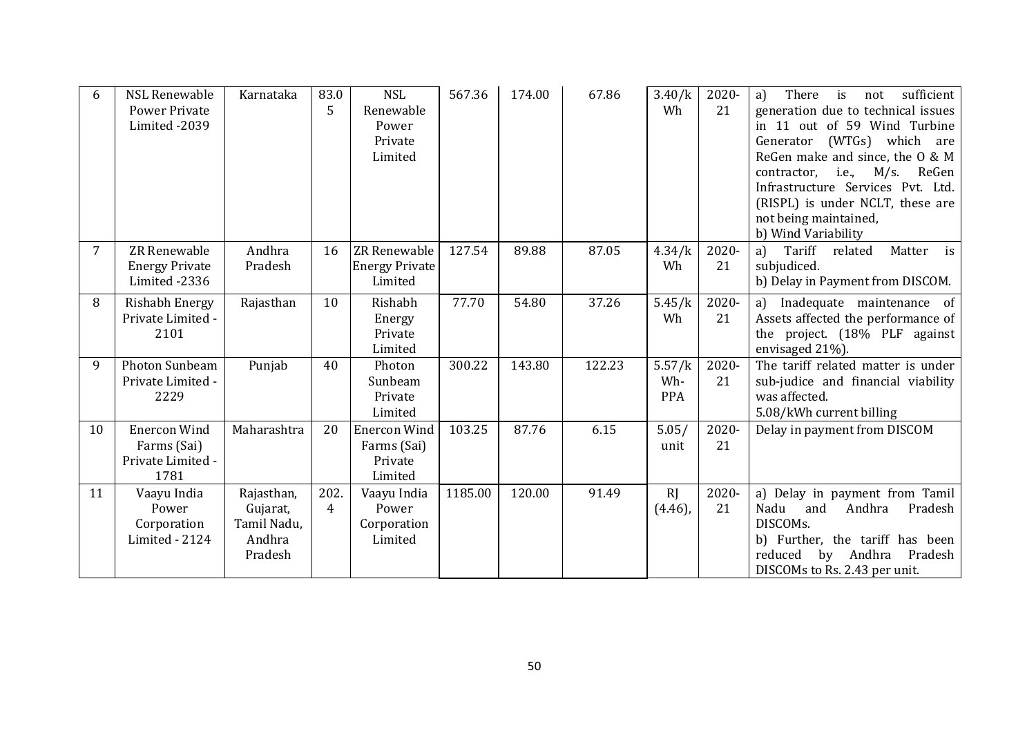| 6 | NSL Renewable Power Private Limited -2039 | Karnataka | 83.05 | NSL Renewable Power Private Limited | 567.36 | 174.00 | 67.86 | 3.40/kWh | 2020-21 | a) There is not sufficient generation due to technical issues in 11 out of 59 Wind Turbine Generator (WTGs) which are ReGen make and since, the O & M contractor, i.e., M/s. ReGen Infrastructure Services Pvt. Ltd. (RISPL) is under NCLT, these are not being maintained,<br>b) Wind Variability |
|---|---|---|---|---|---|---|---|---|---|---|
| 7 | ZR Renewable Energy Private Limited -2336 | Andhra Pradesh | 16 | ZR Renewable Energy Private Limited | 127.54 | 89.88 | 87.05 | 4.34/kWh | 2020-21 | a) Tariff related Matter is subjudiced.<br>b) Delay in Payment from DISCOM. |
| 8 | Rishabh Energy Private Limited - 2101 | Rajasthan | 10 | Rishabh Energy Private Limited | 77.70 | 54.80 | 37.26 | 5.45/kWh | 2020-21 | a) Inadequate maintenance of Assets affected the performance of the project. (18% PLF against envisaged 21%). |
| 9 | Photon Sunbeam Private Limited - 2229 | Punjab | 40 | Photon Sunbeam Private Limited | 300.22 | 143.80 | 122.23 | 5.57/kWh-PPA | 2020-21 | The tariff related matter is under sub-judice and financial viability was affected.<br>5.08/kWh current billing |
| 10 | Enercon Wind Farms (Sai) Private Limited - 1781 | Maharashtra | 20 | Enercon Wind Farms (Sai) Private Limited | 103.25 | 87.76 | 6.15 | 5.05/unit | 2020-21 | Delay in payment from DISCOM |
| 11 | Vaayu India Power Corporation Limited - 2124 | Rajasthan, Gujarat, Tamil Nadu, Andhra Pradesh | 202.4 | Vaayu India Power Corporation Limited | 1185.00 | 120.00 | 91.49 | RJ (4.46), | 2020-21 | a) Delay in payment from Tamil Nadu and Andhra Pradesh DISCOMs.<br>b) Further, the tariff has been reduced by Andhra Pradesh DISCOMs to Rs. 2.43 per unit. |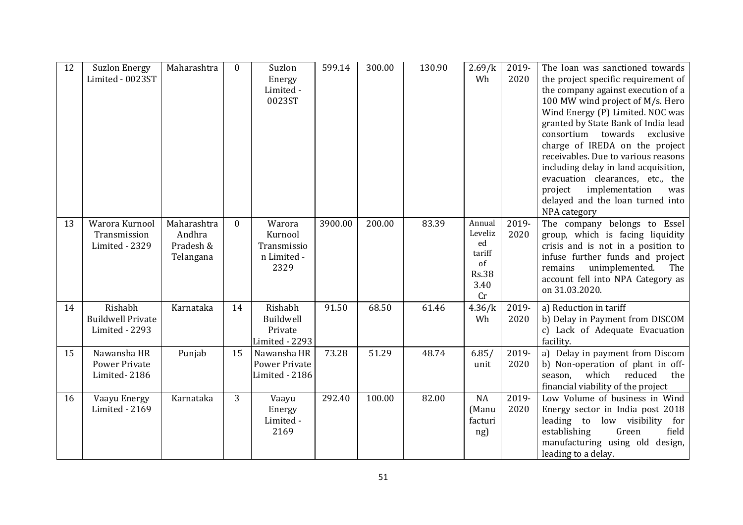| 12 | Suzlon Energy Limited - 0023ST | Maharashtra | 0 | Suzlon Energy Limited - 0023ST | 599.14 | 300.00 | 130.90 | 2.69/kWh | 2019-2020 | The loan was sanctioned towards the project specific requirement of the company against execution of a 100 MW wind project of M/s. Hero Wind Energy (P) Limited. NOC was granted by State Bank of India lead consortium towards exclusive charge of IREDA on the project receivables. Due to various reasons including delay in land acquisition, evacuation clearances, etc., the project implementation was delayed and the loan turned into NPA category |
|---|---|---|---|---|---|---|---|---|---|---|
| 13 | Warora Kurnool Transmission Limited - 2329 | Maharashtra Andhra Pradesh & Telangana | 0 | Warora Kurnool Transmission Limited - 2329 | 3900.00 | 200.00 | 83.39 | Annual Levelized tariff of Rs.383.40 Cr | 2019-2020 | The company belongs to Essel group, which is facing liquidity crisis and is not in a position to infuse further funds and project remains unimplemented. The account fell into NPA Category as on 31.03.2020. |
| 14 | Rishabh Buildwell Private Limited - 2293 | Karnataka | 14 | Rishabh Buildwell Private Limited - 2293 | 91.50 | 68.50 | 61.46 | 4.36/kWh | 2019-2020 | a) Reduction in tariff<br>b) Delay in Payment from DISCOM<br>c) Lack of Adequate Evacuation facility. |
| 15 | Nawansha HR Power Private Limited- 2186 | Punjab | 15 | Nawansha HR Power Private Limited - 2186 | 73.28 | 51.29 | 48.74 | 6.85/unit | 2019-2020 | a) Delay in payment from Discom<br>b) Non-operation of plant in off-season, which reduced the financial viability of the project |
| 16 | Vaayu Energy Limited - 2169 | Karnataka | 3 | Vaayu Energy Limited - 2169 | 292.40 | 100.00 | 82.00 | NA (Manufacturing) | 2019-2020 | Low Volume of business in Wind Energy sector in India post 2018 leading to low visibility for establishing Green field manufacturing using old design, leading to a delay. |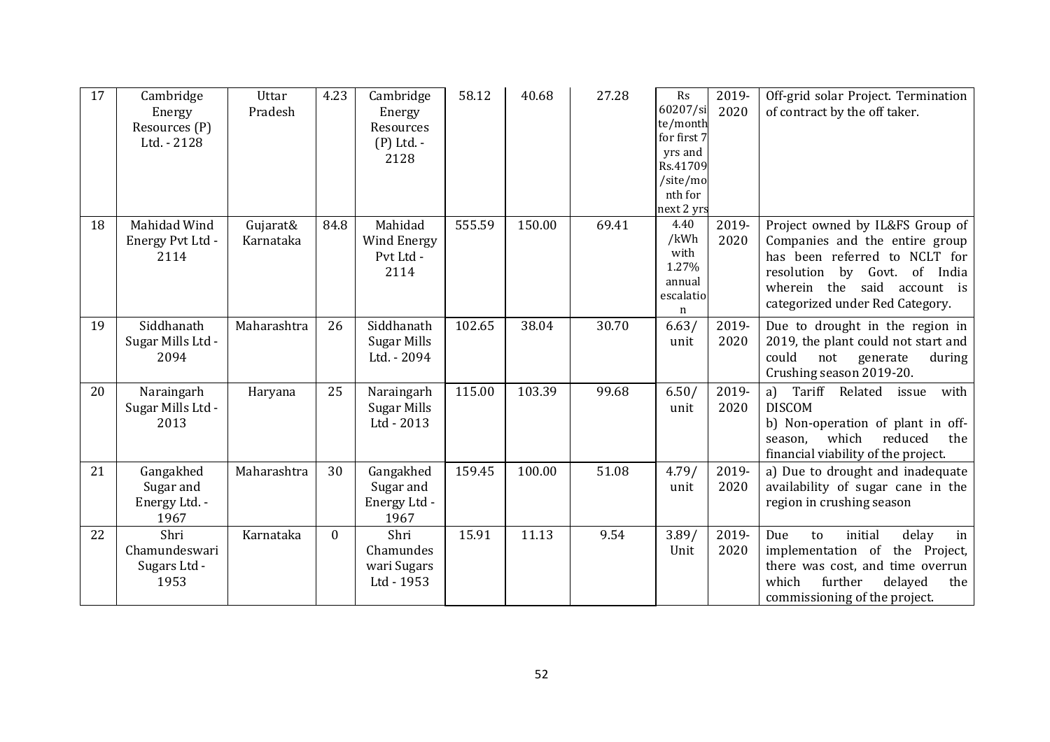| 17 | Cambridge Energy Resources (P) Ltd. - 2128 | Uttar Pradesh | 4.23 | Cambridge Energy Resources (P) Ltd. - 2128 | 58.12 | 40.68 | 27.28 | Rs 60207/site/month for first 7 yrs and Rs.41709/site/month for next 2 yrs | 2019-2020 | Off-grid solar Project. Termination of contract by the off taker. |
|---|---|---|---|---|---|---|---|---|---|---|
| 18 | Mahidad Wind Energy Pvt Ltd - 2114 | Gujarat& Karnataka | 84.8 | Mahidad Wind Energy Pvt Ltd - 2114 | 555.59 | 150.00 | 69.41 | 4.40 /kWh with 1.27% annual escalation | 2019-2020 | Project owned by IL&FS Group of Companies and the entire group has been referred to NCLT for resolution by Govt. of India wherein the said account is categorized under Red Category. |
| 19 | Siddhanath Sugar Mills Ltd - 2094 | Maharashtra | 26 | Siddhanath Sugar Mills Ltd. - 2094 | 102.65 | 38.04 | 30.70 | 6.63/ unit | 2019-2020 | Due to drought in the region in 2019, the plant could not start and could not generate during Crushing season 2019-20. |
| 20 | Naraingarh Sugar Mills Ltd - 2013 | Haryana | 25 | Naraingarh Sugar Mills Ltd - 2013 | 115.00 | 103.39 | 99.68 | 6.50/ unit | 2019-2020 | a) Tariff Related issue with DISCOM<br>b) Non-operation of plant in off-season, which reduced the financial viability of the project. |
| 21 | Gangakhed Sugar and Energy Ltd. - 1967 | Maharashtra | 30 | Gangakhed Sugar and Energy Ltd - 1967 | 159.45 | 100.00 | 51.08 | 4.79/ unit | 2019-2020 | a) Due to drought and inadequate availability of sugar cane in the region in crushing season |
| 22 | Shri Chamundeswari Sugars Ltd - 1953 | Karnataka | 0 | Shri Chamundeswari Sugars Ltd - 1953 | 15.91 | 11.13 | 9.54 | 3.89/ Unit | 2019-2020 | Due to initial delay in implementation of the Project, there was cost, and time overrun which further delayed the commissioning of the project. |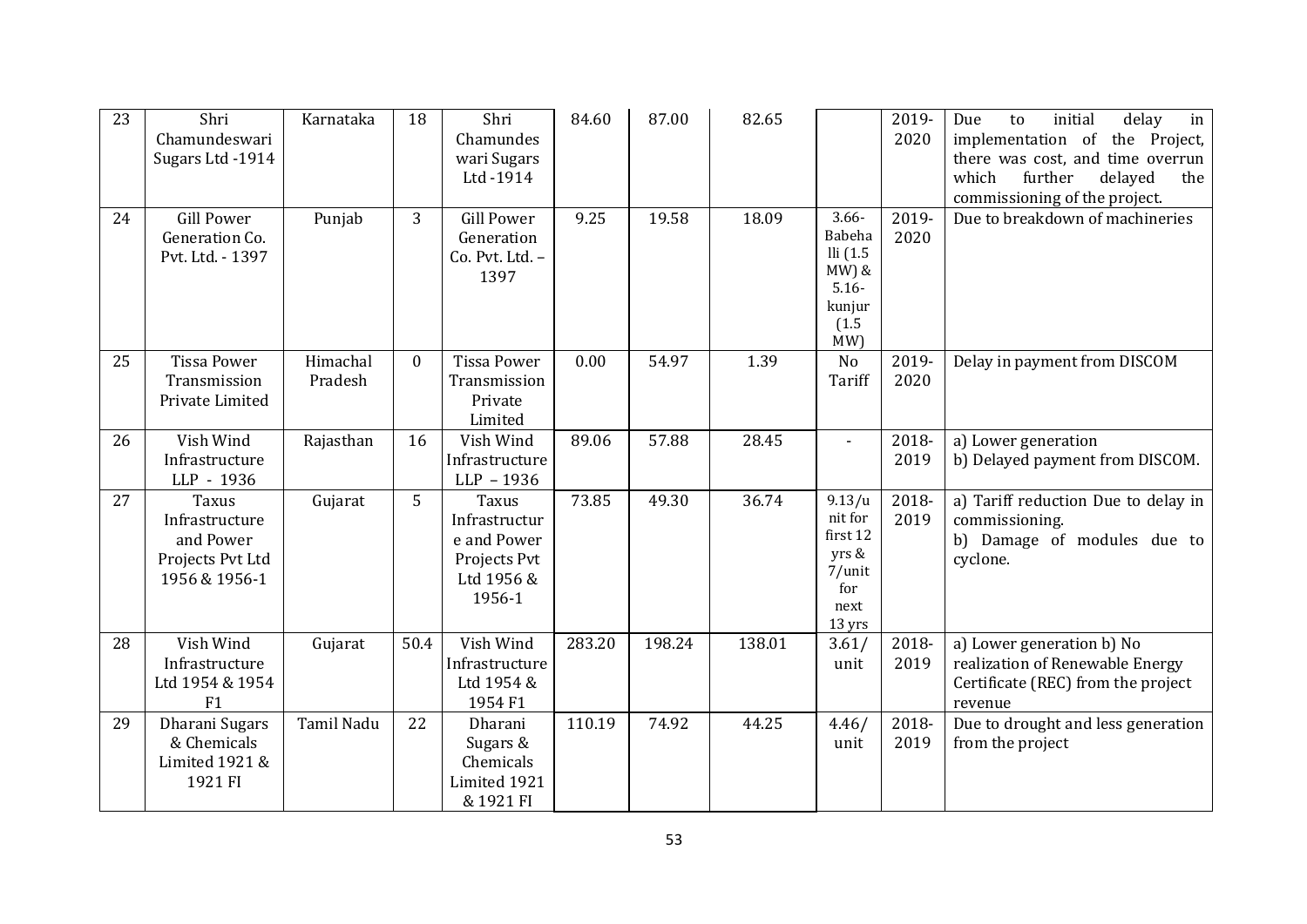| 23 | Shri Chamundeswari Sugars Ltd -1914 | Karnataka | 18 | Shri Chamundeswari Sugars Ltd -1914 | 84.60 | 87.00 | 82.65 | | 2019-2020 | Due to initial delay in implementation of the Project, there was cost, and time overrun which further delayed the commissioning of the project. |
|---|---|---|---|---|---|---|---|---|---|---|
| 24 | Gill Power Generation Co. Pvt. Ltd. - 1397 | Punjab | 3 | Gill Power Generation Co. Pvt. Ltd. – 1397 | 9.25 | 19.58 | 18.09 | 3.66-Babehalli (1.5 MW) & 5.16-kunjur (1.5 MW) | 2019-2020 | Due to breakdown of machineries |
| 25 | Tissa Power Transmission Private Limited | Himachal Pradesh | 0 | Tissa Power Transmission Private Limited | 0.00 | 54.97 | 1.39 | No Tariff | 2019-2020 | Delay in payment from DISCOM |
| 26 | Vish Wind Infrastructure LLP - 1936 | Rajasthan | 16 | Vish Wind Infrastructure LLP – 1936 | 89.06 | 57.88 | 28.45 | - | 2018-2019 | a) Lower generation b) Delayed payment from DISCOM. |
| 27 | Taxus Infrastructure and Power Projects Pvt Ltd 1956 & 1956-1 | Gujarat | 5 | Taxus Infrastructure and Power Projects Pvt Ltd 1956 & 1956-1 | 73.85 | 49.30 | 36.74 | 9.13/unit for first 12 yrs & 7/unit for next 13 yrs | 2018-2019 | a) Tariff reduction Due to delay in commissioning. b) Damage of modules due to cyclone. |
| 28 | Vish Wind Infrastructure Ltd 1954 & 1954 F1 | Gujarat | 50.4 | Vish Wind Infrastructure Ltd 1954 & 1954 F1 | 283.20 | 198.24 | 138.01 | 3.61/unit | 2018-2019 | a) Lower generation b) No realization of Renewable Energy Certificate (REC) from the project revenue |
| 29 | Dharani Sugars & Chemicals Limited 1921 & 1921 FI | Tamil Nadu | 22 | Dharani Sugars & Chemicals Limited 1921 & 1921 FI | 110.19 | 74.92 | 44.25 | 4.46/unit | 2018-2019 | Due to drought and less generation from the project |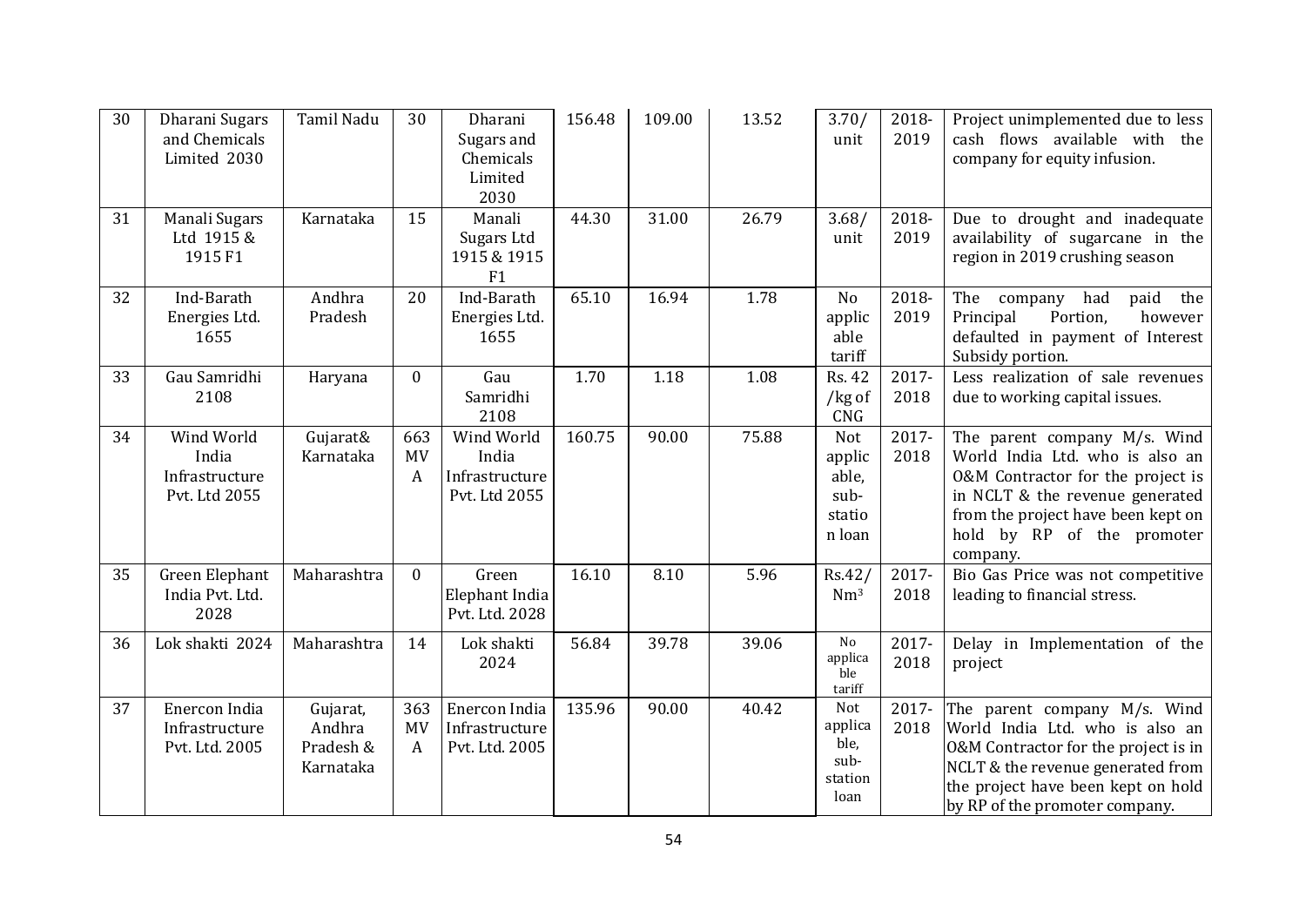| 30 | Dharani Sugars and Chemicals Limited 2030 | Tamil Nadu | 30 | Dharani Sugars and Chemicals Limited 2030 | 156.48 | 109.00 | 13.52 | 3.70/ unit | 2018-2019 | Project unimplemented due to less cash flows available with the company for equity infusion. |
|---|---|---|---|---|---|---|---|---|---|---|
| 31 | Manali Sugars Ltd 1915 & 1915 F1 | Karnataka | 15 | Manali Sugars Ltd 1915 & 1915 F1 | 44.30 | 31.00 | 26.79 | 3.68/ unit | 2018-2019 | Due to drought and inadequate availability of sugarcane in the region in 2019 crushing season |
| 32 | Ind-Barath Energies Ltd. 1655 | Andhra Pradesh | 20 | Ind-Barath Energies Ltd. 1655 | 65.10 | 16.94 | 1.78 | No applicable tariff | 2018-2019 | The company had paid the Principal Portion, however defaulted in payment of Interest Subsidy portion. |
| 33 | Gau Samridhi 2108 | Haryana | 0 | Gau Samridhi 2108 | 1.70 | 1.18 | 1.08 | Rs. 42 /kg of CNG | 2017-2018 | Less realization of sale revenues due to working capital issues. |
| 34 | Wind World India Infrastructure Pvt. Ltd 2055 | Gujarat& Karnataka | 663 MVA | Wind World India Infrastructure Pvt. Ltd 2055 | 160.75 | 90.00 | 75.88 | Not applicable, sub-station loan | 2017-2018 | The parent company M/s. Wind World India Ltd. who is also an O&M Contractor for the project is in NCLT & the revenue generated from the project have been kept on hold by RP of the promoter company. |
| 35 | Green Elephant India Pvt. Ltd. 2028 | Maharashtra | 0 | Green Elephant India Pvt. Ltd. 2028 | 16.10 | 8.10 | 5.96 | Rs.42/ $Nm^3$ | 2017-2018 | Bio Gas Price was not competitive leading to financial stress. |
| 36 | Lok shakti 2024 | Maharashtra | 14 | Lok shakti 2024 | 56.84 | 39.78 | 39.06 | No applicable tariff | 2017-2018 | Delay in Implementation of the project |
| 37 | Enercon India Infrastructure Pvt. Ltd. 2005 | Gujarat, Andhra Pradesh & Karnataka | 363 MVA | Enercon India Infrastructure Pvt. Ltd. 2005 | 135.96 | 90.00 | 40.42 | Not applicable, sub-station loan | 2017-2018 | The parent company M/s. Wind World India Ltd. who is also an O&M Contractor for the project is in NCLT & the revenue generated from the project have been kept on hold by RP of the promoter company. |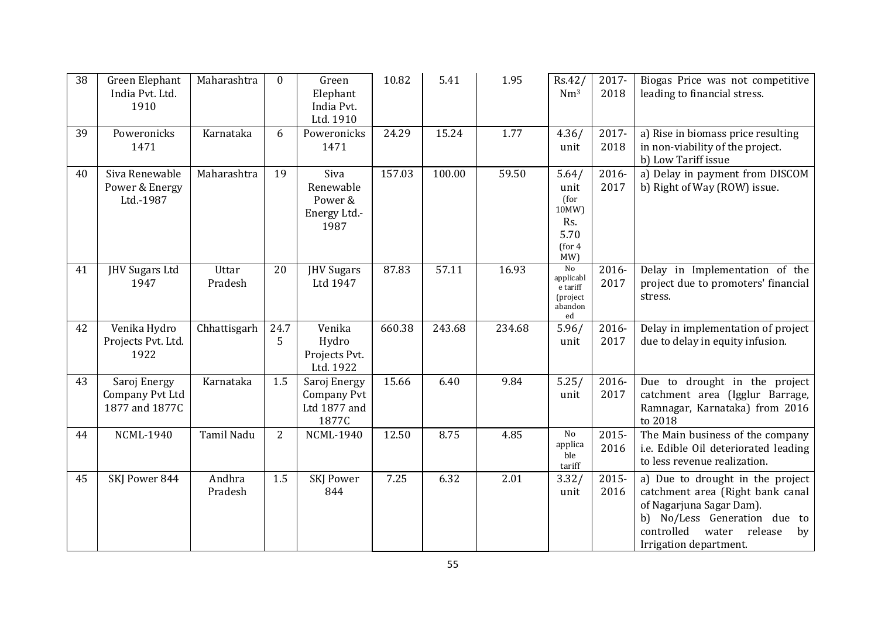| 38 | Green Elephant India Pvt. Ltd. 1910 | Maharashtra | 0 | Green Elephant India Pvt. Ltd. 1910 | 10.82 | 5.41 | 1.95 | Rs.42/ $Nm^3$ | 2017-2018 | Biogas Price was not competitive leading to financial stress. |
|---|---|---|---|---|---|---|---|---|---|---|
| 39 | Poweronicks 1471 | Karnataka | 6 | Poweronicks 1471 | 24.29 | 15.24 | 1.77 | 4.36/ unit | 2017-2018 | a) Rise in biomass price resulting in non-viability of the project. b) Low Tariff issue |
| 40 | Siva Renewable Power & Energy Ltd.-1987 | Maharashtra | 19 | Siva Renewable Power & Energy Ltd.-1987 | 157.03 | 100.00 | 59.50 | 5.64/ unit (for 10MW) Rs. 5.70 (for 4 MW) | 2016-2017 | a) Delay in payment from DISCOM b) Right of Way (ROW) issue. |
| 41 | JHV Sugars Ltd 1947 | Uttar Pradesh | 20 | JHV Sugars Ltd 1947 | 87.83 | 57.11 | 16.93 | No applicable tariff (project abandoned | 2016-2017 | Delay in Implementation of the project due to promoters' financial stress. |
| 42 | Venika Hydro Projects Pvt. Ltd. 1922 | Chhattisgarh | 24.75 | Venika Hydro Projects Pvt. Ltd. 1922 | 660.38 | 243.68 | 234.68 | 5.96/ unit | 2016-2017 | Delay in implementation of project due to delay in equity infusion. |
| 43 | Saroj Energy Company Pvt Ltd 1877 and 1877C | Karnataka | 1.5 | Saroj Energy Company Pvt Ltd 1877 and 1877C | 15.66 | 6.40 | 9.84 | 5.25/ unit | 2016-2017 | Due to drought in the project catchment area (Igglur Barrage, Ramnagar, Karnataka) from 2016 to 2018 |
| 44 | NCML-1940 | Tamil Nadu | 2 | NCML-1940 | 12.50 | 8.75 | 4.85 | No applicable tariff | 2015-2016 | The Main business of the company i.e. Edible Oil deteriorated leading to less revenue realization. |
| 45 | SKJ Power 844 | Andhra Pradesh | 1.5 | SKJ Power 844 | 7.25 | 6.32 | 2.01 | 3.32/ unit | 2015-2016 | a) Due to drought in the project catchment area (Right bank canal of Nagarjuna Sagar Dam). b) No/Less Generation due to controlled water release by Irrigation department. |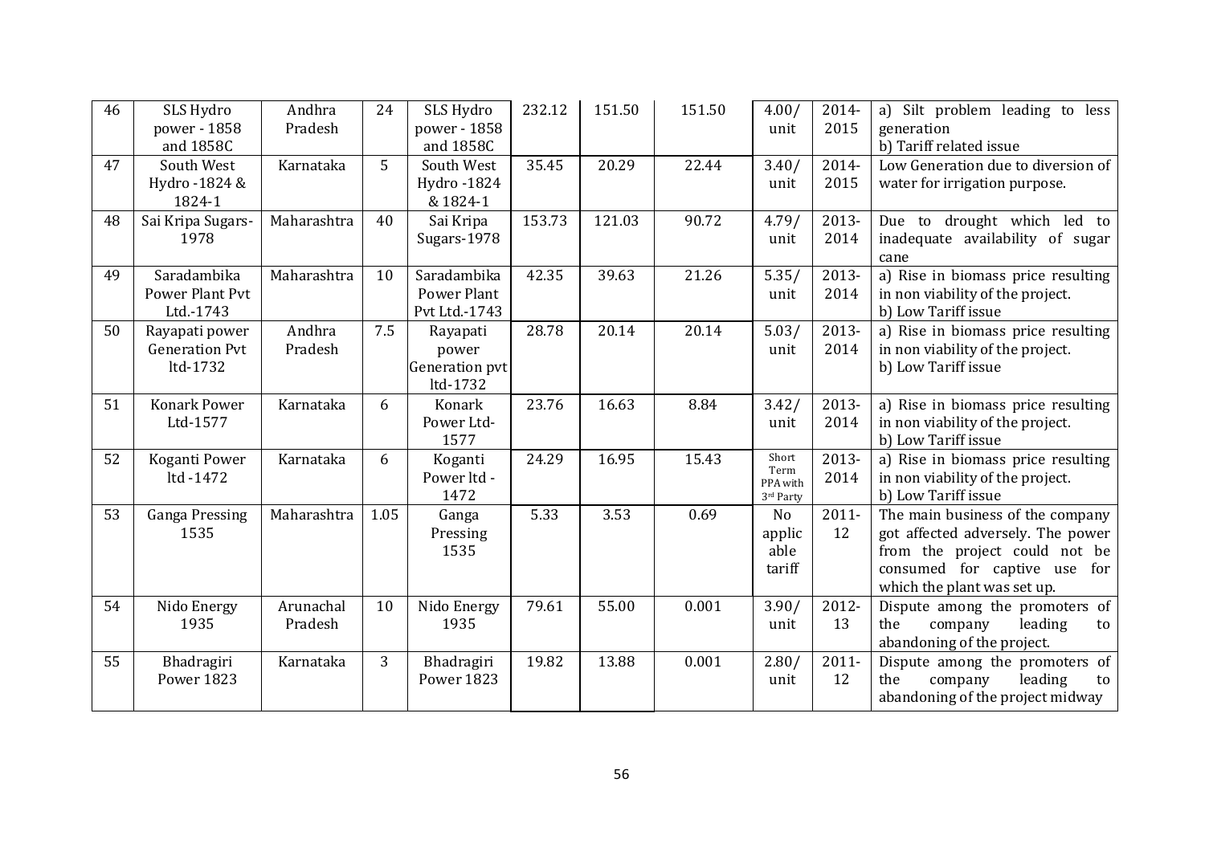| 46 | SLS Hydro power - 1858 and 1858C | Andhra Pradesh | 24 | SLS Hydro power - 1858 and 1858C | 232.12 | 151.50 | 151.50 | 4.00/ unit | 2014-2015 | a) Silt problem leading to less generation<br>b) Tariff related issue |
|---|---|---|---|---|---|---|---|---|---|---|
| 47 | South West Hydro -1824 & 1824-1 | Karnataka | 5 | South West Hydro -1824 & 1824-1 | 35.45 | 20.29 | 22.44 | 3.40/ unit | 2014-2015 | Low Generation due to diversion of water for irrigation purpose. |
| 48 | Sai Kripa Sugars-1978 | Maharashtra | 40 | Sai Kripa Sugars-1978 | 153.73 | 121.03 | 90.72 | 4.79/ unit | 2013-2014 | Due to drought which led to inadequate availability of sugar cane |
| 49 | Saradambika Power Plant Pvt Ltd.-1743 | Maharashtra | 10 | Saradambika Power Plant Pvt Ltd.-1743 | 42.35 | 39.63 | 21.26 | 5.35/ unit | 2013-2014 | a) Rise in biomass price resulting in non viability of the project.<br>b) Low Tariff issue |
| 50 | Rayapati power Generation Pvt ltd-1732 | Andhra Pradesh | 7.5 | Rayapati power Generation pvt ltd-1732 | 28.78 | 20.14 | 20.14 | 5.03/ unit | 2013-2014 | a) Rise in biomass price resulting in non viability of the project.<br>b) Low Tariff issue |
| 51 | Konark Power Ltd-1577 | Karnataka | 6 | Konark Power Ltd-1577 | 23.76 | 16.63 | 8.84 | 3.42/ unit | 2013-2014 | a) Rise in biomass price resulting in non viability of the project.<br>b) Low Tariff issue |
| 52 | Koganti Power ltd -1472 | Karnataka | 6 | Koganti Power ltd - 1472 | 24.29 | 16.95 | 15.43 | Short Term PPA with 3rd Party | 2013-2014 | a) Rise in biomass price resulting in non viability of the project.<br>b) Low Tariff issue |
| 53 | Ganga Pressing 1535 | Maharashtra | 1.05 | Ganga Pressing 1535 | 5.33 | 3.53 | 0.69 | No applicable tariff | 2011-12 | The main business of the company got affected adversely. The power from the project could not be consumed for captive use for which the plant was set up. |
| 54 | Nido Energy 1935 | Arunachal Pradesh | 10 | Nido Energy 1935 | 79.61 | 55.00 | 0.001 | 3.90/ unit | 2012-13 | Dispute among the promoters of the company leading to abandoning of the project. |
| 55 | Bhadragiri Power 1823 | Karnataka | 3 | Bhadragiri Power 1823 | 19.82 | 13.88 | 0.001 | 2.80/ unit | 2011-12 | Dispute among the promoters of the company leading to abandoning of the project midway |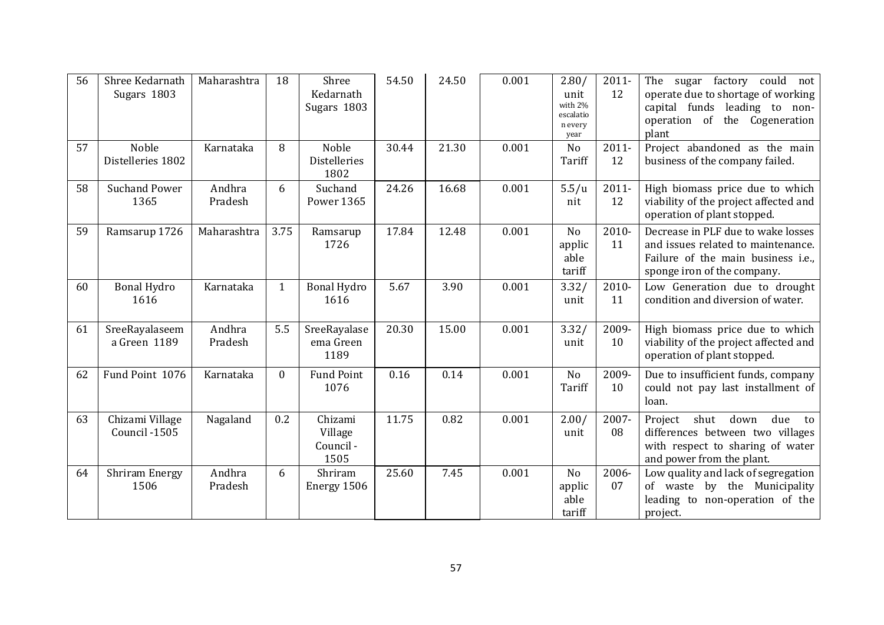| 56 | Shree Kedarnath Sugars 1803 | Maharashtra | 18 | Shree Kedarnath Sugars 1803 | 54.50 | 24.50 | 0.001 | 2.80/ unit with 2% escalation every year | 2011-12 | The sugar factory could not operate due to shortage of working capital funds leading to non-operation of the Cogeneration plant |
|---|---|---|---|---|---|---|---|---|---|---|
| 57 | Noble Distelleries 1802 | Karnataka | 8 | Noble Distelleries 1802 | 30.44 | 21.30 | 0.001 | No Tariff | 2011-12 | Project abandoned as the main business of the company failed. |
| 58 | Suchand Power 1365 | Andhra Pradesh | 6 | Suchand Power 1365 | 24.26 | 16.68 | 0.001 | 5.5/unit | 2011-12 | High biomass price due to which viability of the project affected and operation of plant stopped. |
| 59 | Ramsarup 1726 | Maharashtra | 3.75 | Ramsarup 1726 | 17.84 | 12.48 | 0.001 | No applicable tariff | 2010-11 | Decrease in PLF due to wake losses and issues related to maintenance. Failure of the main business i.e., sponge iron of the company. |
| 60 | Bonal Hydro 1616 | Karnataka | 1 | Bonal Hydro 1616 | 5.67 | 3.90 | 0.001 | 3.32/ unit | 2010-11 | Low Generation due to drought condition and diversion of water. |
| 61 | SreeRayalaseema Green 1189 | Andhra Pradesh | 5.5 | SreeRayalaseema Green 1189 | 20.30 | 15.00 | 0.001 | 3.32/ unit | 2009-10 | High biomass price due to which viability of the project affected and operation of plant stopped. |
| 62 | Fund Point 1076 | Karnataka | 0 | Fund Point 1076 | 0.16 | 0.14 | 0.001 | No Tariff | 2009-10 | Due to insufficient funds, company could not pay last installment of loan. |
| 63 | Chizami Village Council -1505 | Nagaland | 0.2 | Chizami Village Council -1505 | 11.75 | 0.82 | 0.001 | 2.00/ unit | 2007-08 | Project shut down due to differences between two villages with respect to sharing of water and power from the plant. |
| 64 | Shriram Energy 1506 | Andhra Pradesh | 6 | Shriram Energy 1506 | 25.60 | 7.45 | 0.001 | No applicable tariff | 2006-07 | Low quality and lack of segregation of waste by the Municipality leading to non-operation of the project. |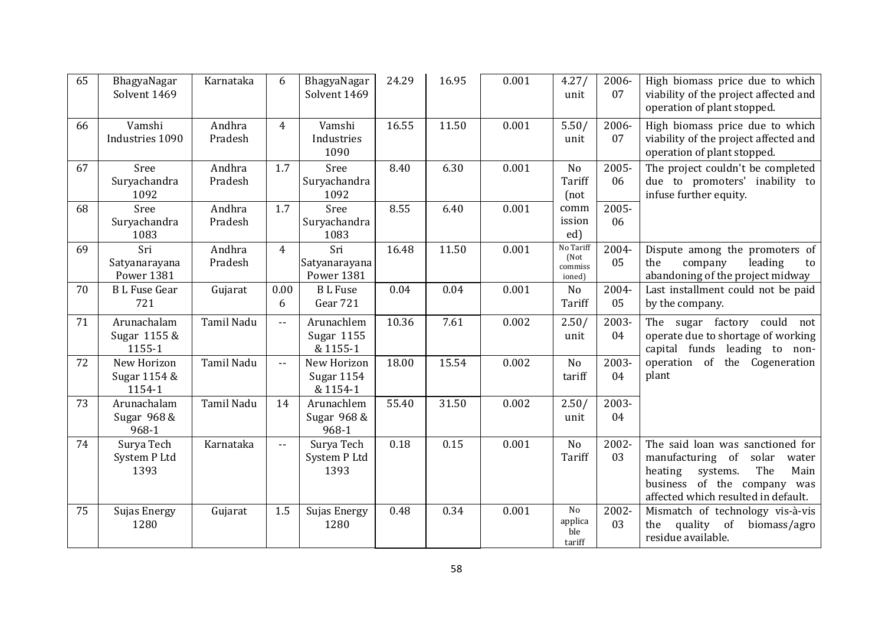| 65 | BhagyaNagar Solvent 1469 | Karnataka | 6 | BhagyaNagar Solvent 1469 | 24.29 | 16.95 | 0.001 | 4.27/ unit | 2006-07 | High biomass price due to which viability of the project affected and operation of plant stopped. |
|---|---|---|---|---|---|---|---|---|---|---|
| 66 | Vamshi Industries 1090 | Andhra Pradesh | 4 | Vamshi Industries 1090 | 16.55 | 11.50 | 0.001 | 5.50/ unit | 2006-07 | High biomass price due to which viability of the project affected and operation of plant stopped. |
| 67 | Sree Suryachandra 1092 | Andhra Pradesh | 1.7 | Sree Suryachandra 1092 | 8.40 | 6.30 | 0.001 | No Tariff (not commissioned) | 2005-06 | The project couldn't be completed due to promoters' inability to infuse further equity. |
| 68 | Sree Suryachandra 1083 | Andhra Pradesh | 1.7 | Sree Suryachandra 1083 | 8.55 | 6.40 | 0.001 | | 2005-06 | |
| 69 | Sri Satyanarayana Power 1381 | Andhra Pradesh | 4 | Sri Satyanarayana Power 1381 | 16.48 | 11.50 | 0.001 | No Tariff (Not commissioned) | 2004-05 | Dispute among the promoters of the company leading to abandoning of the project midway |
| 70 | B L Fuse Gear 721 | Gujarat | 0.006 | B L Fuse Gear 721 | 0.04 | 0.04 | 0.001 | No Tariff | 2004-05 | Last installment could not be paid by the company. |
| 71 | Arunachalam Sugar 1155 & 1155-1 | Tamil Nadu | -- | Arunachlem Sugar 1155 & 1155-1 | 10.36 | 7.61 | 0.002 | 2.50/ unit | 2003-04 | The sugar factory could not operate due to shortage of working capital funds leading to non-operation of the Cogeneration plant |
| 72 | New Horizon Sugar 1154 & 1154-1 | Tamil Nadu | -- | New Horizon Sugar 1154 & 1154-1 | 18.00 | 15.54 | 0.002 | No tariff | 2003-04 | |
| 73 | Arunachalam Sugar 968 & 968-1 | Tamil Nadu | 14 | Arunachlem Sugar 968 & 968-1 | 55.40 | 31.50 | 0.002 | 2.50/ unit | 2003-04 | |
| 74 | Surya Tech System P Ltd 1393 | Karnataka | -- | Surya Tech System P Ltd 1393 | 0.18 | 0.15 | 0.001 | No Tariff | 2002-03 | The said loan was sanctioned for manufacturing of solar water heating systems. The Main business of the company was affected which resulted in default. |
| 75 | Sujas Energy 1280 | Gujarat | 1.5 | Sujas Energy 1280 | 0.48 | 0.34 | 0.001 | No applicable tariff | 2002-03 | Mismatch of technology vis-à-vis the quality of biomass/agro residue available. |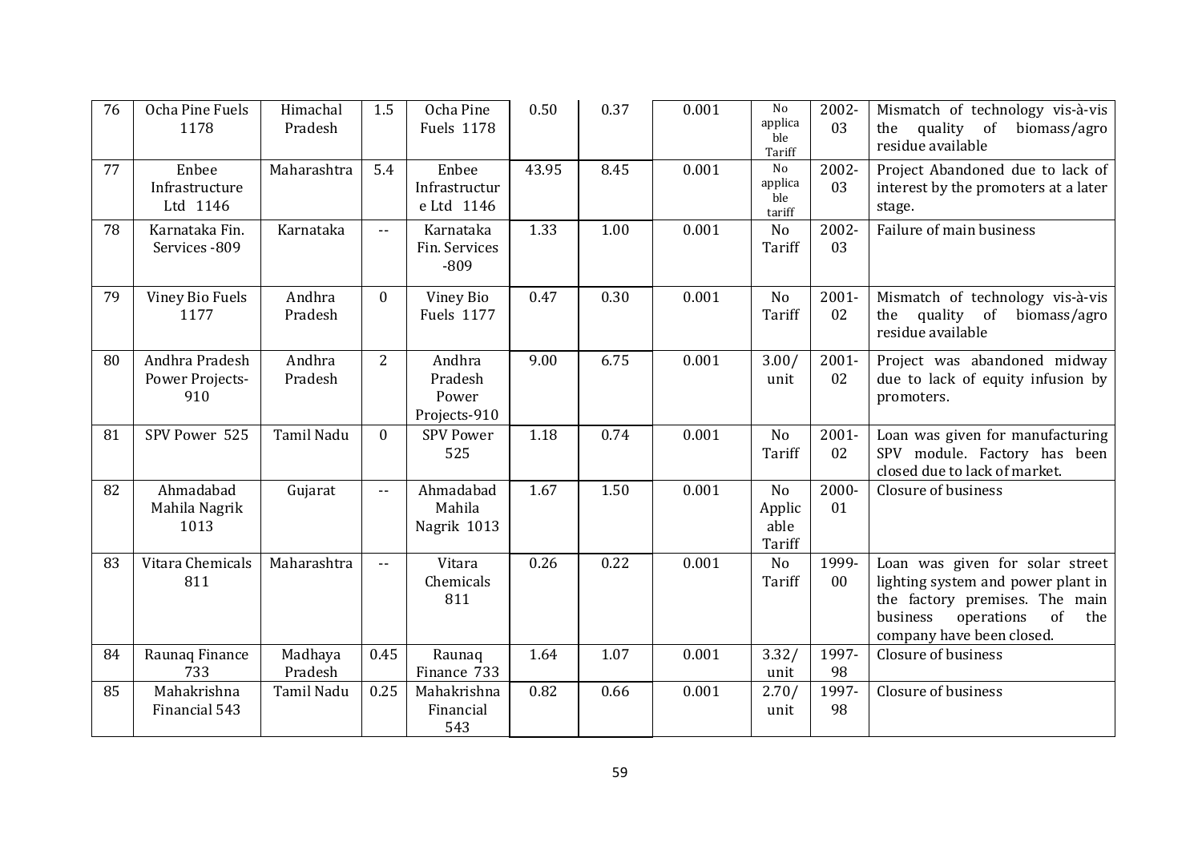| 76 | Ocha Pine Fuels 1178 | Himachal Pradesh | 1.5 | Ocha Pine Fuels 1178 | 0.50 | 0.37 | 0.001 | No applicable Tariff | 2002-03 | Mismatch of technology vis-à-vis the quality of biomass/agro residue available |
|---|---|---|---|---|---|---|---|---|---|---|
| 77 | Enbee Infrastructure Ltd 1146 | Maharashtra | 5.4 | Enbee Infrastructure Ltd 1146 | 43.95 | 8.45 | 0.001 | No applicable tariff | 2002-03 | Project Abandoned due to lack of interest by the promoters at a later stage. |
| 78 | Karnataka Fin. Services -809 | Karnataka | -- | Karnataka Fin. Services -809 | 1.33 | 1.00 | 0.001 | No Tariff | 2002-03 | Failure of main business |
| 79 | Viney Bio Fuels 1177 | Andhra Pradesh | 0 | Viney Bio Fuels 1177 | 0.47 | 0.30 | 0.001 | No Tariff | 2001-02 | Mismatch of technology vis-à-vis the quality of biomass/agro residue available |
| 80 | Andhra Pradesh Power Projects-910 | Andhra Pradesh | 2 | Andhra Pradesh Power Projects-910 | 9.00 | 6.75 | 0.001 | 3.00/ unit | 2001-02 | Project was abandoned midway due to lack of equity infusion by promoters. |
| 81 | SPV Power 525 | Tamil Nadu | 0 | SPV Power 525 | 1.18 | 0.74 | 0.001 | No Tariff | 2001-02 | Loan was given for manufacturing SPV module. Factory has been closed due to lack of market. |
| 82 | Ahmadabad Mahila Nagrik 1013 | Gujarat | -- | Ahmadabad Mahila Nagrik 1013 | 1.67 | 1.50 | 0.001 | No Applicable Tariff | 2000-01 | Closure of business |
| 83 | Vitara Chemicals 811 | Maharashtra | -- | Vitara Chemicals 811 | 0.26 | 0.22 | 0.001 | No Tariff | 1999-00 | Loan was given for solar street lighting system and power plant in the factory premises. The main business operations of the company have been closed. |
| 84 | Raunaq Finance 733 | Madhaya Pradesh | 0.45 | Raunaq Finance 733 | 1.64 | 1.07 | 0.001 | 3.32/ unit | 1997-98 | Closure of business |
| 85 | Mahakrishna Financial 543 | Tamil Nadu | 0.25 | Mahakrishna Financial 543 | 0.82 | 0.66 | 0.001 | 2.70/ unit | 1997-98 | Closure of business |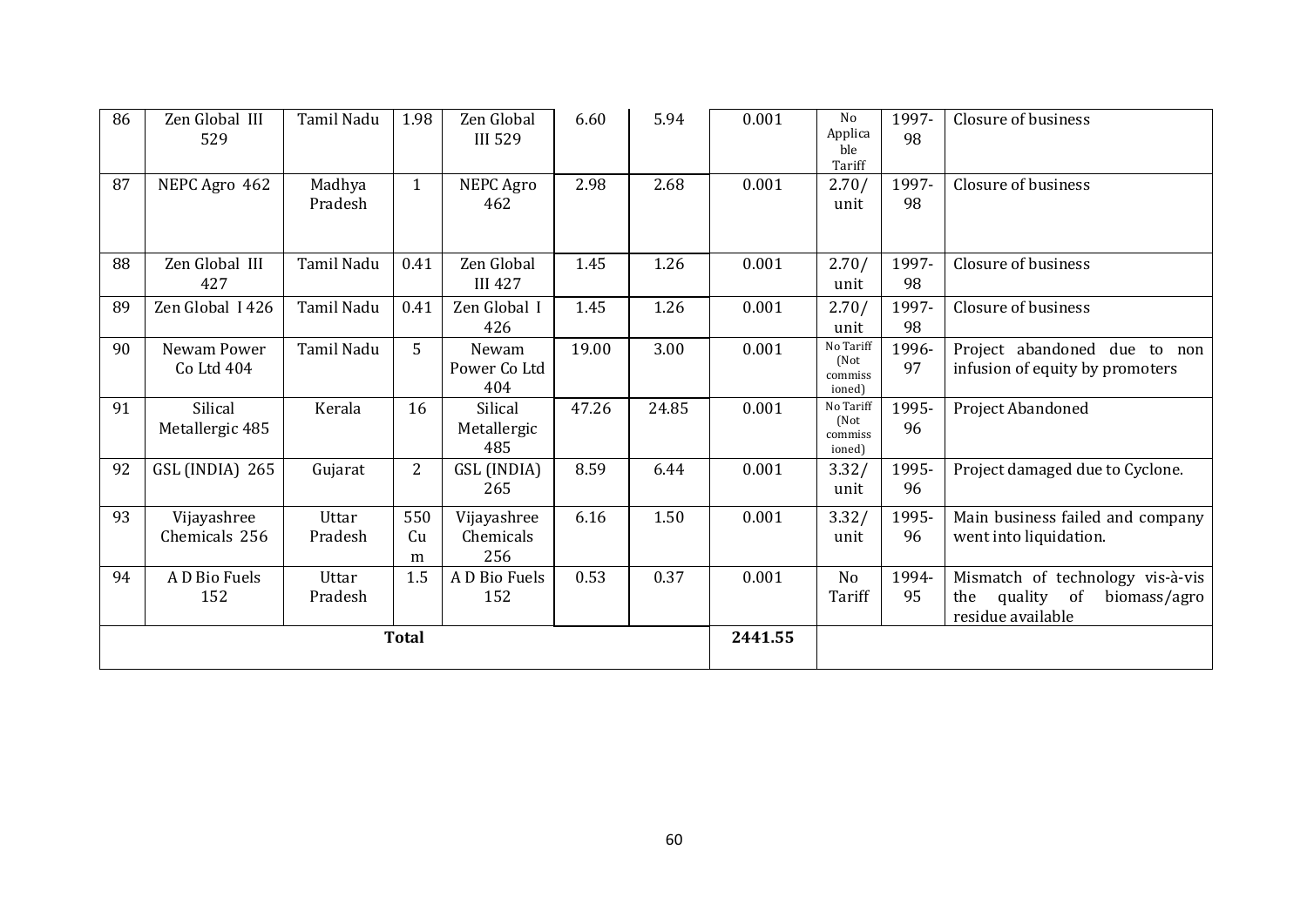| 86 | Zen Global III 529 | Tamil Nadu | 1.98 | Zen Global III 529 | 6.60 | 5.94 | 0.001 | No Applicable Tariff | 1997-98 | Closure of business |
|---|---|---|---|---|---|---|---|---|---|---|
| 87 | NEPC Agro 462 | Madhya Pradesh | 1 | NEPC Agro 462 | 2.98 | 2.68 | 0.001 | 2.70/ unit | 1997-98 | Closure of business |
| 88 | Zen Global III 427 | Tamil Nadu | 0.41 | Zen Global III 427 | 1.45 | 1.26 | 0.001 | 2.70/ unit | 1997-98 | Closure of business |
| 89 | Zen Global I 426 | Tamil Nadu | 0.41 | Zen Global I 426 | 1.45 | 1.26 | 0.001 | 2.70/ unit | 1997-98 | Closure of business |
| 90 | Newam Power Co Ltd 404 | Tamil Nadu | 5 | Newam Power Co Ltd 404 | 19.00 | 3.00 | 0.001 | No Tariff (Not commissioned) | 1996-97 | Project abandoned due to non infusion of equity by promoters |
| 91 | Silical Metallergic 485 | Kerala | 16 | Silical Metallergic 485 | 47.26 | 24.85 | 0.001 | No Tariff (Not commissioned) | 1995-96 | Project Abandoned |
| 92 | GSL (INDIA) 265 | Gujarat | 2 | GSL (INDIA) 265 | 8.59 | 6.44 | 0.001 | 3.32/ unit | 1995-96 | Project damaged due to Cyclone. |
| 93 | Vijayashree Chemicals 256 | Uttar Pradesh | 550 Cum | Vijayashree Chemicals 256 | 6.16 | 1.50 | 0.001 | 3.32/ unit | 1995-96 | Main business failed and company went into liquidation. |
| 94 | A D Bio Fuels 152 | Uttar Pradesh | 1.5 | A D Bio Fuels 152 | 0.53 | 0.37 | 0.001 | No Tariff | 1994-95 | Mismatch of technology vis-à-vis the quality of biomass/agro residue available |
| **Total** | | | | | | | **2441.55** | | | |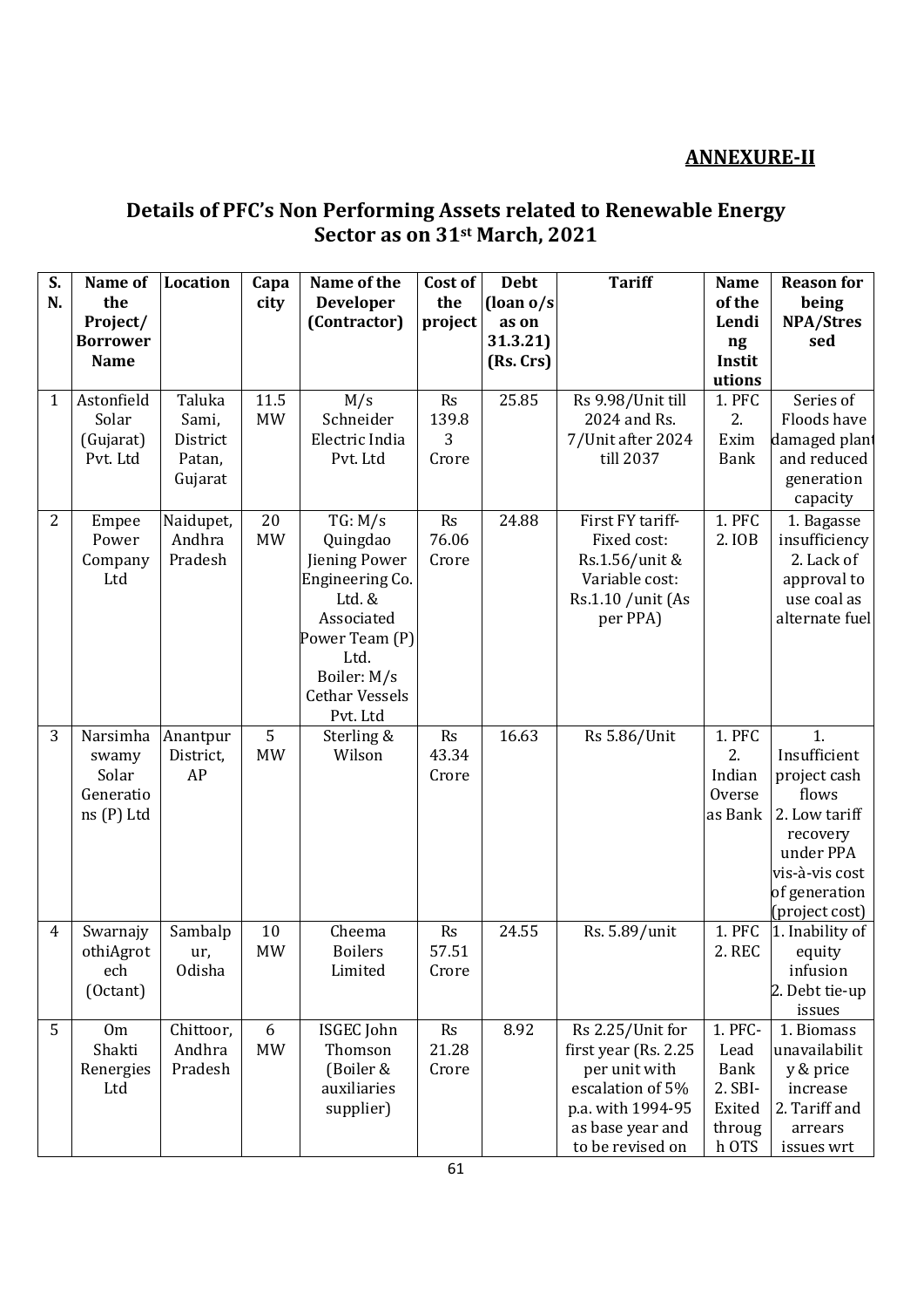**ANNEXURE-II**

## Details of PFC's Non Performing Assets related to Renewable Energy Sector as on 31st March, 2021

| S. N. | Name of the Project/ Borrower Name | Location | Capacity | Name of the Developer (Contractor) | Cost of the project | Debt (loan o/s as on 31.3.21) (Rs. Crs) | Tariff | Name of the Lending Institutions | Reason for being NPA/Stressed |
|---|---|---|---|---|---|---|---|---|---|
| 1 | Astonfield Solar (Gujarat) Pvt. Ltd | Taluka Sami, District Patan, Gujarat | 11.5 MW | M/s Schneider Electric India Pvt. Ltd | Rs 139.83 Crore | 25.85 | Rs 9.98/Unit till 2024 and Rs. 7/Unit after 2024 till 2037 | 1. PFC 2. Exim Bank | Series of Floods have damaged plant and reduced generation capacity |
| 2 | Empee Power Company Ltd | Naidupet, Andhra Pradesh | 20 MW | TG: M/s Quingdao Jiening Power Engineering Co. Ltd. & Associated Power Team (P) Ltd. Boiler: M/s Cethar Vessels Pvt. Ltd | Rs 76.06 Crore | 24.88 | First FY tariff- Fixed cost: Rs.1.56/unit & Variable cost: Rs.1.10 /unit (As per PPA) | 1. PFC 2. IOB | 1. Bagasse insufficiency 2. Lack of approval to use coal as alternate fuel |
| 3 | Narsimha swamy Solar Generations (P) Ltd | Anantpur District, AP | 5 MW | Sterling & Wilson | Rs 43.34 Crore | 16.63 | Rs 5.86/Unit | 1. PFC 2. Indian Overseas Bank | 1. Insufficient project cash flows 2. Low tariff recovery under PPA vis-à-vis cost of generation (project cost) |
| 4 | SwarnajyothiAgrotech (Octant) | Sambalpur, Odisha | 10 MW | Cheema Boilers Limited | Rs 57.51 Crore | 24.55 | Rs. 5.89/unit | 1. PFC 2. REC | 1. Inability of equity infusion 2. Debt tie-up issues |
| 5 | Om Shakti Renergies Ltd | Chittoor, Andhra Pradesh | 6 MW | ISGEC John Thomson (Boiler & auxiliaries supplier) | Rs 21.28 Crore | 8.92 | Rs 2.25/Unit for first year (Rs. 2.25 per unit with escalation of 5% p.a. with 1994-95 as base year and to be revised on | 1. PFC- Lead Bank 2. SBI- Exited through OTS | 1. Biomass unavailability & price increase 2. Tariff and arrears issues wrt |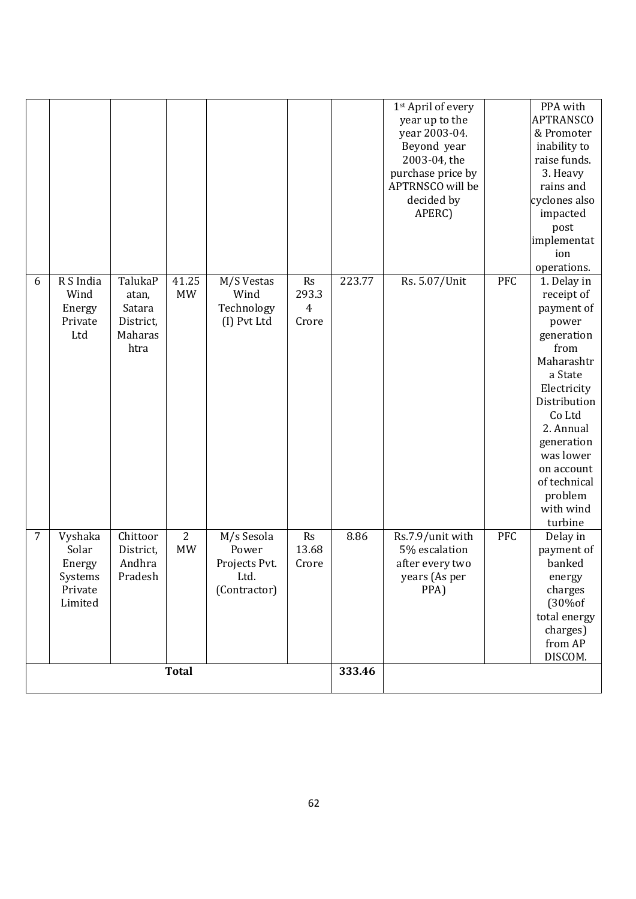| | | | | | | | | | |
|---|---|---|---|---|---|---|---|---|---|
| | | | | | | | 1st April of every year up to the year 2003-04. Beyond year 2003-04, the purchase price by APTRNSCO will be decided by APERC) | | PPA with APTRANSCO & Promoter inability to raise funds. 3. Heavy rains and cyclones also impacted post implementation operations. |
| 6 | R S India Wind Energy Private Ltd | TalukaPatan, Satara District, Maharashtra | 41.25 MW | M/S Vestas Wind Technology (I) Pvt Ltd | Rs 293.34 Crore | 223.77 | Rs. 5.07/Unit | PFC | 1. Delay in receipt of payment of power generation from Maharashtra State Electricity Distribution Co Ltd 2. Annual generation was lower on account of technical problem with wind turbine |
| 7 | Vyshaka Solar Energy Systems Private Limited | Chittoor District, Andhra Pradesh | 2 MW | M/s Sesola Power Projects Pvt. Ltd. (Contractor) | Rs 13.68 Crore | 8.86 | Rs.7.9/unit with 5% escalation after every two years (As per PPA) | PFC | Delay in payment of banked energy charges (30%of total energy charges) from AP DISCOM. |
| | | | **Total** | | | **333.46** | | | |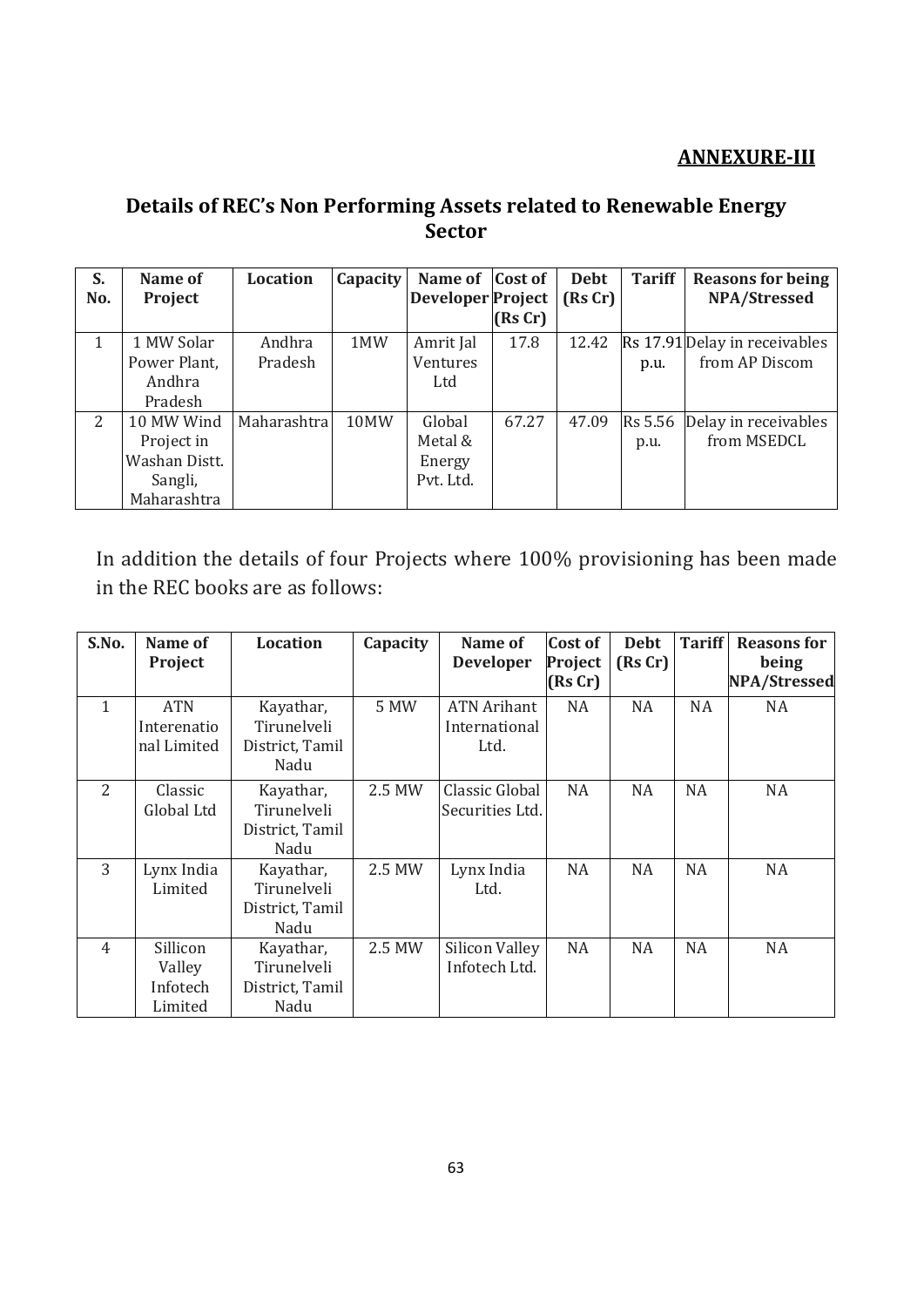**ANNEXURE-III**

## Details of REC's Non Performing Assets related to Renewable Energy Sector

| S. No. | Name of Project | Location | Capacity | Name of Developer | Cost of Project (Rs Cr) | Debt (Rs Cr) | Tariff | Reasons for being NPA/Stressed |
|---|---|---|---|---|---|---|---|---|
| 1 | 1 MW Solar Power Plant, Andhra Pradesh | Andhra Pradesh | 1MW | Amrit Jal Ventures Ltd | 17.8 | 12.42 | Rs 17.91 p.u. | Delay in receivables from AP Discom |
| 2 | 10 MW Wind Project in Washan Distt. Sangli, Maharashtra | Maharashtra | 10MW | Global Metal & Energy Pvt. Ltd. | 67.27 | 47.09 | Rs 5.56 p.u. | Delay in receivables from MSEDCL |

In addition the details of four Projects where 100% provisioning has been made in the REC books are as follows:

| S.No. | Name of Project | Location | Capacity | Name of Developer | Cost of Project (Rs Cr) | Debt (Rs Cr) | Tariff | Reasons for being NPA/Stressed |
|---|---|---|---|---|---|---|---|---|
| 1 | ATN Interenational Limited | Kayathar, Tirunelveli District, Tamil Nadu | 5 MW | ATN Arihant International Ltd. | NA | NA | NA | NA |
| 2 | Classic Global Ltd | Kayathar, Tirunelveli District, Tamil Nadu | 2.5 MW | Classic Global Securities Ltd. | NA | NA | NA | NA |
| 3 | Lynx India Limited | Kayathar, Tirunelveli District, Tamil Nadu | 2.5 MW | Lynx India Ltd. | NA | NA | NA | NA |
| 4 | Sillicon Valley Infotech Limited | Kayathar, Tirunelveli District, Tamil Nadu | 2.5 MW | Silicon Valley Infotech Ltd. | NA | NA | NA | NA |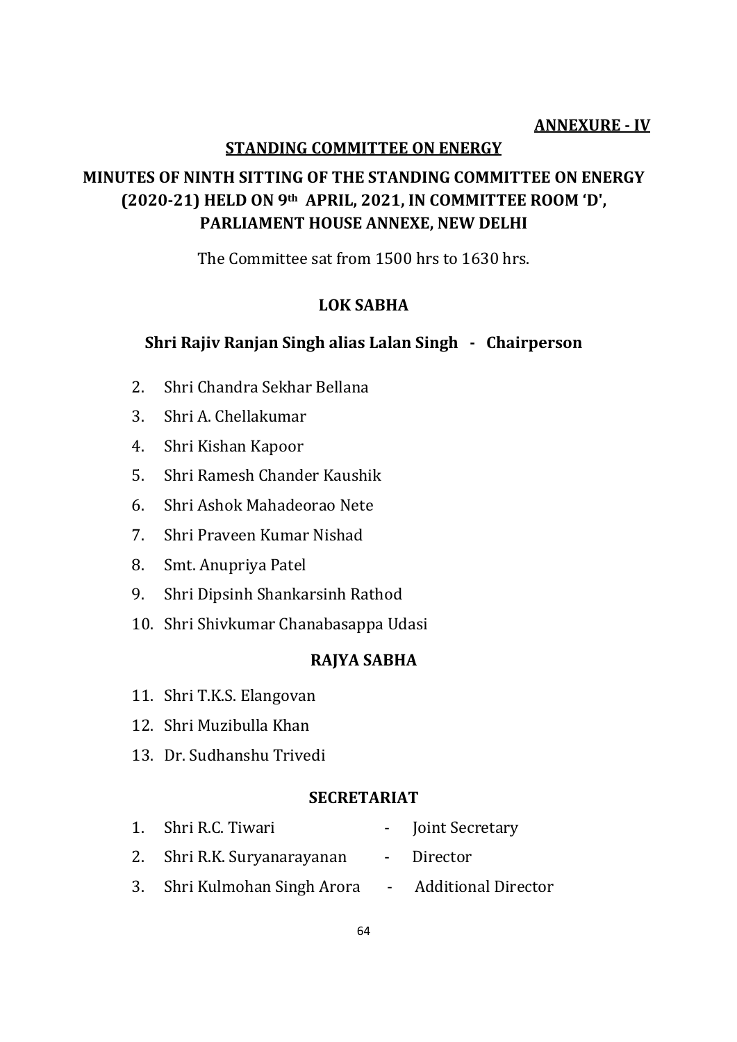**ANNEXURE - IV**

**STANDING COMMITTEE ON ENERGY**

## MINUTES OF NINTH SITTING OF THE STANDING COMMITTEE ON ENERGY (2020-21) HELD ON 9th APRIL, 2021, IN COMMITTEE ROOM 'D', PARLIAMENT HOUSE ANNEXE, NEW DELHI

The Committee sat from 1500 hrs to 1630 hrs.

### LOK SABHA

**Shri Rajiv Ranjan Singh alias Lalan Singh - Chairperson**

2. Shri Chandra Sekhar Bellana
3. Shri A. Chellakumar
4. Shri Kishan Kapoor
5. Shri Ramesh Chander Kaushik
6. Shri Ashok Mahadeorao Nete
7. Shri Praveen Kumar Nishad
8. Smt. Anupriya Patel
9. Shri Dipsinh Shankarsinh Rathod
10. Shri Shivkumar Chanabasappa Udasi

### RAJYA SABHA

11. Shri T.K.S. Elangovan
12. Shri Muzibulla Khan
13. Dr. Sudhanshu Trivedi

### SECRETARIAT

1. Shri R.C. Tiwari - Joint Secretary
2. Shri R.K. Suryanarayanan - Director
3. Shri Kulmohan Singh Arora - Additional Director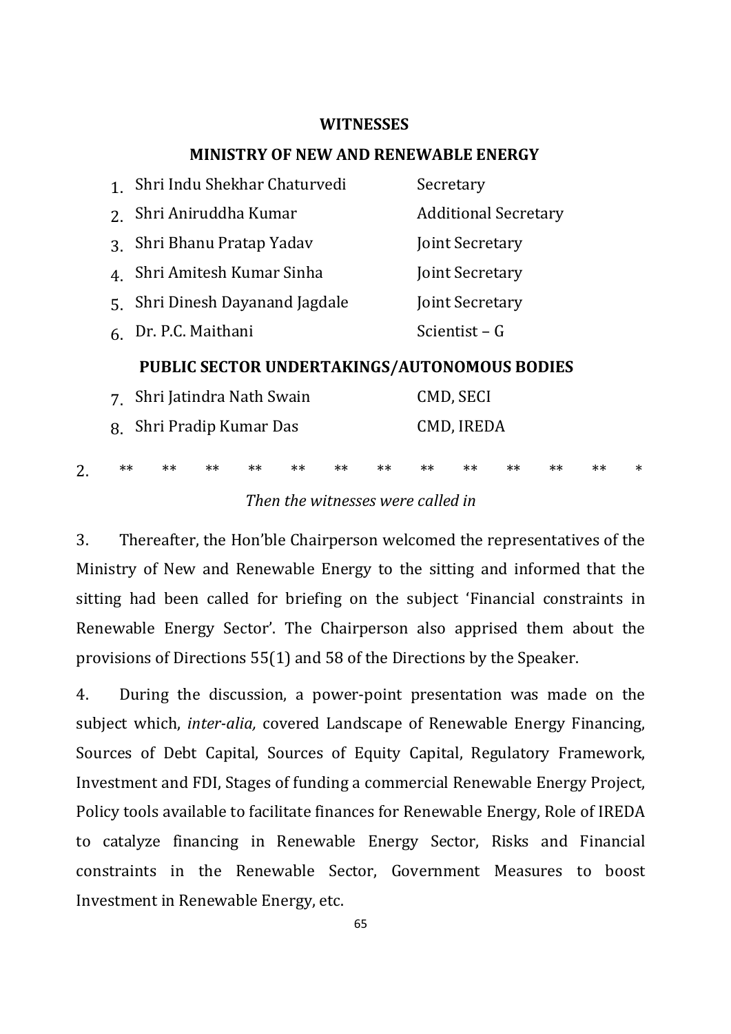**WITNESSES**

**MINISTRY OF NEW AND RENEWABLE ENERGY**

| | | |
|---|---|---|
| 1. | Shri Indu Shekhar Chaturvedi | Secretary |
| 2. | Shri Aniruddha Kumar | Additional Secretary |
| 3. | Shri Bhanu Pratap Yadav | Joint Secretary |
| 4. | Shri Amitesh Kumar Sinha | Joint Secretary |
| 5. | Shri Dinesh Dayanand Jagdale | Joint Secretary |
| 6. | Dr. P.C. Maithani | Scientist – G |

**PUBLIC SECTOR UNDERTAKINGS/AUTONOMOUS BODIES**

| | | |
|---|---|---|
| 7. | Shri Jatindra Nath Swain | CMD, SECI |
| 8. | Shri Pradip Kumar Das | CMD, IREDA |

2. ** ** ** ** ** ** ** ** ** ** ** ** *

*Then the witnesses were called in*

3. Thereafter, the Hon'ble Chairperson welcomed the representatives of the Ministry of New and Renewable Energy to the sitting and informed that the sitting had been called for briefing on the subject 'Financial constraints in Renewable Energy Sector'. The Chairperson also apprised them about the provisions of Directions 55(1) and 58 of the Directions by the Speaker.

4. During the discussion, a power-point presentation was made on the subject which, *inter-alia,* covered Landscape of Renewable Energy Financing, Sources of Debt Capital, Sources of Equity Capital, Regulatory Framework, Investment and FDI, Stages of funding a commercial Renewable Energy Project, Policy tools available to facilitate finances for Renewable Energy, Role of IREDA to catalyze financing in Renewable Energy Sector, Risks and Financial constraints in the Renewable Sector, Government Measures to boost Investment in Renewable Energy, etc.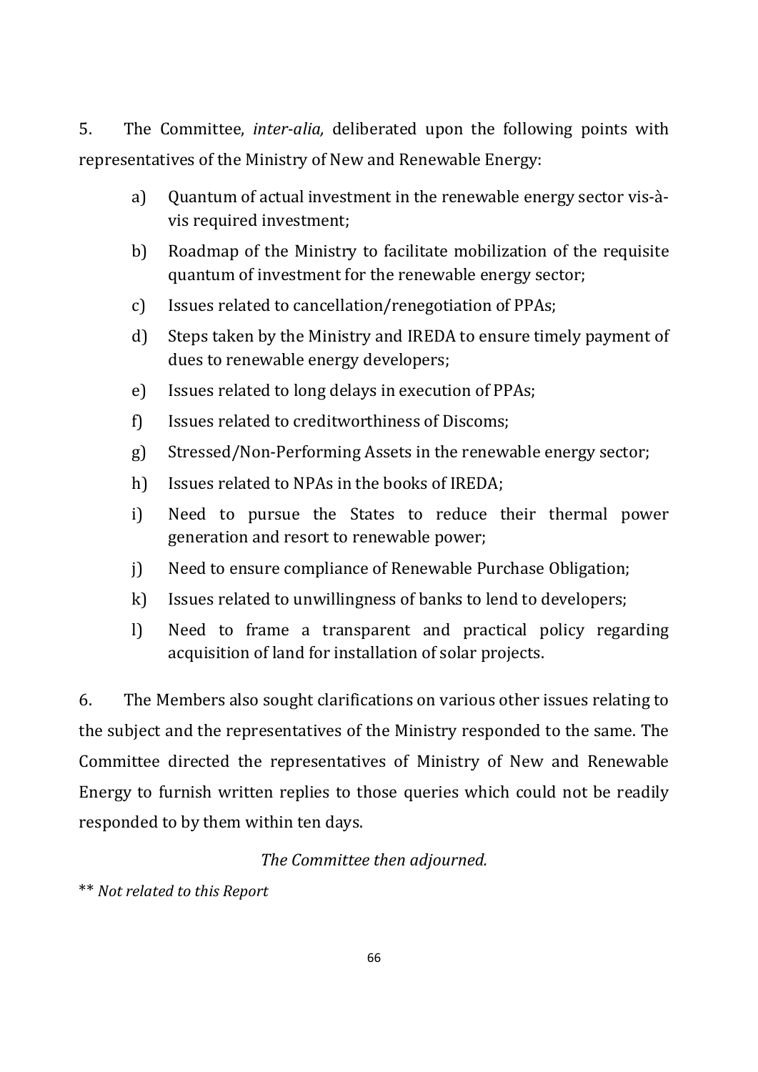5. The Committee, *inter-alia,* deliberated upon the following points with representatives of the Ministry of New and Renewable Energy:

a) Quantum of actual investment in the renewable energy sector vis-à-vis required investment;

b) Roadmap of the Ministry to facilitate mobilization of the requisite quantum of investment for the renewable energy sector;

c) Issues related to cancellation/renegotiation of PPAs;

d) Steps taken by the Ministry and IREDA to ensure timely payment of dues to renewable energy developers;

e) Issues related to long delays in execution of PPAs;

f) Issues related to creditworthiness of Discoms;

g) Stressed/Non-Performing Assets in the renewable energy sector;

h) Issues related to NPAs in the books of IREDA;

i) Need to pursue the States to reduce their thermal power generation and resort to renewable power;

j) Need to ensure compliance of Renewable Purchase Obligation;

k) Issues related to unwillingness of banks to lend to developers;

l) Need to frame a transparent and practical policy regarding acquisition of land for installation of solar projects.

6. The Members also sought clarifications on various other issues relating to the subject and the representatives of the Ministry responded to the same. The Committee directed the representatives of Ministry of New and Renewable Energy to furnish written replies to those queries which could not be readily responded to by them within ten days.

*The Committee then adjourned.*

** *Not related to this Report*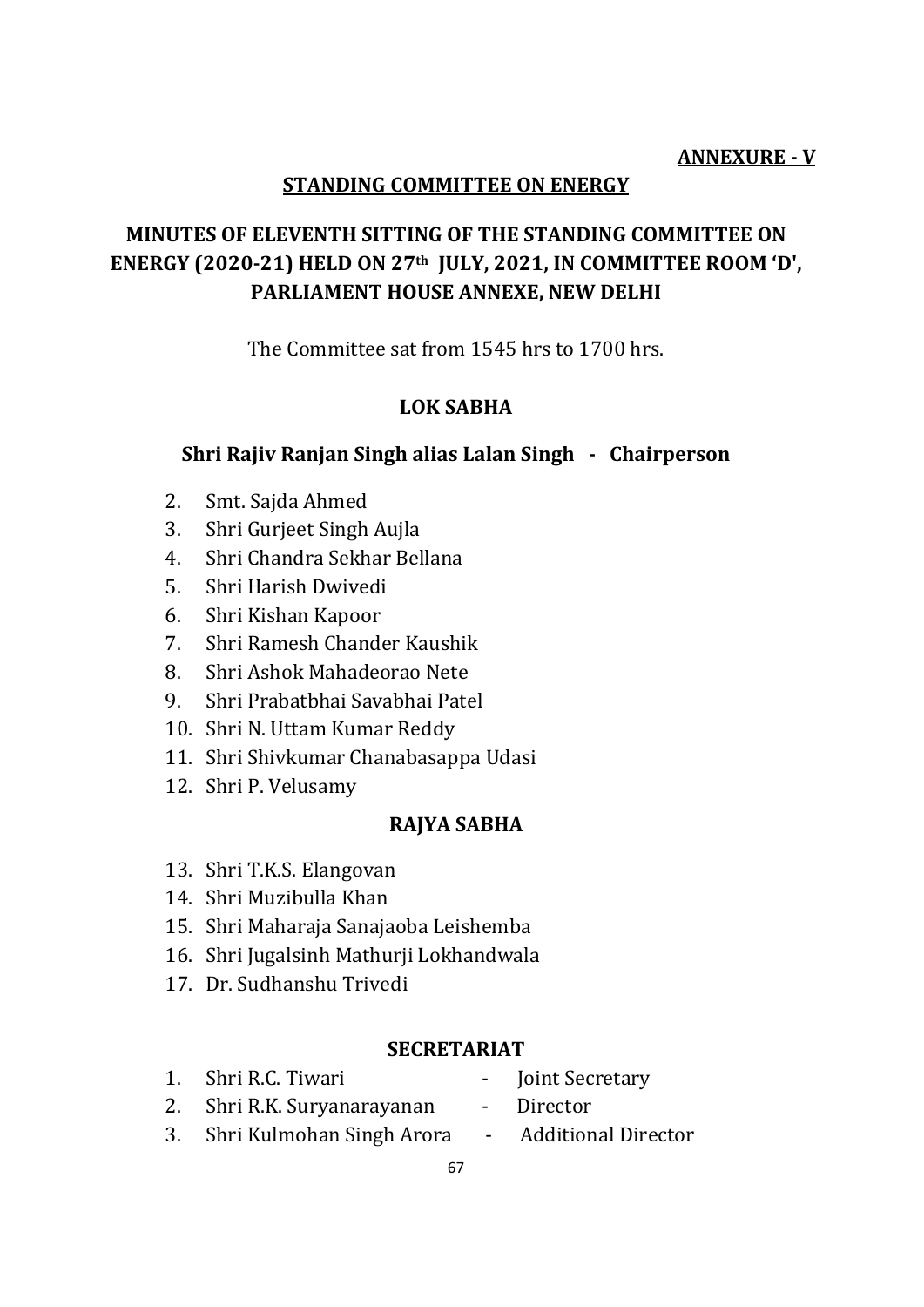**ANNEXURE - V**

**STANDING COMMITTEE ON ENERGY**

## MINUTES OF ELEVENTH SITTING OF THE STANDING COMMITTEE ON ENERGY (2020-21) HELD ON 27th JULY, 2021, IN COMMITTEE ROOM 'D', PARLIAMENT HOUSE ANNEXE, NEW DELHI

The Committee sat from 1545 hrs to 1700 hrs.

### LOK SABHA

**Shri Rajiv Ranjan Singh alias Lalan Singh - Chairperson**

2. Smt. Sajda Ahmed
3. Shri Gurjeet Singh Aujla
4. Shri Chandra Sekhar Bellana
5. Shri Harish Dwivedi
6. Shri Kishan Kapoor
7. Shri Ramesh Chander Kaushik
8. Shri Ashok Mahadeorao Nete
9. Shri Prabatbhai Savabhai Patel
10. Shri N. Uttam Kumar Reddy
11. Shri Shivkumar Chanabasappa Udasi
12. Shri P. Velusamy

### RAJYA SABHA

13. Shri T.K.S. Elangovan
14. Shri Muzibulla Khan
15. Shri Maharaja Sanajaoba Leishemba
16. Shri Jugalsinh Mathurji Lokhandwala
17. Dr. Sudhanshu Trivedi

### SECRETARIAT

1. Shri R.C. Tiwari - Joint Secretary
2. Shri R.K. Suryanarayanan - Director
3. Shri Kulmohan Singh Arora - Additional Director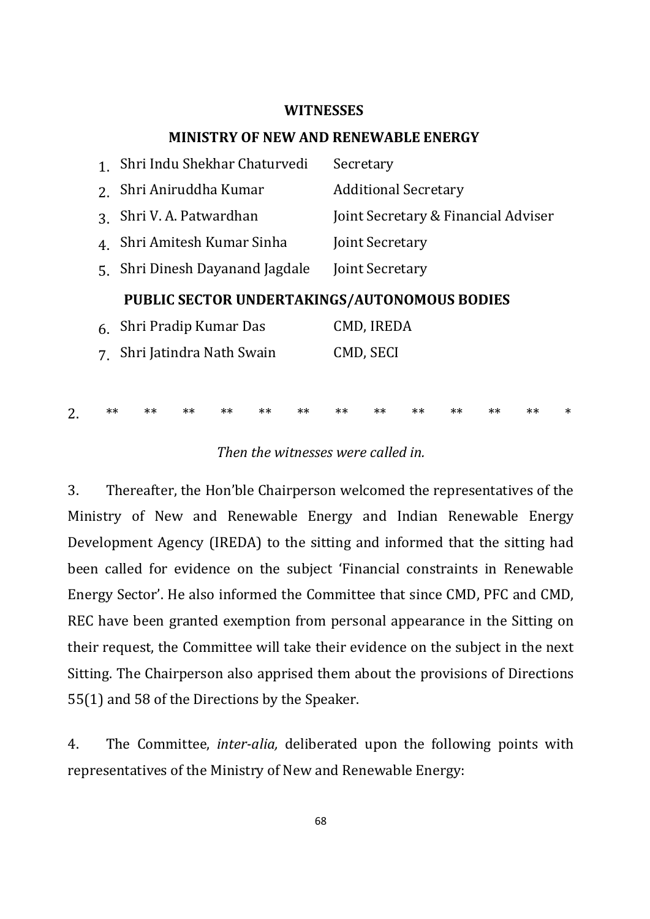**WITNESSES**

**MINISTRY OF NEW AND RENEWABLE ENERGY**

| | | |
|---|---|---|
| 1. | Shri Indu Shekhar Chaturvedi | Secretary |
| 2. | Shri Aniruddha Kumar | Additional Secretary |
| 3. | Shri V. A. Patwardhan | Joint Secretary & Financial Adviser |
| 4. | Shri Amitesh Kumar Sinha | Joint Secretary |
| 5. | Shri Dinesh Dayanand Jagdale | Joint Secretary |

**PUBLIC SECTOR UNDERTAKINGS/AUTONOMOUS BODIES**

| | | |
|---|---|---|
| 6. | Shri Pradip Kumar Das | CMD, IREDA |
| 7. | Shri Jatindra Nath Swain | CMD, SECI |

2. ** ** ** ** ** ** ** ** ** ** ** ** *

*Then the witnesses were called in.*

3. Thereafter, the Hon'ble Chairperson welcomed the representatives of the Ministry of New and Renewable Energy and Indian Renewable Energy Development Agency (IREDA) to the sitting and informed that the sitting had been called for evidence on the subject 'Financial constraints in Renewable Energy Sector'. He also informed the Committee that since CMD, PFC and CMD, REC have been granted exemption from personal appearance in the Sitting on their request, the Committee will take their evidence on the subject in the next Sitting. The Chairperson also apprised them about the provisions of Directions 55(1) and 58 of the Directions by the Speaker.

4. The Committee, *inter-alia,* deliberated upon the following points with representatives of the Ministry of New and Renewable Energy: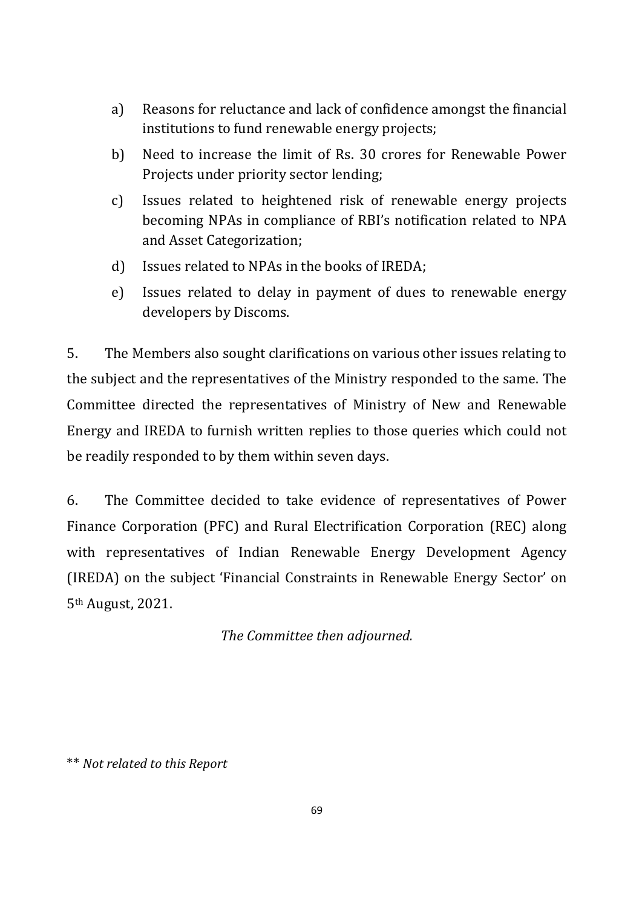a) Reasons for reluctance and lack of confidence amongst the financial institutions to fund renewable energy projects;

b) Need to increase the limit of Rs. 30 crores for Renewable Power Projects under priority sector lending;

c) Issues related to heightened risk of renewable energy projects becoming NPAs in compliance of RBI's notification related to NPA and Asset Categorization;

d) Issues related to NPAs in the books of IREDA;

e) Issues related to delay in payment of dues to renewable energy developers by Discoms.

5. The Members also sought clarifications on various other issues relating to the subject and the representatives of the Ministry responded to the same. The Committee directed the representatives of Ministry of New and Renewable Energy and IREDA to furnish written replies to those queries which could not be readily responded to by them within seven days.

6. The Committee decided to take evidence of representatives of Power Finance Corporation (PFC) and Rural Electrification Corporation (REC) along with representatives of Indian Renewable Energy Development Agency (IREDA) on the subject 'Financial Constraints in Renewable Energy Sector' on 5th August, 2021.

*The Committee then adjourned.*

** *Not related to this Report*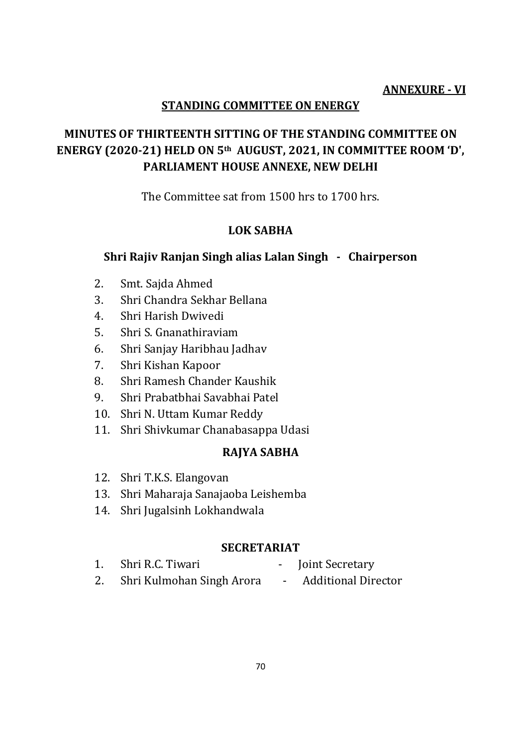**ANNEXURE - VI**

**STANDING COMMITTEE ON ENERGY**

## MINUTES OF THIRTEENTH SITTING OF THE STANDING COMMITTEE ON ENERGY (2020-21) HELD ON 5th AUGUST, 2021, IN COMMITTEE ROOM 'D', PARLIAMENT HOUSE ANNEXE, NEW DELHI

The Committee sat from 1500 hrs to 1700 hrs.

### LOK SABHA

**Shri Rajiv Ranjan Singh alias Lalan Singh - Chairperson**

2. Smt. Sajda Ahmed
3. Shri Chandra Sekhar Bellana
4. Shri Harish Dwivedi
5. Shri S. Gnanathiraviam
6. Shri Sanjay Haribhau Jadhav
7. Shri Kishan Kapoor
8. Shri Ramesh Chander Kaushik
9. Shri Prabatbhai Savabhai Patel
10. Shri N. Uttam Kumar Reddy
11. Shri Shivkumar Chanabasappa Udasi

### RAJYA SABHA

12. Shri T.K.S. Elangovan
13. Shri Maharaja Sanajaoba Leishemba
14. Shri Jugalsinh Lokhandwala

### SECRETARIAT

1. Shri R.C. Tiwari - Joint Secretary
2. Shri Kulmohan Singh Arora - Additional Director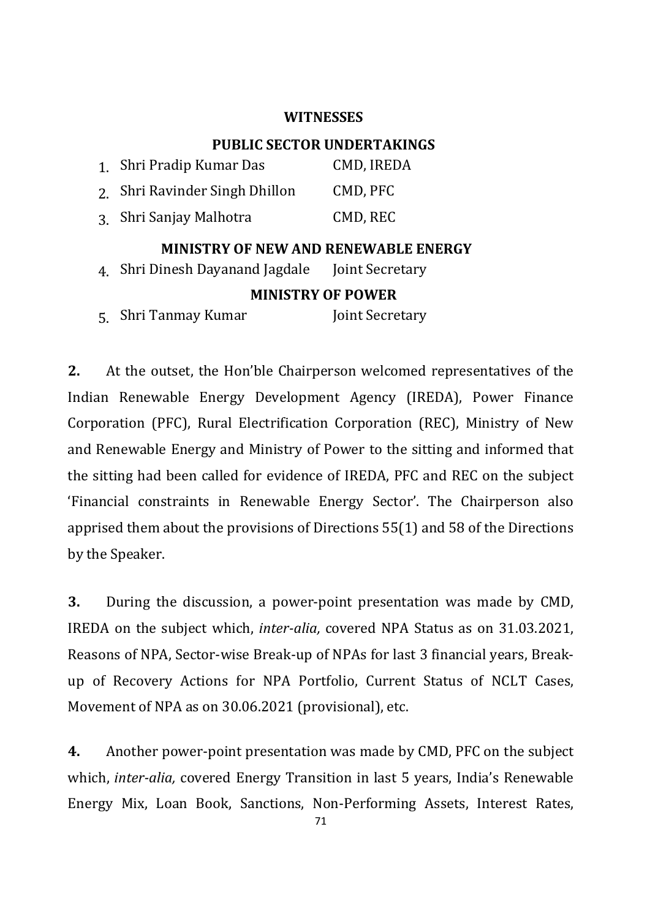**WITNESSES**

**PUBLIC SECTOR UNDERTAKINGS**

| | | |
|---|---|---|
| 1. | Shri Pradip Kumar Das | CMD, IREDA |
| 2. | Shri Ravinder Singh Dhillon | CMD, PFC |
| 3. | Shri Sanjay Malhotra | CMD, REC |

**MINISTRY OF NEW AND RENEWABLE ENERGY**

| | | |
|---|---|---|
| 4. | Shri Dinesh Dayanand Jagdale | Joint Secretary |

**MINISTRY OF POWER**

| | | |
|---|---|---|
| 5. | Shri Tanmay Kumar | Joint Secretary |

**2.** At the outset, the Hon'ble Chairperson welcomed representatives of the Indian Renewable Energy Development Agency (IREDA), Power Finance Corporation (PFC), Rural Electrification Corporation (REC), Ministry of New and Renewable Energy and Ministry of Power to the sitting and informed that the sitting had been called for evidence of IREDA, PFC and REC on the subject 'Financial constraints in Renewable Energy Sector'. The Chairperson also apprised them about the provisions of Directions 55(1) and 58 of the Directions by the Speaker.

**3.** During the discussion, a power-point presentation was made by CMD, IREDA on the subject which, *inter-alia,* covered NPA Status as on 31.03.2021, Reasons of NPA, Sector-wise Break-up of NPAs for last 3 financial years, Break-up of Recovery Actions for NPA Portfolio, Current Status of NCLT Cases, Movement of NPA as on 30.06.2021 (provisional), etc.

**4.** Another power-point presentation was made by CMD, PFC on the subject which, *inter-alia,* covered Energy Transition in last 5 years, India's Renewable Energy Mix, Loan Book, Sanctions, Non-Performing Assets, Interest Rates,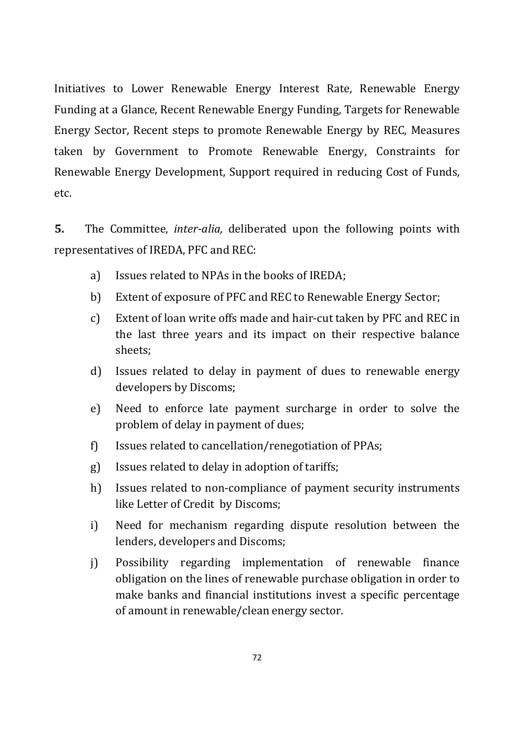Initiatives to Lower Renewable Energy Interest Rate, Renewable Energy Funding at a Glance, Recent Renewable Energy Funding, Targets for Renewable Energy Sector, Recent steps to promote Renewable Energy by REC, Measures taken by Government to Promote Renewable Energy, Constraints for Renewable Energy Development, Support required in reducing Cost of Funds, etc.

**5.** The Committee, *inter-alia,* deliberated upon the following points with representatives of IREDA, PFC and REC:

a) Issues related to NPAs in the books of IREDA;

b) Extent of exposure of PFC and REC to Renewable Energy Sector;

c) Extent of loan write offs made and hair-cut taken by PFC and REC in the last three years and its impact on their respective balance sheets;

d) Issues related to delay in payment of dues to renewable energy developers by Discoms;

e) Need to enforce late payment surcharge in order to solve the problem of delay in payment of dues;

f) Issues related to cancellation/renegotiation of PPAs;

g) Issues related to delay in adoption of tariffs;

h) Issues related to non-compliance of payment security instruments like Letter of Credit by Discoms;

i) Need for mechanism regarding dispute resolution between the lenders, developers and Discoms;

j) Possibility regarding implementation of renewable finance obligation on the lines of renewable purchase obligation in order to make banks and financial institutions invest a specific percentage of amount in renewable/clean energy sector.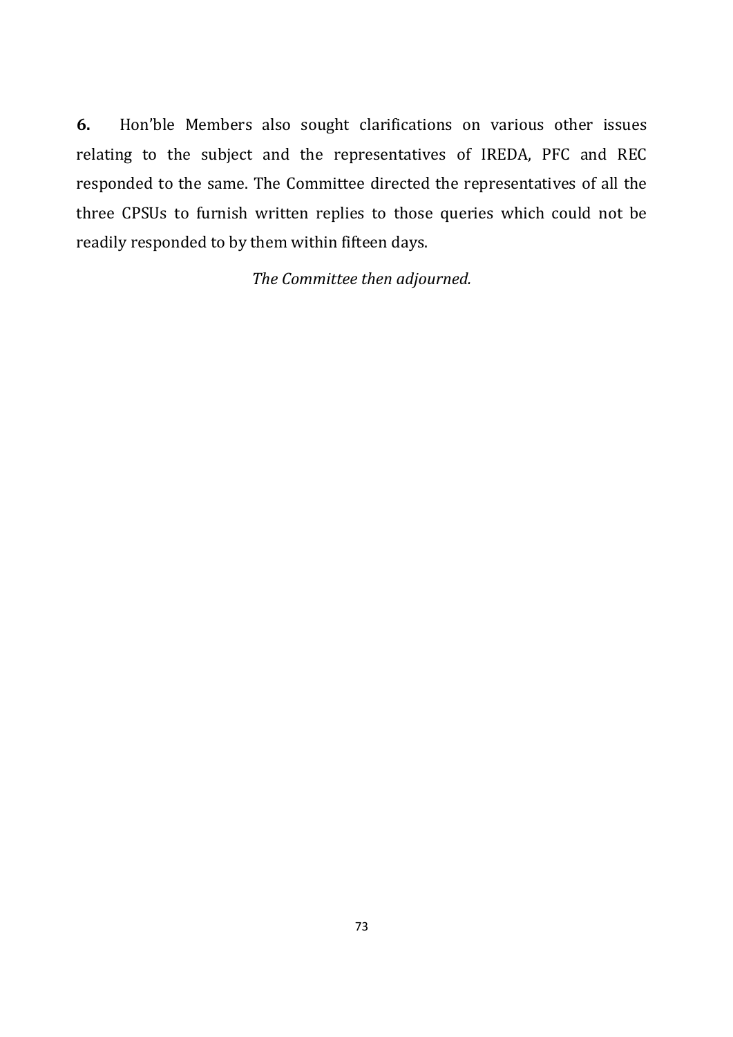**6.** Hon'ble Members also sought clarifications on various other issues relating to the subject and the representatives of IREDA, PFC and REC responded to the same. The Committee directed the representatives of all the three CPSUs to furnish written replies to those queries which could not be readily responded to by them within fifteen days.

*The Committee then adjourned.*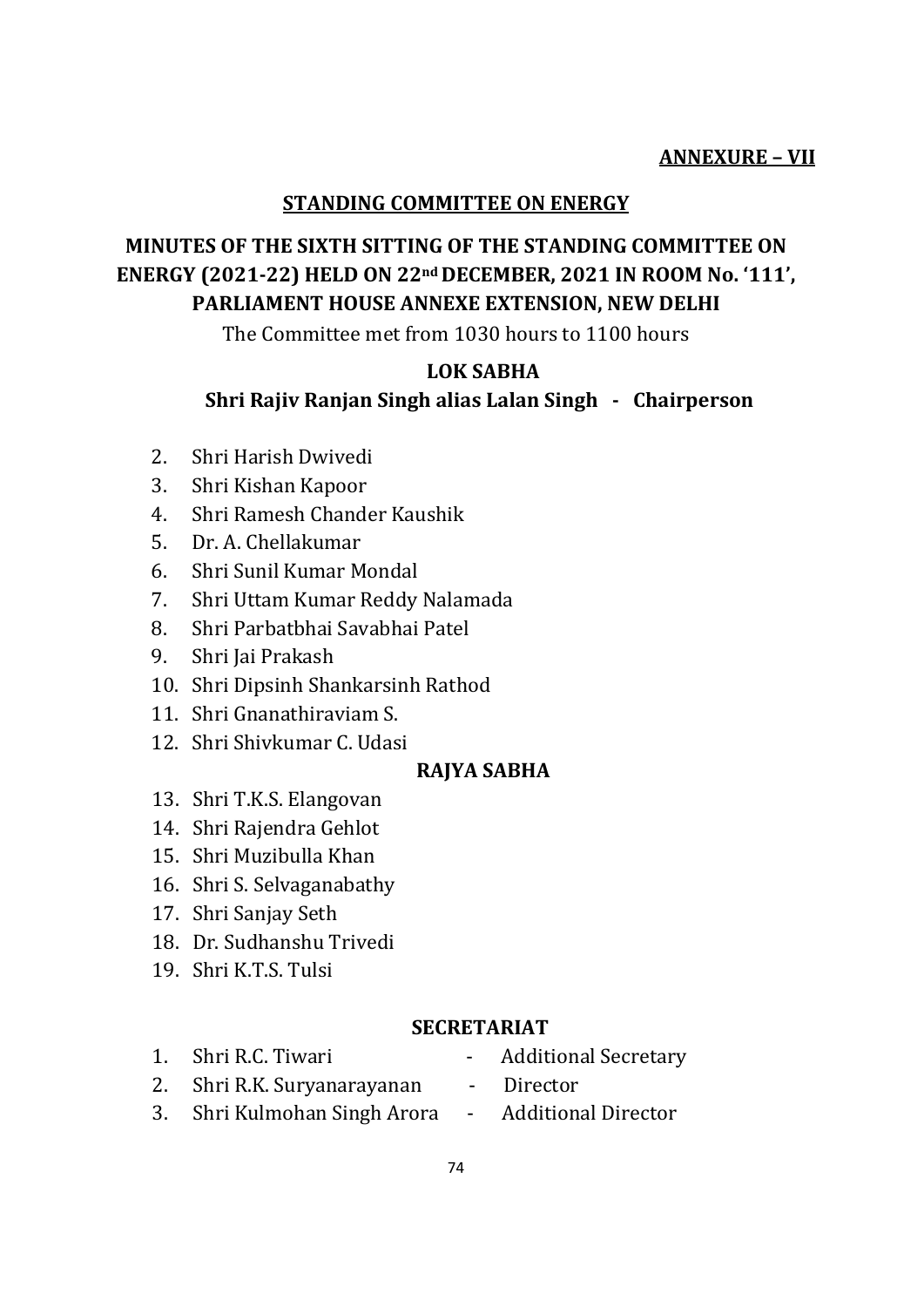**ANNEXURE – VII**

**STANDING COMMITTEE ON ENERGY**

## MINUTES OF THE SIXTH SITTING OF THE STANDING COMMITTEE ON ENERGY (2021-22) HELD ON 22nd DECEMBER, 2021 IN ROOM No. '111', PARLIAMENT HOUSE ANNEXE EXTENSION, NEW DELHI

The Committee met from 1030 hours to 1100 hours

**LOK SABHA**

**Shri Rajiv Ranjan Singh alias Lalan Singh - Chairperson**

2. Shri Harish Dwivedi
3. Shri Kishan Kapoor
4. Shri Ramesh Chander Kaushik
5. Dr. A. Chellakumar
6. Shri Sunil Kumar Mondal
7. Shri Uttam Kumar Reddy Nalamada
8. Shri Parbatbhai Savabhai Patel
9. Shri Jai Prakash
10. Shri Dipsinh Shankarsinh Rathod
11. Shri Gnanathiraviam S.
12. Shri Shivkumar C. Udasi

**RAJYA SABHA**

13. Shri T.K.S. Elangovan
14. Shri Rajendra Gehlot
15. Shri Muzibulla Khan
16. Shri S. Selvaganabathy
17. Shri Sanjay Seth
18. Dr. Sudhanshu Trivedi
19. Shri K.T.S. Tulsi

**SECRETARIAT**

1. Shri R.C. Tiwari - Additional Secretary
2. Shri R.K. Suryanarayanan - Director
3. Shri Kulmohan Singh Arora - Additional Director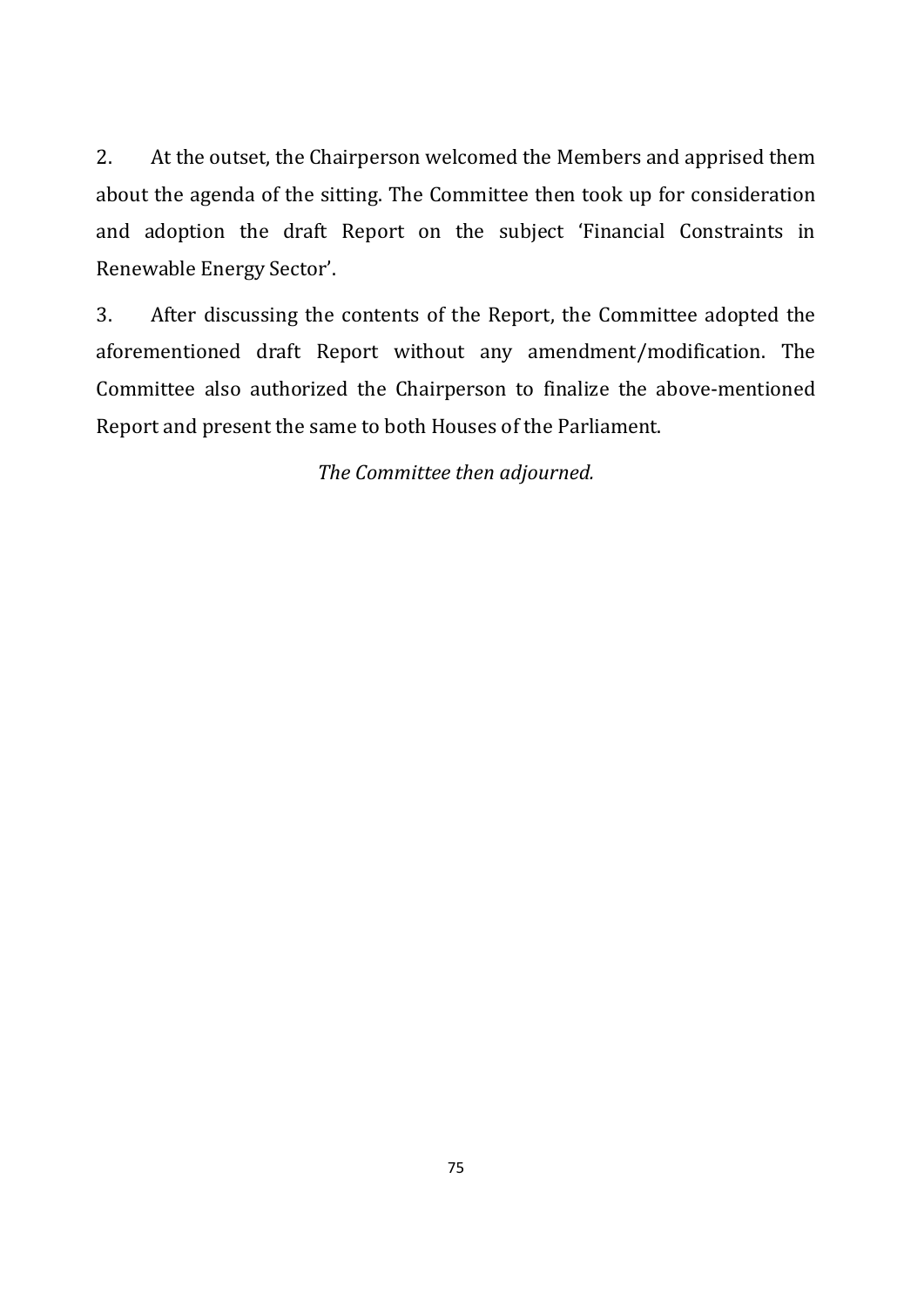2. At the outset, the Chairperson welcomed the Members and apprised them about the agenda of the sitting. The Committee then took up for consideration and adoption the draft Report on the subject 'Financial Constraints in Renewable Energy Sector'.

3. After discussing the contents of the Report, the Committee adopted the aforementioned draft Report without any amendment/modification. The Committee also authorized the Chairperson to finalize the above-mentioned Report and present the same to both Houses of the Parliament.

*The Committee then adjourned.*